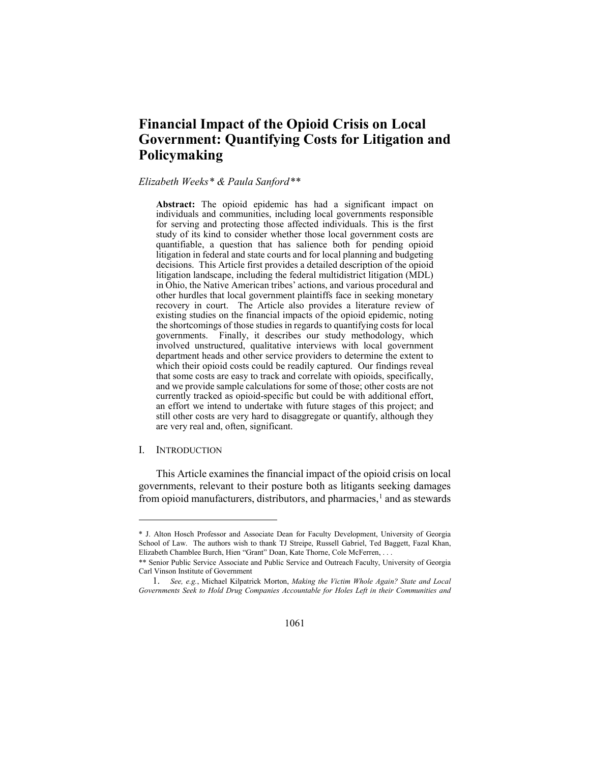# Financial Impact of the Opioid Crisis on Local Government: Quantifying Costs for Litigation and Policymaking

*Elizabeth Weeks\* & Paula Sanford\*\**

**Abstract:** The opioid epidemic has had a significant impact on individuals and communities, including local governments responsible for serving and protecting those affected individuals. This is the first study of its kind to consider whether those local government costs are quantifiable, a question that has salience both for pending opioid litigation in federal and state courts and for local planning and budgeting decisions. This Article first provides a detailed description of the opioid litigation landscape, including the federal multidistrict litigation (MDL) in Ohio, the Native American tribes' actions, and various procedural and other hurdles that local government plaintiffs face in seeking monetary recovery in court. The Article also provides a literature review of existing studies on the financial impacts of the opioid epidemic, noting the shortcomings of those studies in regards to quantifying costs for local governments. Finally, it describes our study methodology, which involved unstructured, qualitative interviews with local government department heads and other service providers to determine the extent to which their opioid costs could be readily captured. Our findings reveal that some costs are easy to track and correlate with opioids, specifically, and we provide sample calculations for some of those; other costs are not currently tracked as opioid-specific but could be with additional effort, an effort we intend to undertake with future stages of this project; and still other costs are very hard to disaggregate or quantify, although they are very real and, often, significant.

## I. INTRODUCTION

This Article examines the financial impact of the opioid crisis on local governments, relevant to their posture both as litigants seeking damages from opioid manufacturers, distributors, and pharmacies,[1] and as stewards

---

\* J. Alton Hosch Professor and Associate Dean for Faculty Development, University of Georgia School of Law. The authors wish to thank TJ Streipe, Russell Gabriel, Ted Baggett, Fazal Khan, Elizabeth Chamblee Burch, Hien "Grant" Doan, Kate Thorne, Cole McFerren, . . .

\*\* Senior Public Service Associate and Public Service and Outreach Faculty, University of Georgia Carl Vinson Institute of Government

1. *See, e.g.*, Michael Kilpatrick Morton, *Making the Victim Whole Again? State and Local Governments Seek to Hold Drug Companies Accountable for Holes Left in their Communities and*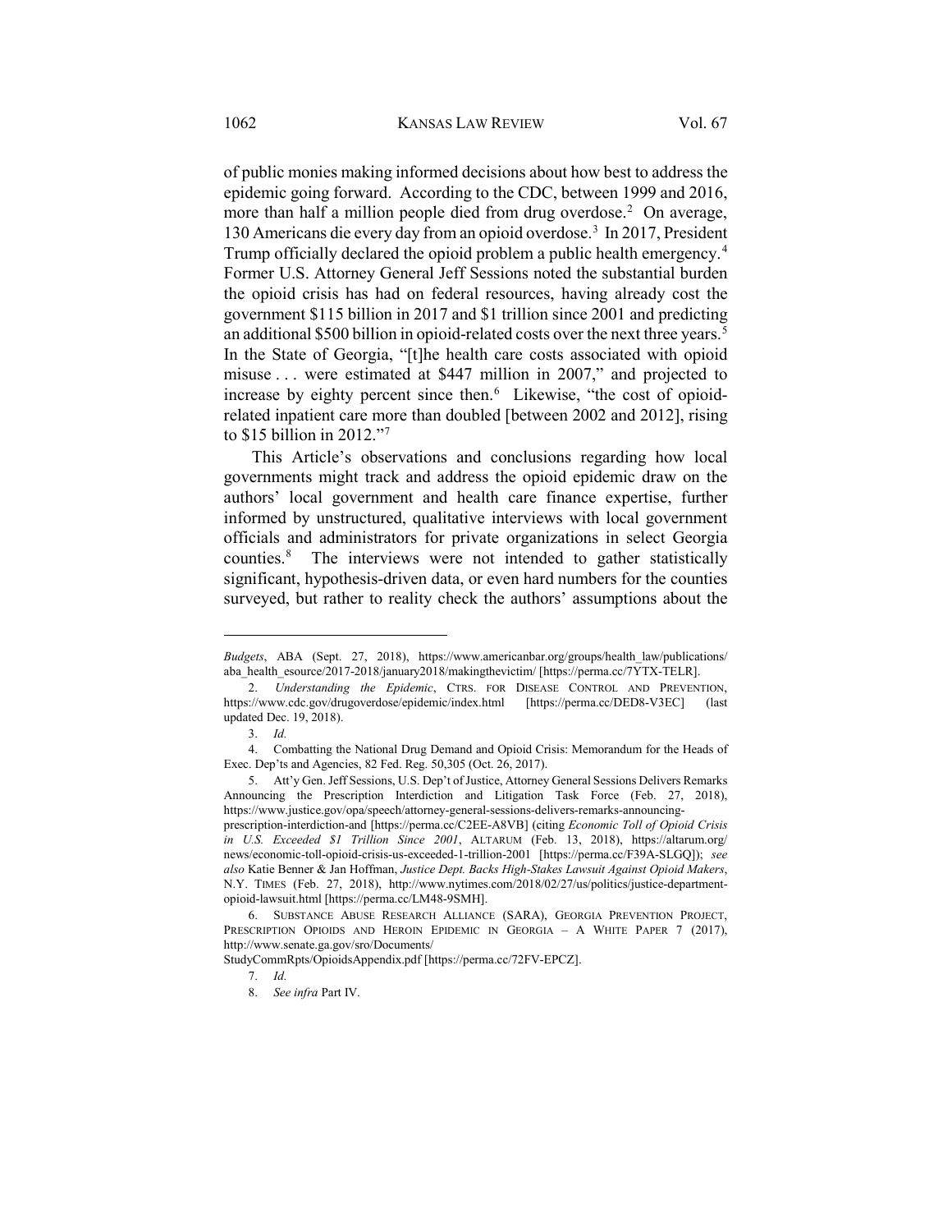of public monies making informed decisions about how best to address the epidemic going forward. According to the CDC, between 1999 and 2016, more than half a million people died from drug overdose.[2] On average, 130 Americans die every day from an opioid overdose.[3] In 2017, President Trump officially declared the opioid problem a public health emergency.[4] Former U.S. Attorney General Jeff Sessions noted the substantial burden the opioid crisis has had on federal resources, having already cost the government $115 billion in 2017 and $1 trillion since 2001 and predicting an additional $500 billion in opioid-related costs over the next three years.[5] In the State of Georgia, "[t]he health care costs associated with opioid misuse . . . were estimated at $447 million in 2007," and projected to increase by eighty percent since then.[6] Likewise, "the cost of opioid-related inpatient care more than doubled [between 2002 and 2012], rising to $15 billion in 2012."[7]

This Article's observations and conclusions regarding how local governments might track and address the opioid epidemic draw on the authors' local government and health care finance expertise, further informed by unstructured, qualitative interviews with local government officials and administrators for private organizations in select Georgia counties.[8] The interviews were not intended to gather statistically significant, hypothesis-driven data, or even hard numbers for the counties surveyed, but rather to reality check the authors' assumptions about the

---

*Budgets*, ABA (Sept. 27, 2018), https://www.americanbar.org/groups/health_law/publications/aba_health_esource/2017-2018/january2018/makingthevictim/ [https://perma.cc/7YTX-TELR].

2. *Understanding the Epidemic*, CTRS. FOR DISEASE CONTROL AND PREVENTION, https://www.cdc.gov/drugoverdose/epidemic/index.html [https://perma.cc/DED8-V3EC] (last updated Dec. 19, 2018).

3. *Id.*

4. Combatting the National Drug Demand and Opioid Crisis: Memorandum for the Heads of Exec. Dep'ts and Agencies, 82 Fed. Reg. 50,305 (Oct. 26, 2017).

5. Att'y Gen. Jeff Sessions, U.S. Dep't of Justice, Attorney General Sessions Delivers Remarks Announcing the Prescription Interdiction and Litigation Task Force (Feb. 27, 2018), https://www.justice.gov/opa/speech/attorney-general-sessions-delivers-remarks-announcing-prescription-interdiction-and [https://perma.cc/C2EE-A8VB] (citing *Economic Toll of Opioid Crisis in U.S. Exceeded $1 Trillion Since 2001*, ALTARUM (Feb. 13, 2018), https://altarum.org/news/economic-toll-opioid-crisis-us-exceeded-1-trillion-2001 [https://perma.cc/F39A-SLGQ]); *see also* Katie Benner & Jan Hoffman, *Justice Dept. Backs High-Stakes Lawsuit Against Opioid Makers*, N.Y. TIMES (Feb. 27, 2018), http://www.nytimes.com/2018/02/27/us/politics/justice-department-opioid-lawsuit.html [https://perma.cc/LM48-9SMH].

6. SUBSTANCE ABUSE RESEARCH ALLIANCE (SARA), GEORGIA PREVENTION PROJECT, PRESCRIPTION OPIOIDS AND HEROIN EPIDEMIC IN GEORGIA – A WHITE PAPER 7 (2017), http://www.senate.ga.gov/sro/Documents/StudyCommRpts/OpioidsAppendix.pdf [https://perma.cc/72FV-EPCZ].

7. *Id.*

8. *See infra* Part IV.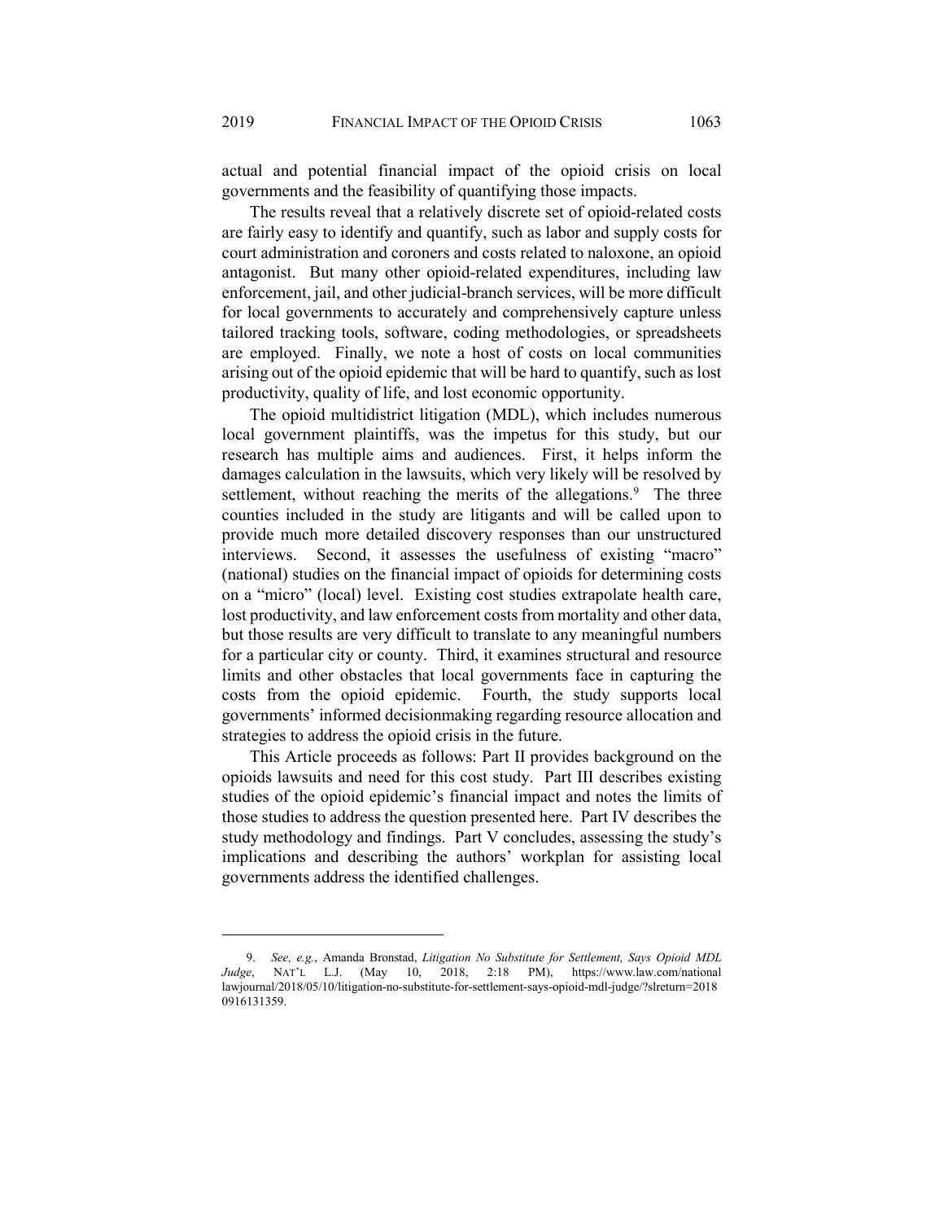actual and potential financial impact of the opioid crisis on local governments and the feasibility of quantifying those impacts.

The results reveal that a relatively discrete set of opioid-related costs are fairly easy to identify and quantify, such as labor and supply costs for court administration and coroners and costs related to naloxone, an opioid antagonist. But many other opioid-related expenditures, including law enforcement, jail, and other judicial-branch services, will be more difficult for local governments to accurately and comprehensively capture unless tailored tracking tools, software, coding methodologies, or spreadsheets are employed. Finally, we note a host of costs on local communities arising out of the opioid epidemic that will be hard to quantify, such as lost productivity, quality of life, and lost economic opportunity.

The opioid multidistrict litigation (MDL), which includes numerous local government plaintiffs, was the impetus for this study, but our research has multiple aims and audiences. First, it helps inform the damages calculation in the lawsuits, which very likely will be resolved by settlement, without reaching the merits of the allegations.[9] The three counties included in the study are litigants and will be called upon to provide much more detailed discovery responses than our unstructured interviews. Second, it assesses the usefulness of existing "macro" (national) studies on the financial impact of opioids for determining costs on a "micro" (local) level. Existing cost studies extrapolate health care, lost productivity, and law enforcement costs from mortality and other data, but those results are very difficult to translate to any meaningful numbers for a particular city or county. Third, it examines structural and resource limits and other obstacles that local governments face in capturing the costs from the opioid epidemic. Fourth, the study supports local governments' informed decisionmaking regarding resource allocation and strategies to address the opioid crisis in the future.

This Article proceeds as follows: Part II provides background on the opioids lawsuits and need for this cost study. Part III describes existing studies of the opioid epidemic's financial impact and notes the limits of those studies to address the question presented here. Part IV describes the study methodology and findings. Part V concludes, assessing the study's implications and describing the authors' workplan for assisting local governments address the identified challenges.

---

9. *See, e.g.*, Amanda Bronstad, *Litigation No Substitute for Settlement, Says Opioid MDL Judge*, NAT'L L.J. (May 10, 2018, 2:18 PM), https://www.law.com/nationallawjournal/2018/05/10/litigation-no-substitute-for-settlement-says-opioid-mdl-judge/?slreturn=20180916131359.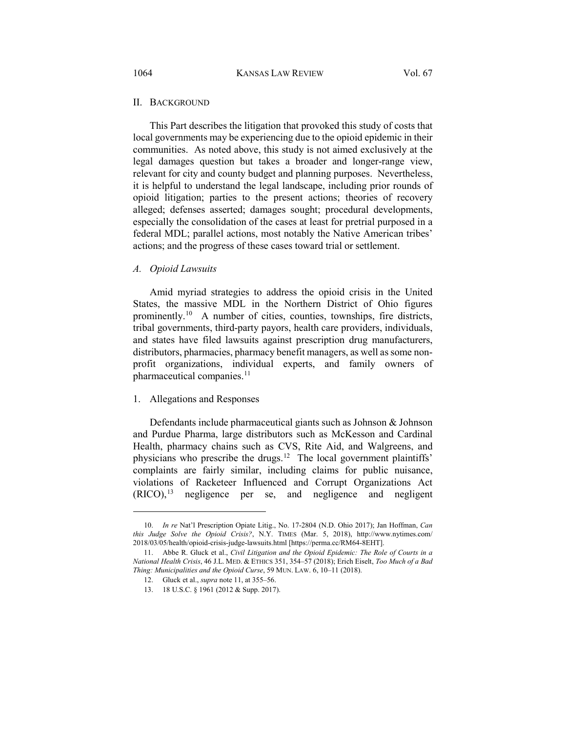## II. Background

This Part describes the litigation that provoked this study of costs that local governments may be experiencing due to the opioid epidemic in their communities. As noted above, this study is not aimed exclusively at the legal damages question but takes a broader and longer-range view, relevant for city and county budget and planning purposes. Nevertheless, it is helpful to understand the legal landscape, including prior rounds of opioid litigation; parties to the present actions; theories of recovery alleged; defenses asserted; damages sought; procedural developments, especially the consolidation of the cases at least for pretrial purposed in a federal MDL; parallel actions, most notably the Native American tribes' actions; and the progress of these cases toward trial or settlement.

### *A. Opioid Lawsuits*

Amid myriad strategies to address the opioid crisis in the United States, the massive MDL in the Northern District of Ohio figures prominently.[10] A number of cities, counties, townships, fire districts, tribal governments, third-party payors, health care providers, individuals, and states have filed lawsuits against prescription drug manufacturers, distributors, pharmacies, pharmacy benefit managers, as well as some non-profit organizations, individual experts, and family owners of pharmaceutical companies.[11]

#### 1. Allegations and Responses

Defendants include pharmaceutical giants such as Johnson & Johnson and Purdue Pharma, large distributors such as McKesson and Cardinal Health, pharmacy chains such as CVS, Rite Aid, and Walgreens, and physicians who prescribe the drugs.[12] The local government plaintiffs' complaints are fairly similar, including claims for public nuisance, violations of Racketeer Influenced and Corrupt Organizations Act (RICO),[13] negligence per se, and negligence and negligent

---

10. *In re* Nat'l Prescription Opiate Litig., No. 17-2804 (N.D. Ohio 2017); Jan Hoffman, *Can this Judge Solve the Opioid Crisis?*, N.Y. TIMES (Mar. 5, 2018), http://www.nytimes.com/2018/03/05/health/opioid-crisis-judge-lawsuits.html [https://perma.cc/RM64-8EHT].

11. Abbe R. Gluck et al., *Civil Litigation and the Opioid Epidemic: The Role of Courts in a National Health Crisis*, 46 J.L. MED. & ETHICS 351, 354–57 (2018); Erich Eiselt, *Too Much of a Bad Thing: Municipalities and the Opioid Curse*, 59 MUN. LAW. 6, 10–11 (2018).

12. Gluck et al., *supra* note 11, at 355–56.

13. 18 U.S.C. § 1961 (2012 & Supp. 2017).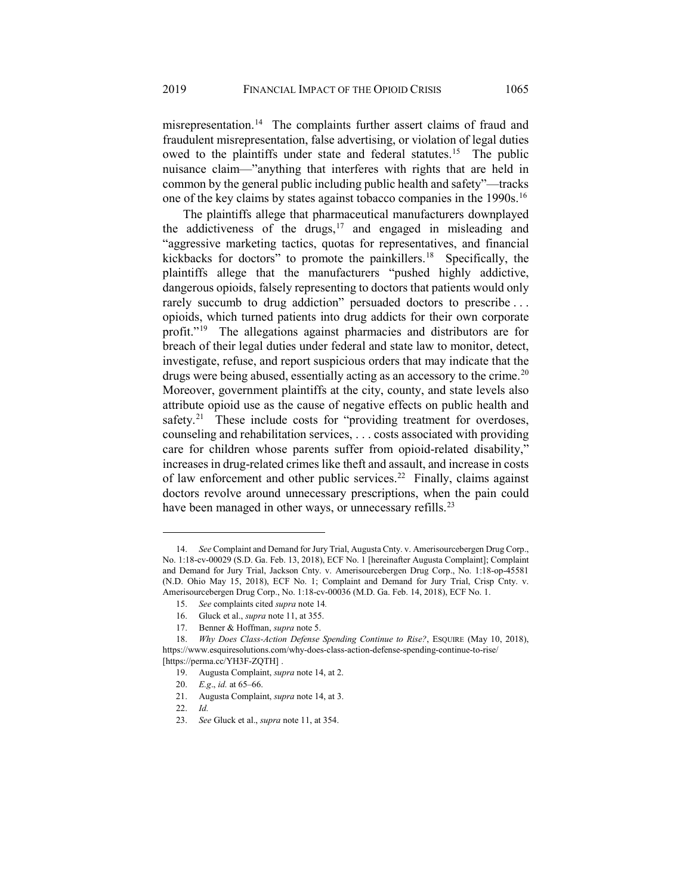misrepresentation.[14] The complaints further assert claims of fraud and fraudulent misrepresentation, false advertising, or violation of legal duties owed to the plaintiffs under state and federal statutes.[15] The public nuisance claim—"anything that interferes with rights that are held in common by the general public including public health and safety"—tracks one of the key claims by states against tobacco companies in the 1990s.[16]

The plaintiffs allege that pharmaceutical manufacturers downplayed the addictiveness of the drugs,[17] and engaged in misleading and "aggressive marketing tactics, quotas for representatives, and financial kickbacks for doctors" to promote the painkillers.[18] Specifically, the plaintiffs allege that the manufacturers "pushed highly addictive, dangerous opioids, falsely representing to doctors that patients would only rarely succumb to drug addiction" persuaded doctors to prescribe . . . opioids, which turned patients into drug addicts for their own corporate profit."[19] The allegations against pharmacies and distributors are for breach of their legal duties under federal and state law to monitor, detect, investigate, refuse, and report suspicious orders that may indicate that the drugs were being abused, essentially acting as an accessory to the crime.[20] Moreover, government plaintiffs at the city, county, and state levels also attribute opioid use as the cause of negative effects on public health and safety.[21] These include costs for "providing treatment for overdoses, counseling and rehabilitation services, . . . costs associated with providing care for children whose parents suffer from opioid-related disability," increases in drug-related crimes like theft and assault, and increase in costs of law enforcement and other public services.[22] Finally, claims against doctors revolve around unnecessary prescriptions, when the pain could have been managed in other ways, or unnecessary refills.[23]

---

14. *See* Complaint and Demand for Jury Trial, Augusta Cnty. v. Amerisourcebergen Drug Corp., No. 1:18-cv-00029 (S.D. Ga. Feb. 13, 2018), ECF No. 1 [hereinafter Augusta Complaint]; Complaint and Demand for Jury Trial, Jackson Cnty. v. Amerisourcebergen Drug Corp., No. 1:18-op-45581 (N.D. Ohio May 15, 2018), ECF No. 1; Complaint and Demand for Jury Trial, Crisp Cnty. v. Amerisourcebergen Drug Corp., No. 1:18-cv-00036 (M.D. Ga. Feb. 14, 2018), ECF No. 1.

15. *See* complaints cited *supra* note 14*.*

16. Gluck et al., *supra* note 11, at 355.

17. Benner & Hoffman, *supra* note 5.

18. *Why Does Class-Action Defense Spending Continue to Rise?*, ESQUIRE (May 10, 2018), https://www.esquiresolutions.com/why-does-class-action-defense-spending-continue-to-rise/ [https://perma.cc/YH3F-ZQTH] .

19. Augusta Complaint, *supra* note 14, at 2.

20. *E.g.*, *id.* at 65–66.

21. Augusta Complaint, *supra* note 14, at 3.

22. *Id.*

23. *See* Gluck et al., *supra* note 11, at 354.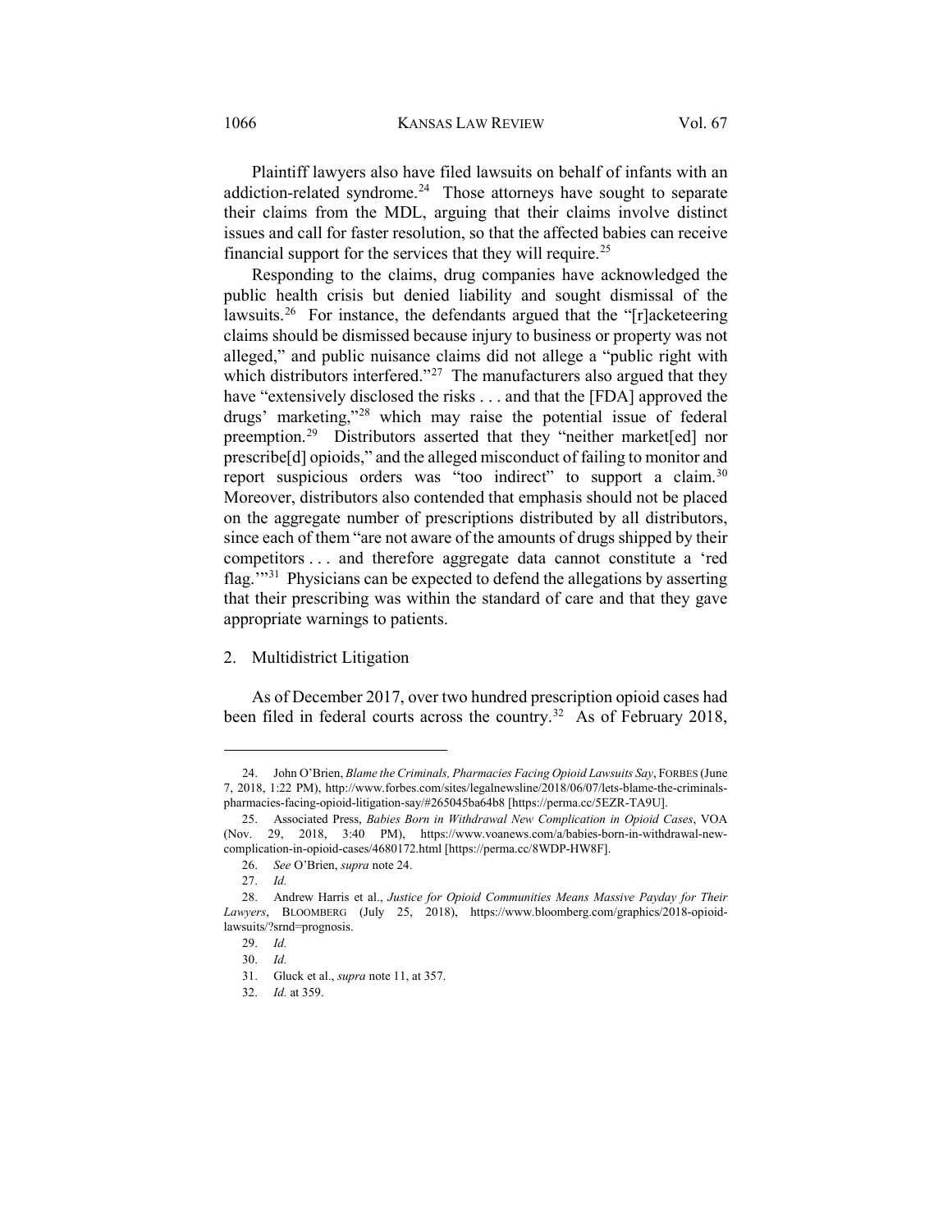Plaintiff lawyers also have filed lawsuits on behalf of infants with an addiction-related syndrome.[24] Those attorneys have sought to separate their claims from the MDL, arguing that their claims involve distinct issues and call for faster resolution, so that the affected babies can receive financial support for the services that they will require.[25]

Responding to the claims, drug companies have acknowledged the public health crisis but denied liability and sought dismissal of the lawsuits.[26] For instance, the defendants argued that the "[r]acketeering claims should be dismissed because injury to business or property was not alleged," and public nuisance claims did not allege a "public right with which distributors interfered."[27] The manufacturers also argued that they have "extensively disclosed the risks . . . and that the [FDA] approved the drugs' marketing,"[28] which may raise the potential issue of federal preemption.[29] Distributors asserted that they "neither market[ed] nor prescribe[d] opioids," and the alleged misconduct of failing to monitor and report suspicious orders was "too indirect" to support a claim.[30] Moreover, distributors also contended that emphasis should not be placed on the aggregate number of prescriptions distributed by all distributors, since each of them "are not aware of the amounts of drugs shipped by their competitors . . . and therefore aggregate data cannot constitute a 'red flag.'"[31] Physicians can be expected to defend the allegations by asserting that their prescribing was within the standard of care and that they gave appropriate warnings to patients.

2. Multidistrict Litigation

As of December 2017, over two hundred prescription opioid cases had been filed in federal courts across the country.[32] As of February 2018,

---

24. John O'Brien, *Blame the Criminals, Pharmacies Facing Opioid Lawsuits Say*, FORBES (June 7, 2018, 1:22 PM), http://www.forbes.com/sites/legalnewsline/2018/06/07/lets-blame-the-criminals-pharmacies-facing-opioid-litigation-say/#265045ba64b8 [https://perma.cc/5EZR-TA9U].

25. Associated Press, *Babies Born in Withdrawal New Complication in Opioid Cases*, VOA (Nov. 29, 2018, 3:40 PM), https://www.voanews.com/a/babies-born-in-withdrawal-new-complication-in-opioid-cases/4680172.html [https://perma.cc/8WDP-HW8F].

26. *See* O'Brien, *supra* note 24.

27. *Id.*

28. Andrew Harris et al., *Justice for Opioid Communities Means Massive Payday for Their Lawyers*, BLOOMBERG (July 25, 2018), https://www.bloomberg.com/graphics/2018-opioid-lawsuits/?srnd=prognosis.

29. *Id.*

30. *Id.*

31. Gluck et al., *supra* note 11, at 357.

32. *Id.* at 359.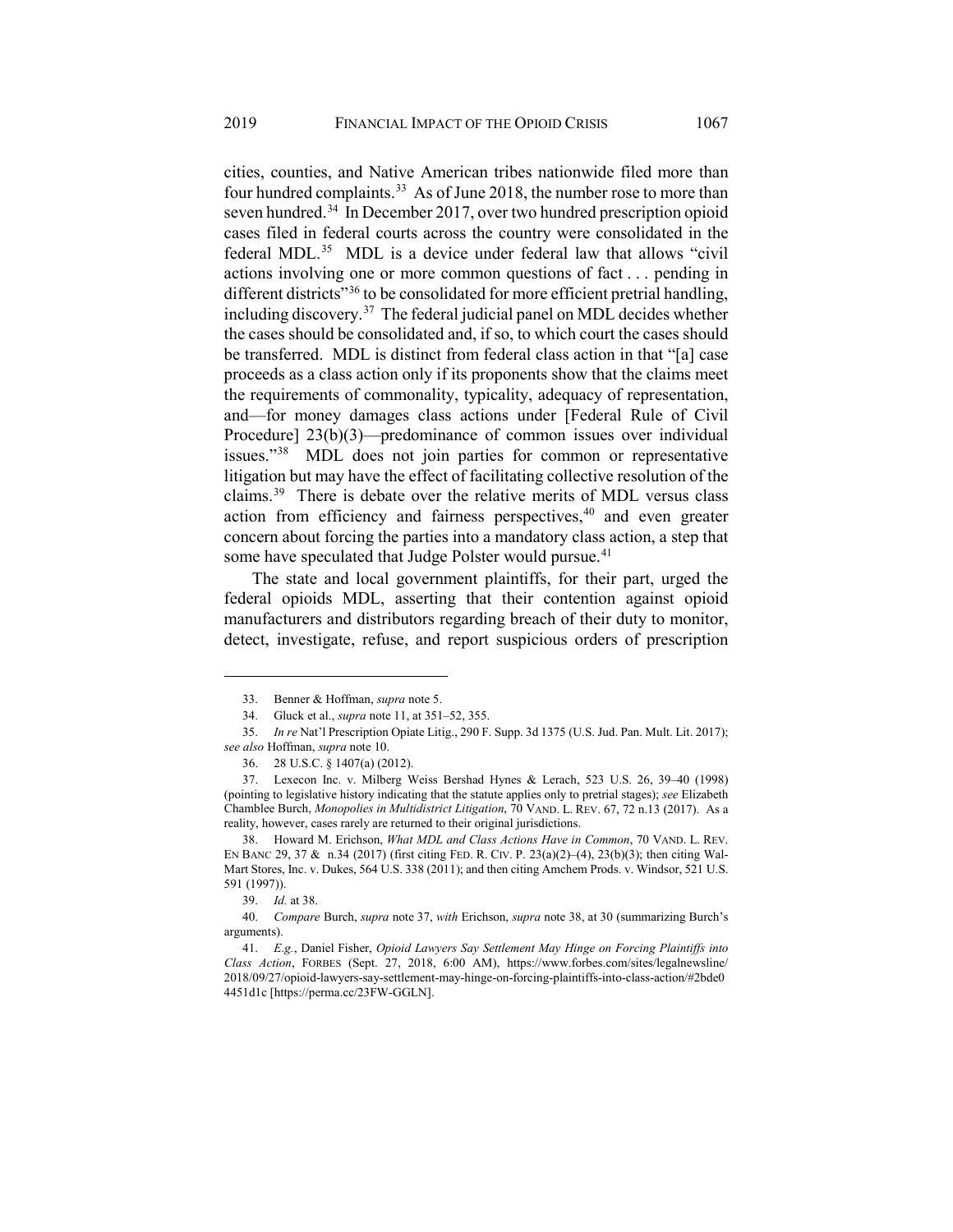cities, counties, and Native American tribes nationwide filed more than four hundred complaints.[33] As of June 2018, the number rose to more than seven hundred.[34] In December 2017, over two hundred prescription opioid cases filed in federal courts across the country were consolidated in the federal MDL.[35] MDL is a device under federal law that allows "civil actions involving one or more common questions of fact . . . pending in different districts"[36] to be consolidated for more efficient pretrial handling, including discovery.[37] The federal judicial panel on MDL decides whether the cases should be consolidated and, if so, to which court the cases should be transferred. MDL is distinct from federal class action in that "[a] case proceeds as a class action only if its proponents show that the claims meet the requirements of commonality, typicality, adequacy of representation, and—for money damages class actions under [Federal Rule of Civil Procedure] 23(b)(3)—predominance of common issues over individual issues."[38] MDL does not join parties for common or representative litigation but may have the effect of facilitating collective resolution of the claims.[39] There is debate over the relative merits of MDL versus class action from efficiency and fairness perspectives,[40] and even greater concern about forcing the parties into a mandatory class action, a step that some have speculated that Judge Polster would pursue.[41]

The state and local government plaintiffs, for their part, urged the federal opioids MDL, asserting that their contention against opioid manufacturers and distributors regarding breach of their duty to monitor, detect, investigate, refuse, and report suspicious orders of prescription

---

33. Benner & Hoffman, *supra* note 5.

34. Gluck et al., *supra* note 11, at 351–52, 355.

35. *In re* Nat'l Prescription Opiate Litig., 290 F. Supp. 3d 1375 (U.S. Jud. Pan. Mult. Lit. 2017); *see also* Hoffman, *supra* note 10.

36. 28 U.S.C. § 1407(a) (2012).

37. Lexecon Inc. v. Milberg Weiss Bershad Hynes & Lerach, 523 U.S. 26, 39–40 (1998) (pointing to legislative history indicating that the statute applies only to pretrial stages); *see* Elizabeth Chamblee Burch, *Monopolies in Multidistrict Litigation*, 70 VAND. L. REV. 67, 72 n.13 (2017). As a reality, however, cases rarely are returned to their original jurisdictions.

38. Howard M. Erichson, *What MDL and Class Actions Have in Common*, 70 VAND. L. REV. EN BANC 29, 37 & n.34 (2017) (first citing FED. R. CIV. P. 23(a)(2)–(4), 23(b)(3); then citing Wal-Mart Stores, Inc. v. Dukes, 564 U.S. 338 (2011); and then citing Amchem Prods. v. Windsor, 521 U.S. 591 (1997)).

39. *Id.* at 38.

40. *Compare* Burch, *supra* note 37, *with* Erichson, *supra* note 38, at 30 (summarizing Burch's arguments).

41. *E.g.*, Daniel Fisher, *Opioid Lawyers Say Settlement May Hinge on Forcing Plaintiffs into Class Action*, FORBES (Sept. 27, 2018, 6:00 AM), https://www.forbes.com/sites/legalnewsline/2018/09/27/opioid-lawyers-say-settlement-may-hinge-on-forcing-plaintiffs-into-class-action/#2bde04451d1c [https://perma.cc/23FW-GGLN].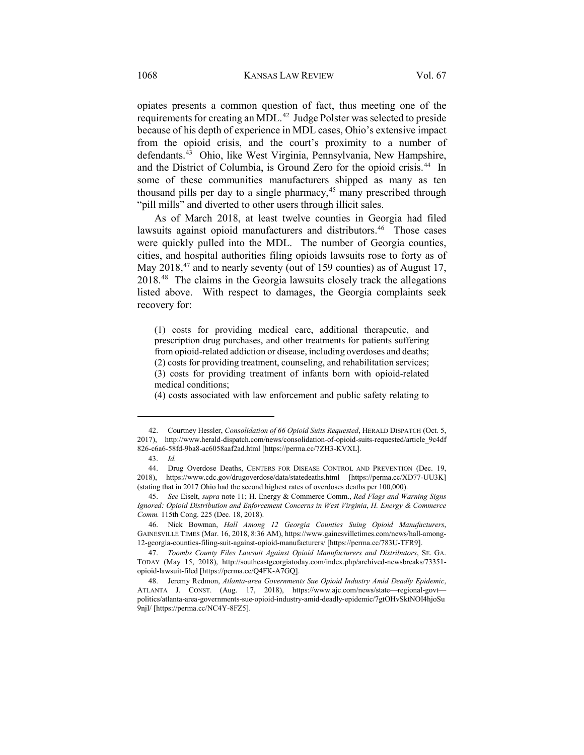opiates presents a common question of fact, thus meeting one of the requirements for creating an MDL.[42] Judge Polster was selected to preside because of his depth of experience in MDL cases, Ohio's extensive impact from the opioid crisis, and the court's proximity to a number of defendants.[43] Ohio, like West Virginia, Pennsylvania, New Hampshire, and the District of Columbia, is Ground Zero for the opioid crisis.[44] In some of these communities manufacturers shipped as many as ten thousand pills per day to a single pharmacy,[45] many prescribed through "pill mills" and diverted to other users through illicit sales.

As of March 2018, at least twelve counties in Georgia had filed lawsuits against opioid manufacturers and distributors.[46] Those cases were quickly pulled into the MDL. The number of Georgia counties, cities, and hospital authorities filing opioids lawsuits rose to forty as of May 2018,[47] and to nearly seventy (out of 159 counties) as of August 17, 2018.[48] The claims in the Georgia lawsuits closely track the allegations listed above. With respect to damages, the Georgia complaints seek recovery for:

> (1) costs for providing medical care, additional therapeutic, and prescription drug purchases, and other treatments for patients suffering from opioid-related addiction or disease, including overdoses and deaths;
> (2) costs for providing treatment, counseling, and rehabilitation services;
> (3) costs for providing treatment of infants born with opioid-related medical conditions;
> (4) costs associated with law enforcement and public safety relating to

---

42. Courtney Hessler, *Consolidation of 66 Opioid Suits Requested*, HERALD DISPATCH (Oct. 5, 2017), http://www.herald-dispatch.com/news/consolidation-of-opioid-suits-requested/article_9c4df826-c6a6-58fd-9ba8-ac6058aaf2ad.html [https://perma.cc/7ZH3-KVXL].

43. *Id.*

44. Drug Overdose Deaths, CENTERS FOR DISEASE CONTROL AND PREVENTION (Dec. 19, 2018), https://www.cdc.gov/drugoverdose/data/statedeaths.html [https://perma.cc/XD77-UU3K] (stating that in 2017 Ohio had the second highest rates of overdoses deaths per 100,000).

45. *See* Eiselt, *supra* note 11; H. Energy & Commerce Comm., *Red Flags and Warning Signs Ignored: Opioid Distribution and Enforcement Concerns in West Virginia*, *H. Energy & Commerce Comm.* 115th Cong. 225 (Dec. 18, 2018).

46. Nick Bowman, *Hall Among 12 Georgia Counties Suing Opioid Manufacturers*, GAINESVILLE TIMES (Mar. 16, 2018, 8:36 AM), https://www.gainesvilletimes.com/news/hall-among-12-georgia-counties-filing-suit-against-opioid-manufacturers/ [https://perma.cc/783U-TFR9].

47. *Toombs County Files Lawsuit Against Opioid Manufacturers and Distributors*, SE. GA. TODAY (May 15, 2018), http://southeastgeorgiatoday.com/index.php/archived-newsbreaks/73351-opioid-lawsuit-filed [https://perma.cc/Q4FK-A7GQ].

48. Jeremy Redmon, *Atlanta-area Governments Sue Opioid Industry Amid Deadly Epidemic*, ATLANTA J. CONST. (Aug. 17, 2018), https://www.ajc.com/news/state—regional-govt—politics/atlanta-area-governments-sue-opioid-industry-amid-deadly-epidemic/7gtOHvSktNOI4hjoSu9njI/ [https://perma.cc/NC4Y-8FZ5].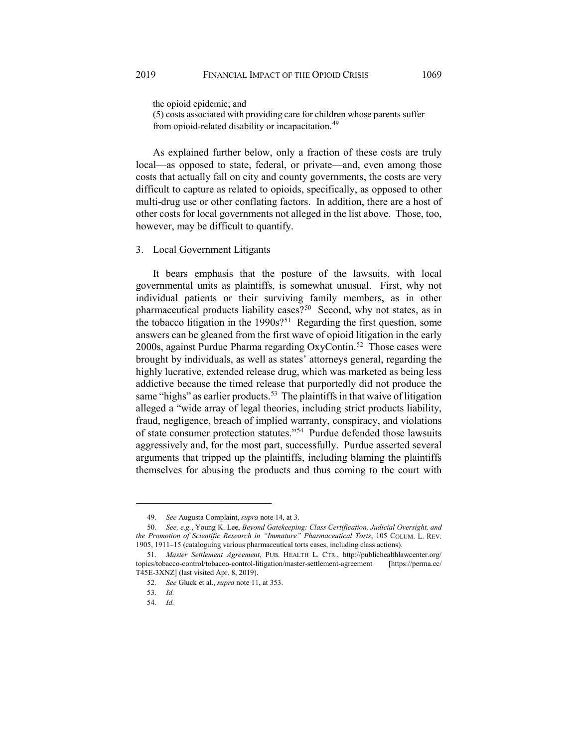the opioid epidemic; and

(5) costs associated with providing care for children whose parents suffer from opioid-related disability or incapacitation.[49]

As explained further below, only a fraction of these costs are truly local—as opposed to state, federal, or private—and, even among those costs that actually fall on city and county governments, the costs are very difficult to capture as related to opioids, specifically, as opposed to other multi-drug use or other conflating factors. In addition, there are a host of other costs for local governments not alleged in the list above. Those, too, however, may be difficult to quantify.

### 3. Local Government Litigants

It bears emphasis that the posture of the lawsuits, with local governmental units as plaintiffs, is somewhat unusual. First, why not individual patients or their surviving family members, as in other pharmaceutical products liability cases?[50] Second, why not states, as in the tobacco litigation in the 1990s?[51] Regarding the first question, some answers can be gleaned from the first wave of opioid litigation in the early 2000s, against Purdue Pharma regarding OxyContin.[52] Those cases were brought by individuals, as well as states' attorneys general, regarding the highly lucrative, extended release drug, which was marketed as being less addictive because the timed release that purportedly did not produce the same "highs" as earlier products.[53] The plaintiffs in that waive of litigation alleged a "wide array of legal theories, including strict products liability, fraud, negligence, breach of implied warranty, conspiracy, and violations of state consumer protection statutes."[54] Purdue defended those lawsuits aggressively and, for the most part, successfully. Purdue asserted several arguments that tripped up the plaintiffs, including blaming the plaintiffs themselves for abusing the products and thus coming to the court with

---

49. *See* Augusta Complaint, *supra* note 14, at 3.

50. *See, e.g.*, Young K. Lee, *Beyond Gatekeeping: Class Certification, Judicial Oversight, and the Promotion of Scientific Research in "Immature" Pharmaceutical Torts*, 105 COLUM. L. REV. 1905, 1911–15 (cataloguing various pharmaceutical torts cases, including class actions).

51. *Master Settlement Agreement*, PUB. HEALTH L. CTR., http://publichealthlawcenter.org/topics/tobacco-control/tobacco-control-litigation/master-settlement-agreement [https://perma.cc/T45E-3XNZ] (last visited Apr. 8, 2019).

52. *See* Gluck et al., *supra* note 11, at 353.

53. *Id.*

54. *Id.*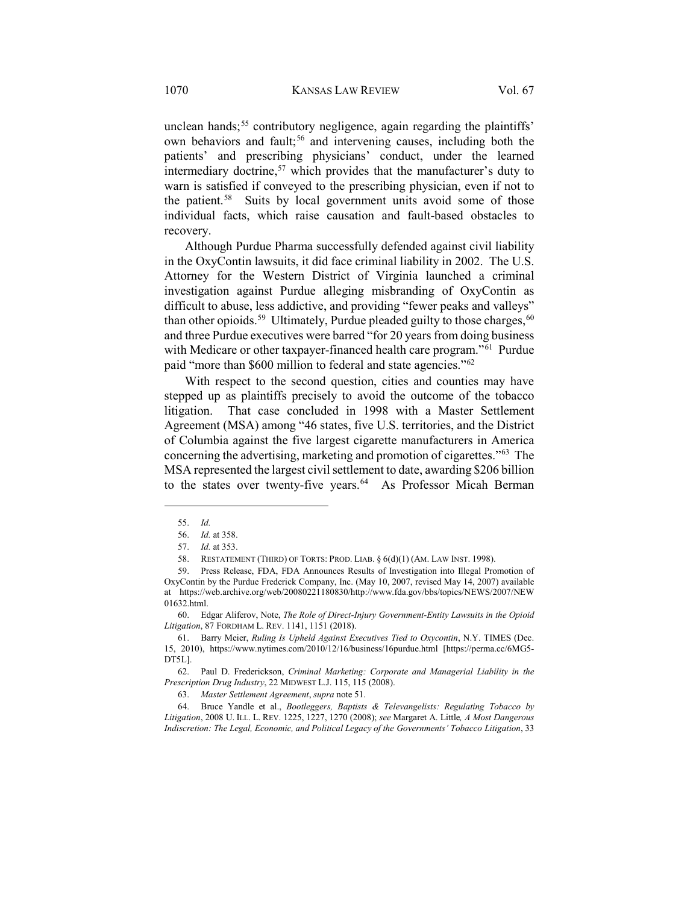unclean hands;[55] contributory negligence, again regarding the plaintiffs' own behaviors and fault;[56] and intervening causes, including both the patients' and prescribing physicians' conduct, under the learned intermediary doctrine,[57] which provides that the manufacturer's duty to warn is satisfied if conveyed to the prescribing physician, even if not to the patient.[58] Suits by local government units avoid some of those individual facts, which raise causation and fault-based obstacles to recovery.

Although Purdue Pharma successfully defended against civil liability in the OxyContin lawsuits, it did face criminal liability in 2002. The U.S. Attorney for the Western District of Virginia launched a criminal investigation against Purdue alleging misbranding of OxyContin as difficult to abuse, less addictive, and providing "fewer peaks and valleys" than other opioids.[59] Ultimately, Purdue pleaded guilty to those charges,[60] and three Purdue executives were barred "for 20 years from doing business with Medicare or other taxpayer-financed health care program."[61] Purdue paid "more than $600 million to federal and state agencies."[62]

With respect to the second question, cities and counties may have stepped up as plaintiffs precisely to avoid the outcome of the tobacco litigation. That case concluded in 1998 with a Master Settlement Agreement (MSA) among "46 states, five U.S. territories, and the District of Columbia against the five largest cigarette manufacturers in America concerning the advertising, marketing and promotion of cigarettes."[63] The MSA represented the largest civil settlement to date, awarding $206 billion to the states over twenty-five years.[64] As Professor Micah Berman

---

55. *Id.*

56. *Id.* at 358.

57. *Id.* at 353.

58. RESTATEMENT (THIRD) OF TORTS: PROD. LIAB. § 6(d)(1) (AM. LAW INST. 1998).

59. Press Release, FDA, FDA Announces Results of Investigation into Illegal Promotion of OxyContin by the Purdue Frederick Company, Inc. (May 10, 2007, revised May 14, 2007) available at https://web.archive.org/web/20080221180830/http://www.fda.gov/bbs/topics/NEWS/2007/NEW01632.html.

60. Edgar Aliferov, Note, *The Role of Direct-Injury Government-Entity Lawsuits in the Opioid Litigation*, 87 FORDHAM L. REV. 1141, 1151 (2018).

61. Barry Meier, *Ruling Is Upheld Against Executives Tied to Oxycontin*, N.Y. TIMES (Dec. 15, 2010), https://www.nytimes.com/2010/12/16/business/16purdue.html [https://perma.cc/6MG5-DT5L].

62. Paul D. Frederickson, *Criminal Marketing: Corporate and Managerial Liability in the Prescription Drug Industry*, 22 MIDWEST L.J. 115, 115 (2008).

63. *Master Settlement Agreement*, *supra* note 51.

64. Bruce Yandle et al., *Bootleggers, Baptists & Televangelists: Regulating Tobacco by Litigation*, 2008 U. ILL. L. REV. 1225, 1227, 1270 (2008); *see* Margaret A. Little*, A Most Dangerous Indiscretion: The Legal, Economic, and Political Legacy of the Governments' Tobacco Litigation*, 33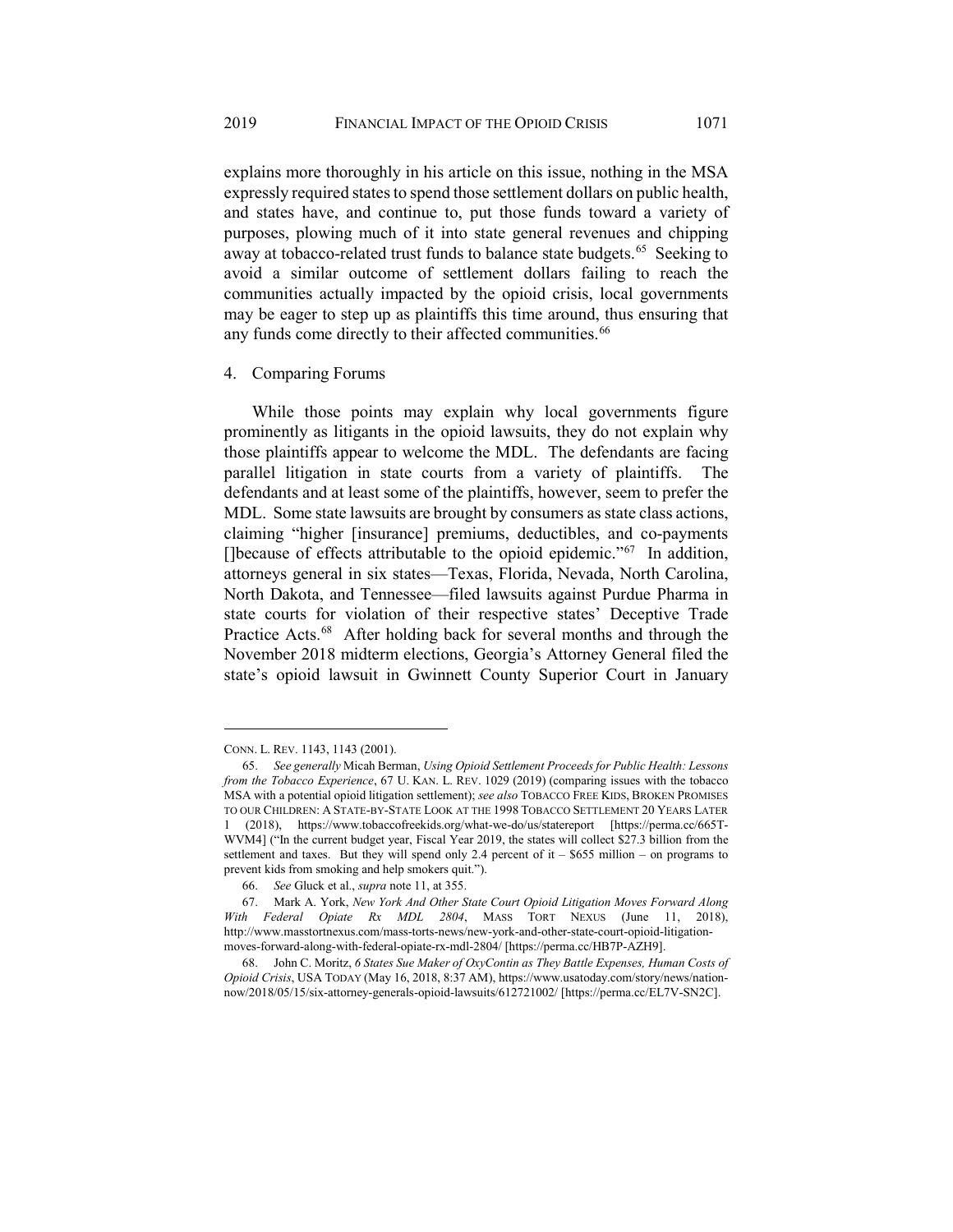explains more thoroughly in his article on this issue, nothing in the MSA expressly required states to spend those settlement dollars on public health, and states have, and continue to, put those funds toward a variety of purposes, plowing much of it into state general revenues and chipping away at tobacco-related trust funds to balance state budgets.[65] Seeking to avoid a similar outcome of settlement dollars failing to reach the communities actually impacted by the opioid crisis, local governments may be eager to step up as plaintiffs this time around, thus ensuring that any funds come directly to their affected communities.[66]

4. Comparing Forums

While those points may explain why local governments figure prominently as litigants in the opioid lawsuits, they do not explain why those plaintiffs appear to welcome the MDL. The defendants are facing parallel litigation in state courts from a variety of plaintiffs. The defendants and at least some of the plaintiffs, however, seem to prefer the MDL. Some state lawsuits are brought by consumers as state class actions, claiming "higher [insurance] premiums, deductibles, and co-payments []because of effects attributable to the opioid epidemic."[67] In addition, attorneys general in six states—Texas, Florida, Nevada, North Carolina, North Dakota, and Tennessee—filed lawsuits against Purdue Pharma in state courts for violation of their respective states' Deceptive Trade Practice Acts.[68] After holding back for several months and through the November 2018 midterm elections, Georgia's Attorney General filed the state's opioid lawsuit in Gwinnett County Superior Court in January

---

CONN. L. REV. 1143, 1143 (2001).

65. *See generally* Micah Berman, *Using Opioid Settlement Proceeds for Public Health: Lessons from the Tobacco Experience*, 67 U. KAN. L. REV. 1029 (2019) (comparing issues with the tobacco MSA with a potential opioid litigation settlement); *see also* TOBACCO FREE KIDS, BROKEN PROMISES TO OUR CHILDREN: A STATE-BY-STATE LOOK AT THE 1998 TOBACCO SETTLEMENT 20 YEARS LATER 1 (2018), https://www.tobaccofreekids.org/what-we-do/us/statereport [https://perma.cc/665T-WVM4] ("In the current budget year, Fiscal Year 2019, the states will collect $27.3 billion from the settlement and taxes. But they will spend only 2.4 percent of it – $655 million – on programs to prevent kids from smoking and help smokers quit.").

66. *See* Gluck et al., *supra* note 11, at 355.

67. Mark A. York, *New York And Other State Court Opioid Litigation Moves Forward Along With Federal Opiate Rx MDL 2804*, MASS TORT NEXUS (June 11, 2018), http://www.masstortnexus.com/mass-torts-news/new-york-and-other-state-court-opioid-litigation-moves-forward-along-with-federal-opiate-rx-mdl-2804/ [https://perma.cc/HB7P-AZH9].

68. John C. Moritz, *6 States Sue Maker of OxyContin as They Battle Expenses, Human Costs of Opioid Crisis*, USA TODAY (May 16, 2018, 8:37 AM), https://www.usatoday.com/story/news/nation-now/2018/05/15/six-attorney-generals-opioid-lawsuits/612721002/ [https://perma.cc/EL7V-SN2C].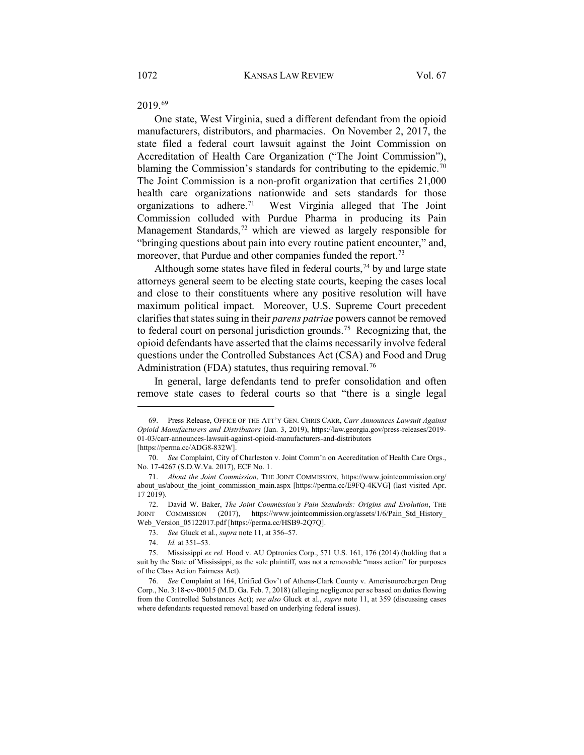2019.[69]

One state, West Virginia, sued a different defendant from the opioid manufacturers, distributors, and pharmacies. On November 2, 2017, the state filed a federal court lawsuit against the Joint Commission on Accreditation of Health Care Organization ("The Joint Commission"), blaming the Commission's standards for contributing to the epidemic.[70] The Joint Commission is a non-profit organization that certifies 21,000 health care organizations nationwide and sets standards for those organizations to adhere.[71] West Virginia alleged that The Joint Commission colluded with Purdue Pharma in producing its Pain Management Standards,[72] which are viewed as largely responsible for "bringing questions about pain into every routine patient encounter," and, moreover, that Purdue and other companies funded the report.[73]

Although some states have filed in federal courts,[74] by and large state attorneys general seem to be electing state courts, keeping the cases local and close to their constituents where any positive resolution will have maximum political impact. Moreover, U.S. Supreme Court precedent clarifies that states suing in their *parens patriae* powers cannot be removed to federal court on personal jurisdiction grounds.[75] Recognizing that, the opioid defendants have asserted that the claims necessarily involve federal questions under the Controlled Substances Act (CSA) and Food and Drug Administration (FDA) statutes, thus requiring removal.[76]

In general, large defendants tend to prefer consolidation and often remove state cases to federal courts so that "there is a single legal

---

69. Press Release, OFFICE OF THE ATT'Y GEN. CHRIS CARR, *Carr Announces Lawsuit Against Opioid Manufacturers and Distributors* (Jan. 3, 2019), https://law.georgia.gov/press-releases/2019-01-03/carr-announces-lawsuit-against-opioid-manufacturers-and-distributors [https://perma.cc/ADG8-832W].

70. *See* Complaint, City of Charleston v. Joint Comm'n on Accreditation of Health Care Orgs., No. 17-4267 (S.D.W.Va. 2017), ECF No. 1.

71. *About the Joint Commission*, THE JOINT COMMISSION, https://www.jointcommission.org/about_us/about_the_joint_commission_main.aspx [https://perma.cc/E9FQ-4KVG] (last visited Apr. 17 2019).

72. David W. Baker, *The Joint Commission's Pain Standards: Origins and Evolution*, THE JOINT COMMISSION (2017), https://www.jointcommission.org/assets/1/6/Pain_Std_History_Web_Version_05122017.pdf [https://perma.cc/HSB9-2Q7Q].

73. *See* Gluck et al., *supra* note 11, at 356–57.

74. *Id.* at 351–53.

75. Mississippi *ex rel.* Hood v. AU Optronics Corp., 571 U.S. 161, 176 (2014) (holding that a suit by the State of Mississippi, as the sole plaintiff, was not a removable "mass action" for purposes of the Class Action Fairness Act).

76. *See* Complaint at 164, Unified Gov't of Athens-Clark County v. Amerisourcebergen Drug Corp., No. 3:18-cv-00015 (M.D. Ga. Feb. 7, 2018) (alleging negligence per se based on duties flowing from the Controlled Substances Act); *see also* Gluck et al., *supra* note 11, at 359 (discussing cases where defendants requested removal based on underlying federal issues).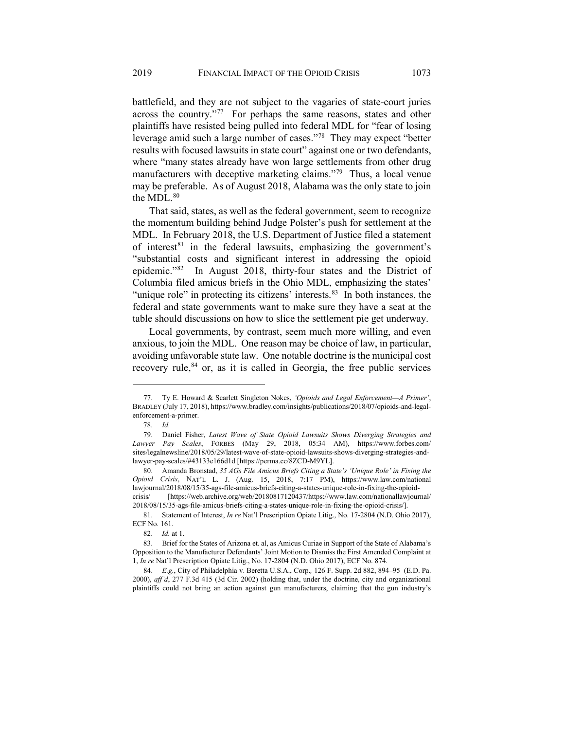battlefield, and they are not subject to the vagaries of state-court juries across the country."[77] For perhaps the same reasons, states and other plaintiffs have resisted being pulled into federal MDL for "fear of losing leverage amid such a large number of cases."[78] They may expect "better results with focused lawsuits in state court" against one or two defendants, where "many states already have won large settlements from other drug manufacturers with deceptive marketing claims."[79] Thus, a local venue may be preferable. As of August 2018, Alabama was the only state to join the MDL.[80]

That said, states, as well as the federal government, seem to recognize the momentum building behind Judge Polster's push for settlement at the MDL. In February 2018, the U.S. Department of Justice filed a statement of interest[81] in the federal lawsuits, emphasizing the government's "substantial costs and significant interest in addressing the opioid epidemic."[82] In August 2018, thirty-four states and the District of Columbia filed amicus briefs in the Ohio MDL, emphasizing the states' "unique role" in protecting its citizens' interests.[83] In both instances, the federal and state governments want to make sure they have a seat at the table should discussions on how to slice the settlement pie get underway.

Local governments, by contrast, seem much more willing, and even anxious, to join the MDL. One reason may be choice of law, in particular, avoiding unfavorable state law. One notable doctrine is the municipal cost recovery rule,[84] or, as it is called in Georgia, the free public services

---

77. Ty E. Howard & Scarlett Singleton Nokes, *'Opioids and Legal Enforcement—A Primer'*, BRADLEY (July 17, 2018), https://www.bradley.com/insights/publications/2018/07/opioids-and-legal-enforcement-a-primer.

78. *Id.*

79. Daniel Fisher, *Latest Wave of State Opioid Lawsuits Shows Diverging Strategies and Lawyer Pay Scales*, FORBES (May 29, 2018, 05:34 AM), https://www.forbes.com/sites/legalnewsline/2018/05/29/latest-wave-of-state-opioid-lawsuits-shows-diverging-strategies-and-lawyer-pay-scales/#43133e166d1d [https://perma.cc/8ZCD-M9YL].

80. Amanda Bronstad, *35 AGs File Amicus Briefs Citing a State's 'Unique Role' in Fixing the Opioid Crisis*, NAT'L L. J. (Aug. 15, 2018, 7:17 PM), https://www.law.com/nationallawjournal/2018/08/15/35-ags-file-amicus-briefs-citing-a-states-unique-role-in-fixing-the-opioid-crisis/ [https://web.archive.org/web/20180817120437/https://www.law.com/nationallawjournal/2018/08/15/35-ags-file-amicus-briefs-citing-a-states-unique-role-in-fixing-the-opioid-crisis/].

81. Statement of Interest, *In re* Nat'l Prescription Opiate Litig., No. 17-2804 (N.D. Ohio 2017), ECF No. 161.

82. *Id.* at 1.

83. Brief for the States of Arizona et. al, as Amicus Curiae in Support of the State of Alabama's Opposition to the Manufacturer Defendants' Joint Motion to Dismiss the First Amended Complaint at 1, *In re* Nat'l Prescription Opiate Litig., No. 17-2804 (N.D. Ohio 2017), ECF No. 874.

84. *E.g.*, City of Philadelphia v. Beretta U.S.A., Corp*.*, 126 F. Supp. 2d 882, 894–95 (E.D. Pa. 2000), *aff'd*, 277 F.3d 415 (3d Cir. 2002) (holding that, under the doctrine, city and organizational plaintiffs could not bring an action against gun manufacturers, claiming that the gun industry's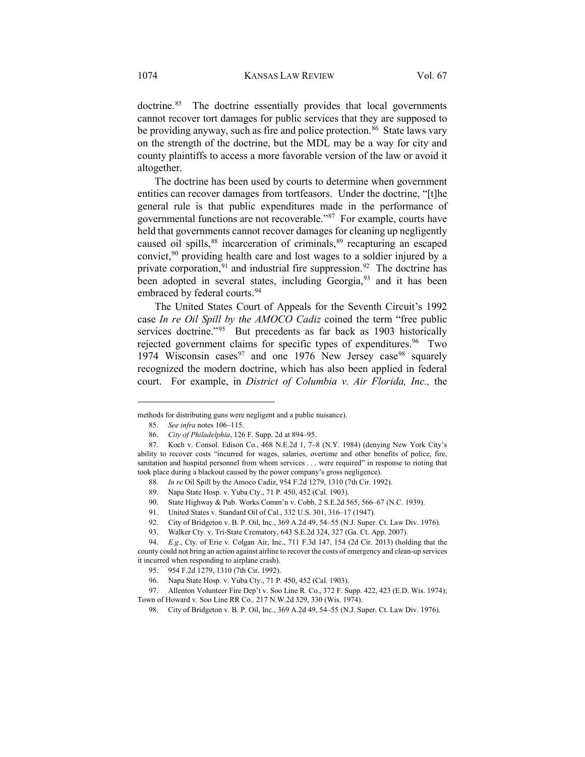doctrine.[85] The doctrine essentially provides that local governments cannot recover tort damages for public services that they are supposed to be providing anyway, such as fire and police protection.[86] State laws vary on the strength of the doctrine, but the MDL may be a way for city and county plaintiffs to access a more favorable version of the law or avoid it altogether.

The doctrine has been used by courts to determine when government entities can recover damages from tortfeasors. Under the doctrine, "[t]he general rule is that public expenditures made in the performance of governmental functions are not recoverable."[87] For example, courts have held that governments cannot recover damages for cleaning up negligently caused oil spills,[88] incarceration of criminals,[89] recapturing an escaped convict,[90] providing health care and lost wages to a soldier injured by a private corporation,[91] and industrial fire suppression.[92] The doctrine has been adopted in several states, including Georgia,[93] and it has been embraced by federal courts.[94]

The United States Court of Appeals for the Seventh Circuit's 1992 case *In re Oil Spill by the AMOCO Cadiz* coined the term "free public services doctrine."[95] But precedents as far back as 1903 historically rejected government claims for specific types of expenditures.[96] Two 1974 Wisconsin cases[97] and one 1976 New Jersey case[98] squarely recognized the modern doctrine, which has also been applied in federal court. For example, in *District of Columbia v. Air Florida, Inc.,* the

---

methods for distributing guns were negligent and a public nuisance).

85. *See infra* notes 106–115.

86. *City of Philadelphia*, 126 F. Supp. 2d at 894–95.

87. Koch v. Consol. Edison Co., 468 N.E.2d 1, 7–8 (N.Y. 1984) (denying New York City's ability to recover costs "incurred for wages, salaries, overtime and other benefits of police, fire, sanitation and hospital personnel from whom services . . . were required" in response to rioting that took place during a blackout caused by the power company's gross negligence).

88. *In re* Oil Spill by the Amoco Cadiz, 954 F.2d 1279, 1310 (7th Cir. 1992).

89. Napa State Hosp. v. Yuba Cty., 71 P. 450, 452 (Cal. 1903).

90. State Highway & Pub. Works Comm'n v. Cobb, 2 S.E.2d 565, 566–67 (N.C. 1939).

91. United States v. Standard Oil of Cal., 332 U.S. 301, 316–17 (1947).

92. City of Bridgeton v. B. P. Oil, Inc., 369 A.2d 49, 54–55 (N.J. Super. Ct. Law Div. 1976).

93. Walker Cty. v. Tri-State Crematory, 643 S.E.2d 324, 327 (Ga. Ct. App. 2007).

94. *E.g.*, Cty. of Erie v. Colgan Air, Inc., 711 F.3d 147, 154 (2d Cir. 2013) (holding that the county could not bring an action against airline to recover the costs of emergency and clean-up services it incurred when responding to airplane crash).

95. 954 F.2d 1279, 1310 (7th Cir. 1992).

96. Napa State Hosp. v. Yuba Cty., 71 P. 450, 452 (Cal. 1903).

97. Allenton Volunteer Fire Dep't v. Soo Line R. Co., 372 F. Supp. 422, 423 (E.D. Wis. 1974); Town of Howard v. Soo Line RR Co.*,* 217 N.W.2d 329, 330 (Wis. 1974).

98. City of Bridgeton v. B. P. Oil, Inc., 369 A.2d 49, 54–55 (N.J. Super. Ct. Law Div. 1976).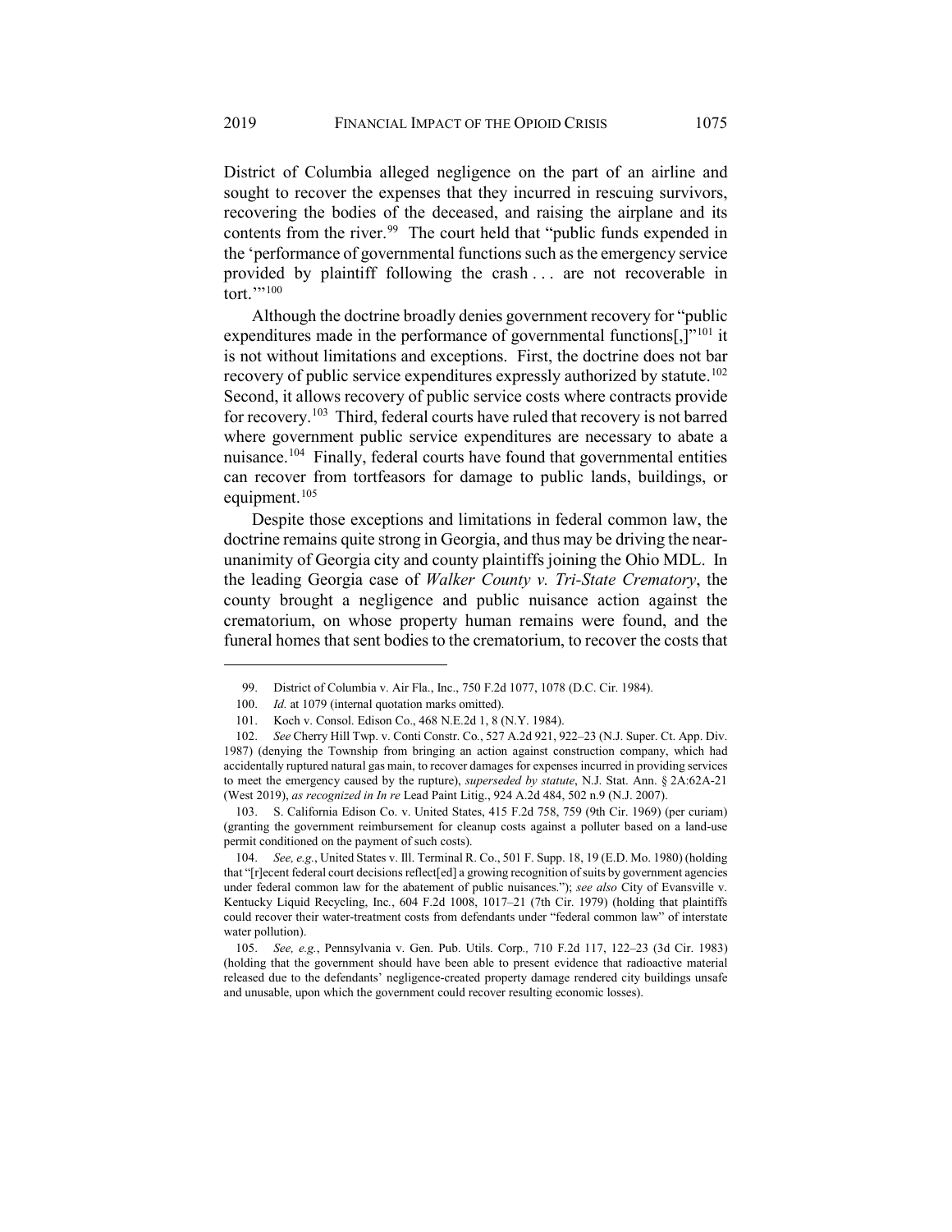District of Columbia alleged negligence on the part of an airline and sought to recover the expenses that they incurred in rescuing survivors, recovering the bodies of the deceased, and raising the airplane and its contents from the river.[99] The court held that "public funds expended in the 'performance of governmental functions such as the emergency service provided by plaintiff following the crash . . . are not recoverable in tort.'"[100]

Although the doctrine broadly denies government recovery for "public expenditures made in the performance of governmental functions[,]"[101] it is not without limitations and exceptions. First, the doctrine does not bar recovery of public service expenditures expressly authorized by statute.[102] Second, it allows recovery of public service costs where contracts provide for recovery.[103] Third, federal courts have ruled that recovery is not barred where government public service expenditures are necessary to abate a nuisance.[104] Finally, federal courts have found that governmental entities can recover from tortfeasors for damage to public lands, buildings, or equipment.[105]

Despite those exceptions and limitations in federal common law, the doctrine remains quite strong in Georgia, and thus may be driving the near-unanimity of Georgia city and county plaintiffs joining the Ohio MDL. In the leading Georgia case of *Walker County v. Tri-State Crematory*, the county brought a negligence and public nuisance action against the crematorium, on whose property human remains were found, and the funeral homes that sent bodies to the crematorium, to recover the costs that

---

99. District of Columbia v. Air Fla., Inc., 750 F.2d 1077, 1078 (D.C. Cir. 1984).

100. *Id.* at 1079 (internal quotation marks omitted).

101. Koch v. Consol. Edison Co., 468 N.E.2d 1, 8 (N.Y. 1984).

102. *See* Cherry Hill Twp. v. Conti Constr. Co., 527 A.2d 921, 922–23 (N.J. Super. Ct. App. Div. 1987) (denying the Township from bringing an action against construction company, which had accidentally ruptured natural gas main, to recover damages for expenses incurred in providing services to meet the emergency caused by the rupture), *superseded by statute*, N.J. Stat. Ann. § 2A:62A-21 (West 2019), *as recognized in In re* Lead Paint Litig., 924 A.2d 484, 502 n.9 (N.J. 2007).

103. S. California Edison Co. v. United States, 415 F.2d 758, 759 (9th Cir. 1969) (per curiam) (granting the government reimbursement for cleanup costs against a polluter based on a land-use permit conditioned on the payment of such costs).

104. *See, e.g.*, United States v. Ill. Terminal R. Co., 501 F. Supp. 18, 19 (E.D. Mo. 1980) (holding that "[r]ecent federal court decisions reflect[ed] a growing recognition of suits by government agencies under federal common law for the abatement of public nuisances."); *see also* City of Evansville v. Kentucky Liquid Recycling, Inc., 604 F.2d 1008, 1017–21 (7th Cir. 1979) (holding that plaintiffs could recover their water-treatment costs from defendants under "federal common law" of interstate water pollution).

105. *See, e.g.*, Pennsylvania v. Gen. Pub. Utils. Corp*.*, 710 F.2d 117, 122–23 (3d Cir. 1983) (holding that the government should have been able to present evidence that radioactive material released due to the defendants' negligence-created property damage rendered city buildings unsafe and unusable, upon which the government could recover resulting economic losses).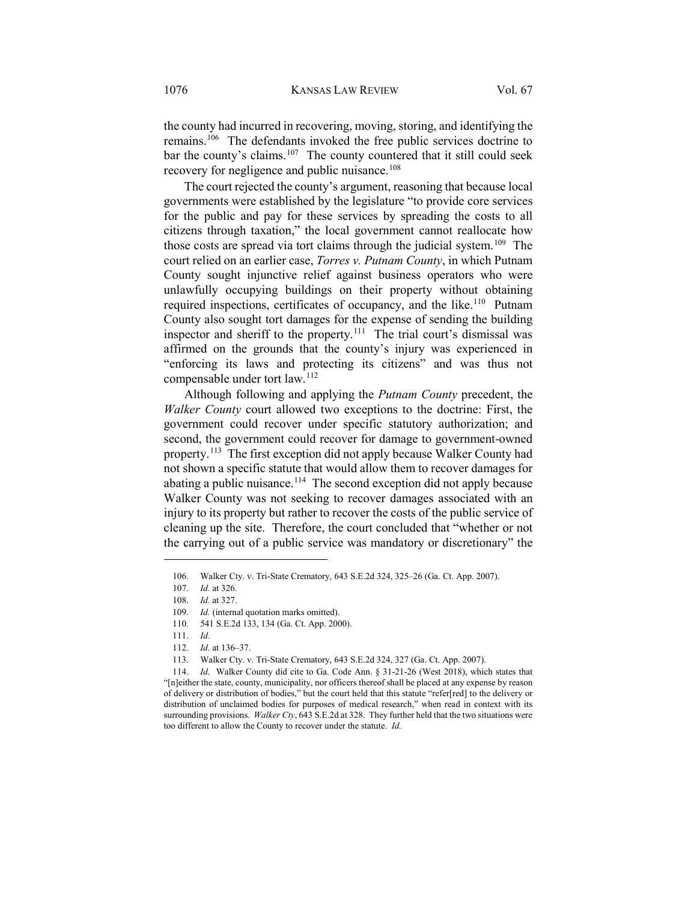the county had incurred in recovering, moving, storing, and identifying the remains.[106] The defendants invoked the free public services doctrine to bar the county's claims.[107] The county countered that it still could seek recovery for negligence and public nuisance.[108]

The court rejected the county's argument, reasoning that because local governments were established by the legislature "to provide core services for the public and pay for these services by spreading the costs to all citizens through taxation," the local government cannot reallocate how those costs are spread via tort claims through the judicial system.[109] The court relied on an earlier case, *Torres v. Putnam County*, in which Putnam County sought injunctive relief against business operators who were unlawfully occupying buildings on their property without obtaining required inspections, certificates of occupancy, and the like.[110] Putnam County also sought tort damages for the expense of sending the building inspector and sheriff to the property.[111] The trial court's dismissal was affirmed on the grounds that the county's injury was experienced in "enforcing its laws and protecting its citizens" and was thus not compensable under tort law.[112]

Although following and applying the *Putnam County* precedent, the *Walker County* court allowed two exceptions to the doctrine: First, the government could recover under specific statutory authorization; and second, the government could recover for damage to government-owned property.[113] The first exception did not apply because Walker County had not shown a specific statute that would allow them to recover damages for abating a public nuisance.[114] The second exception did not apply because Walker County was not seeking to recover damages associated with an injury to its property but rather to recover the costs of the public service of cleaning up the site. Therefore, the court concluded that "whether or not the carrying out of a public service was mandatory or discretionary" the

---

106. Walker Cty. v. Tri-State Crematory, 643 S.E.2d 324, 325–26 (Ga. Ct. App. 2007).

107. *Id.* at 326.

108. *Id.* at 327.

109. *Id.* (internal quotation marks omitted).

110. 541 S.E.2d 133, 134 (Ga. Ct. App. 2000).

111. *Id.*

112. *Id.* at 136–37.

113. Walker Cty. v. Tri-State Crematory, 643 S.E.2d 324, 327 (Ga. Ct. App. 2007).

114. *Id.* Walker County did cite to Ga. Code Ann. § 31-21-26 (West 2018), which states that "[n]either the state, county, municipality, nor officers thereof shall be placed at any expense by reason of delivery or distribution of bodies," but the court held that this statute "refer[red] to the delivery or distribution of unclaimed bodies for purposes of medical research," when read in context with its surrounding provisions. *Walker Cty*, 643 S.E.2d at 328. They further held that the two situations were too different to allow the County to recover under the statute. *Id.*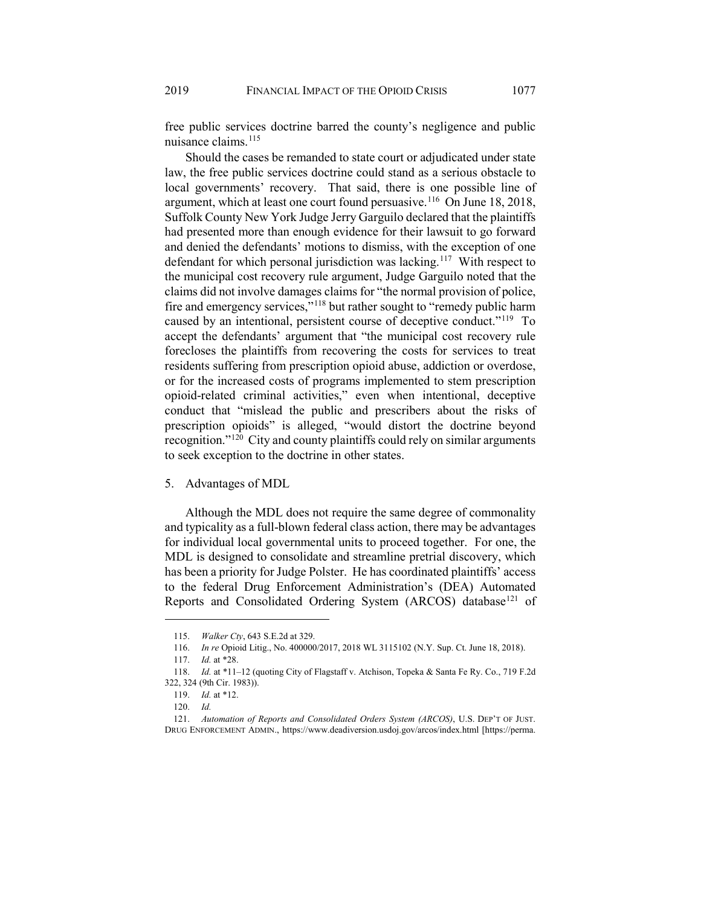free public services doctrine barred the county's negligence and public nuisance claims.[115]

Should the cases be remanded to state court or adjudicated under state law, the free public services doctrine could stand as a serious obstacle to local governments' recovery. That said, there is one possible line of argument, which at least one court found persuasive.[116] On June 18, 2018, Suffolk County New York Judge Jerry Garguilo declared that the plaintiffs had presented more than enough evidence for their lawsuit to go forward and denied the defendants' motions to dismiss, with the exception of one defendant for which personal jurisdiction was lacking.[117] With respect to the municipal cost recovery rule argument, Judge Garguilo noted that the claims did not involve damages claims for "the normal provision of police, fire and emergency services,"[118] but rather sought to "remedy public harm caused by an intentional, persistent course of deceptive conduct."[119] To accept the defendants' argument that "the municipal cost recovery rule forecloses the plaintiffs from recovering the costs for services to treat residents suffering from prescription opioid abuse, addiction or overdose, or for the increased costs of programs implemented to stem prescription opioid-related criminal activities," even when intentional, deceptive conduct that "mislead the public and prescribers about the risks of prescription opioids" is alleged, "would distort the doctrine beyond recognition."[120] City and county plaintiffs could rely on similar arguments to seek exception to the doctrine in other states.

5. Advantages of MDL

Although the MDL does not require the same degree of commonality and typicality as a full-blown federal class action, there may be advantages for individual local governmental units to proceed together. For one, the MDL is designed to consolidate and streamline pretrial discovery, which has been a priority for Judge Polster. He has coordinated plaintiffs' access to the federal Drug Enforcement Administration's (DEA) Automated Reports and Consolidated Ordering System (ARCOS) database[121] of

---

115. *Walker Cty*, 643 S.E.2d at 329.

116. *In re* Opioid Litig., No. 400000/2017, 2018 WL 3115102 (N.Y. Sup. Ct. June 18, 2018).

117. *Id.* at *28.

118. *Id.* at *11–12 (quoting City of Flagstaff v. Atchison, Topeka & Santa Fe Ry. Co., 719 F.2d 322, 324 (9th Cir. 1983)).

119. *Id.* at *12.

120. *Id.*

121. *Automation of Reports and Consolidated Orders System (ARCOS)*, U.S. DEP'T OF JUST. DRUG ENFORCEMENT ADMIN., https://www.deadiversion.usdoj.gov/arcos/index.html [https://perma.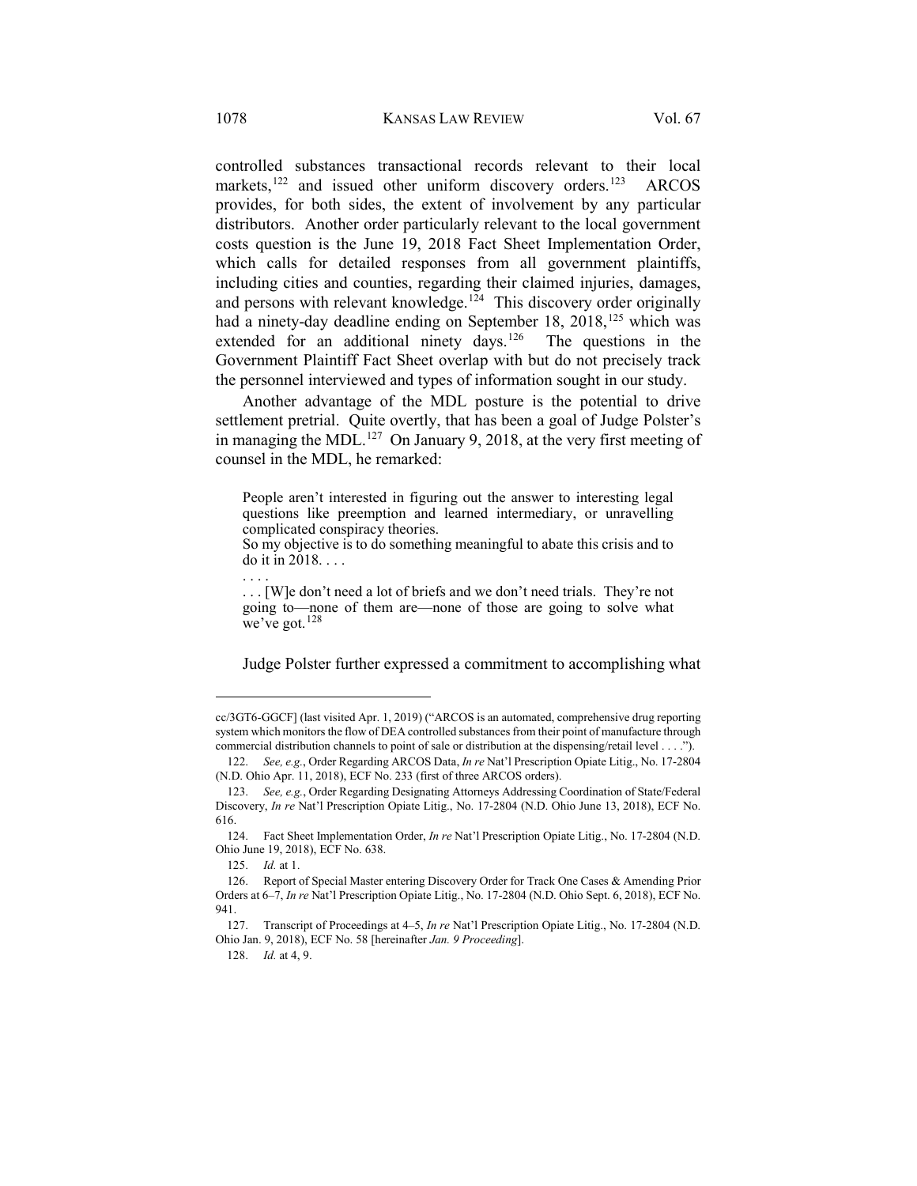controlled substances transactional records relevant to their local markets,[122] and issued other uniform discovery orders.[123] ARCOS provides, for both sides, the extent of involvement by any particular distributors. Another order particularly relevant to the local government costs question is the June 19, 2018 Fact Sheet Implementation Order, which calls for detailed responses from all government plaintiffs, including cities and counties, regarding their claimed injuries, damages, and persons with relevant knowledge.[124] This discovery order originally had a ninety-day deadline ending on September 18, 2018,[125] which was extended for an additional ninety days.[126] The questions in the Government Plaintiff Fact Sheet overlap with but do not precisely track the personnel interviewed and types of information sought in our study.

Another advantage of the MDL posture is the potential to drive settlement pretrial. Quite overtly, that has been a goal of Judge Polster's in managing the MDL.[127] On January 9, 2018, at the very first meeting of counsel in the MDL, he remarked:

> People aren't interested in figuring out the answer to interesting legal questions like preemption and learned intermediary, or unravelling complicated conspiracy theories.
>
> So my objective is to do something meaningful to abate this crisis and to do it in 2018. . . .
>
> . . . .
>
> . . . [W]e don't need a lot of briefs and we don't need trials. They're not going to—none of them are—none of those are going to solve what we've got.[128]

Judge Polster further expressed a commitment to accomplishing what

---

cc/3GT6-GGCF] (last visited Apr. 1, 2019) ("ARCOS is an automated, comprehensive drug reporting system which monitors the flow of DEA controlled substances from their point of manufacture through commercial distribution channels to point of sale or distribution at the dispensing/retail level . . . .").

122. *See, e.g.*, Order Regarding ARCOS Data, *In re* Nat'l Prescription Opiate Litig., No. 17-2804 (N.D. Ohio Apr. 11, 2018), ECF No. 233 (first of three ARCOS orders).

123. *See, e.g.*, Order Regarding Designating Attorneys Addressing Coordination of State/Federal Discovery, *In re* Nat'l Prescription Opiate Litig., No. 17-2804 (N.D. Ohio June 13, 2018), ECF No. 616.

124. Fact Sheet Implementation Order, *In re* Nat'l Prescription Opiate Litig., No. 17-2804 (N.D. Ohio June 19, 2018), ECF No. 638.

125. *Id.* at 1.

126. Report of Special Master entering Discovery Order for Track One Cases & Amending Prior Orders at 6–7, *In re* Nat'l Prescription Opiate Litig., No. 17-2804 (N.D. Ohio Sept. 6, 2018), ECF No. 941.

127. Transcript of Proceedings at 4–5, *In re* Nat'l Prescription Opiate Litig., No. 17-2804 (N.D. Ohio Jan. 9, 2018), ECF No. 58 [hereinafter *Jan. 9 Proceeding*].

128. *Id.* at 4, 9.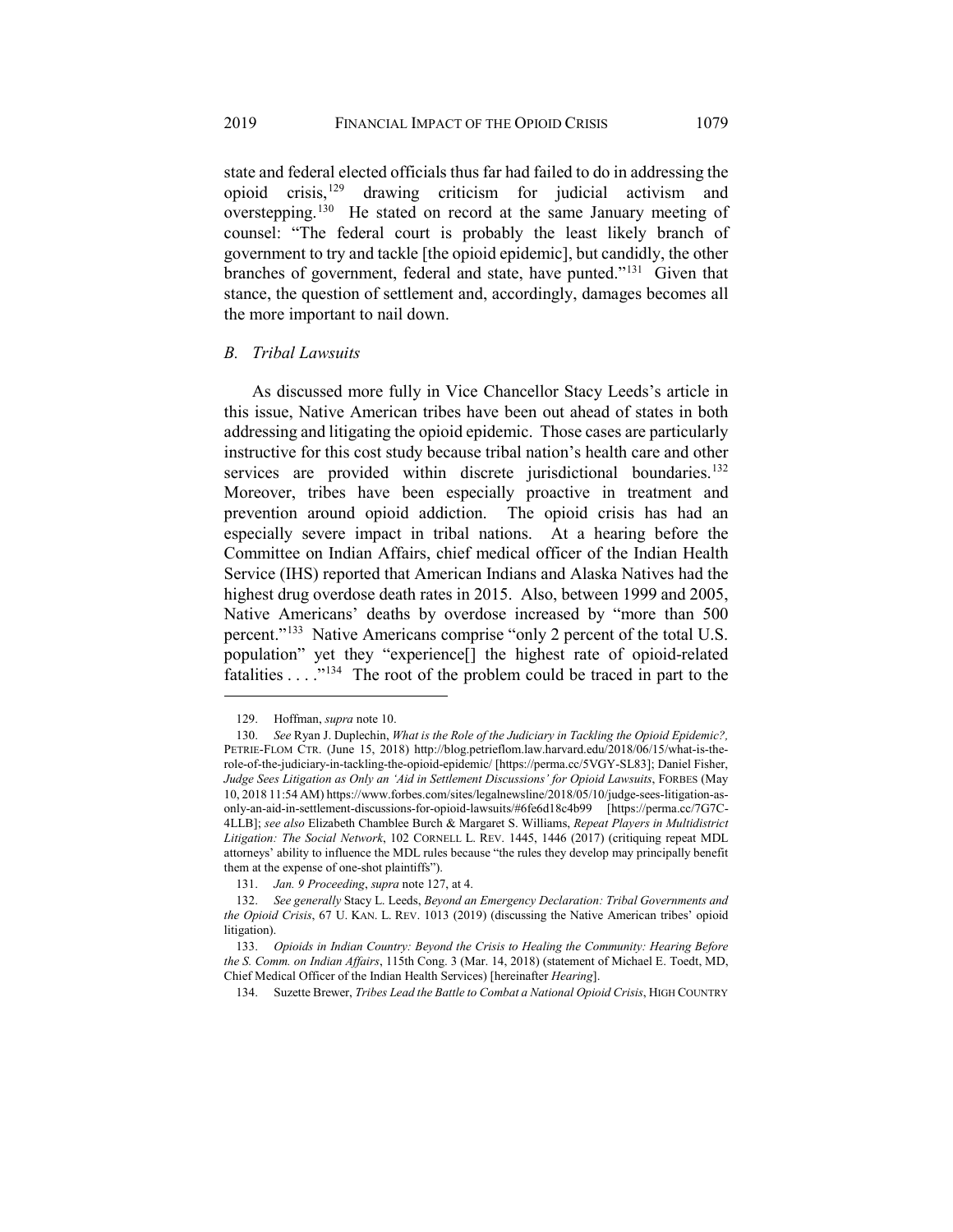state and federal elected officials thus far had failed to do in addressing the opioid crisis,[129] drawing criticism for judicial activism and overstepping.[130] He stated on record at the same January meeting of counsel: "The federal court is probably the least likely branch of government to try and tackle [the opioid epidemic], but candidly, the other branches of government, federal and state, have punted."[131] Given that stance, the question of settlement and, accordingly, damages becomes all the more important to nail down.

### *B. Tribal Lawsuits*

As discussed more fully in Vice Chancellor Stacy Leeds's article in this issue, Native American tribes have been out ahead of states in both addressing and litigating the opioid epidemic. Those cases are particularly instructive for this cost study because tribal nation's health care and other services are provided within discrete jurisdictional boundaries.[132] Moreover, tribes have been especially proactive in treatment and prevention around opioid addiction. The opioid crisis has had an especially severe impact in tribal nations. At a hearing before the Committee on Indian Affairs, chief medical officer of the Indian Health Service (IHS) reported that American Indians and Alaska Natives had the highest drug overdose death rates in 2015. Also, between 1999 and 2005, Native Americans' deaths by overdose increased by "more than 500 percent."[133] Native Americans comprise "only 2 percent of the total U.S. population" yet they "experience[] the highest rate of opioid-related fatalities . . . ."[134] The root of the problem could be traced in part to the

---

129. Hoffman, *supra* note 10.

130. *See* Ryan J. Duplechin, *What is the Role of the Judiciary in Tackling the Opioid Epidemic?,* PETRIE-FLOM CTR. (June 15, 2018) http://blog.petrieflom.law.harvard.edu/2018/06/15/what-is-the-role-of-the-judiciary-in-tackling-the-opioid-epidemic/ [https://perma.cc/5VGY-SL83]; Daniel Fisher, *Judge Sees Litigation as Only an 'Aid in Settlement Discussions' for Opioid Lawsuits*, FORBES (May 10, 2018 11:54 AM) https://www.forbes.com/sites/legalnewsline/2018/05/10/judge-sees-litigation-as-only-an-aid-in-settlement-discussions-for-opioid-lawsuits/#6fe6d18c4b99 [https://perma.cc/7G7C-4LLB]; *see also* Elizabeth Chamblee Burch & Margaret S. Williams, *Repeat Players in Multidistrict Litigation: The Social Network*, 102 CORNELL L. REV. 1445, 1446 (2017) (critiquing repeat MDL attorneys' ability to influence the MDL rules because "the rules they develop may principally benefit them at the expense of one-shot plaintiffs").

131. *Jan. 9 Proceeding*, *supra* note 127, at 4.

132. *See generally* Stacy L. Leeds, *Beyond an Emergency Declaration: Tribal Governments and the Opioid Crisis*, 67 U. KAN. L. REV. 1013 (2019) (discussing the Native American tribes' opioid litigation).

133. *Opioids in Indian Country: Beyond the Crisis to Healing the Community: Hearing Before the S. Comm. on Indian Affairs*, 115th Cong. 3 (Mar. 14, 2018) (statement of Michael E. Toedt, MD, Chief Medical Officer of the Indian Health Services) [hereinafter *Hearing*].

134. Suzette Brewer, *Tribes Lead the Battle to Combat a National Opioid Crisis*, HIGH COUNTRY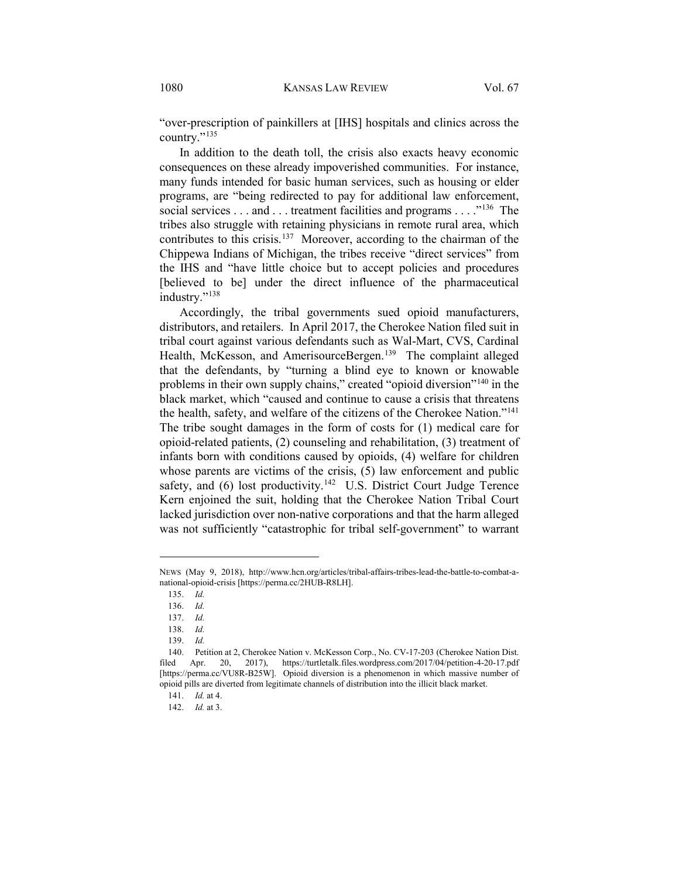"over-prescription of painkillers at [IHS] hospitals and clinics across the country."[135]

In addition to the death toll, the crisis also exacts heavy economic consequences on these already impoverished communities. For instance, many funds intended for basic human services, such as housing or elder programs, are "being redirected to pay for additional law enforcement, social services . . . and . . . treatment facilities and programs . . . ."[136] The tribes also struggle with retaining physicians in remote rural area, which contributes to this crisis.[137] Moreover, according to the chairman of the Chippewa Indians of Michigan, the tribes receive "direct services" from the IHS and "have little choice but to accept policies and procedures [believed to be] under the direct influence of the pharmaceutical industry."[138]

Accordingly, the tribal governments sued opioid manufacturers, distributors, and retailers. In April 2017, the Cherokee Nation filed suit in tribal court against various defendants such as Wal-Mart, CVS, Cardinal Health, McKesson, and AmerisourceBergen.[139] The complaint alleged that the defendants, by "turning a blind eye to known or knowable problems in their own supply chains," created "opioid diversion"[140] in the black market, which "caused and continue to cause a crisis that threatens the health, safety, and welfare of the citizens of the Cherokee Nation."[141] The tribe sought damages in the form of costs for (1) medical care for opioid-related patients, (2) counseling and rehabilitation, (3) treatment of infants born with conditions caused by opioids, (4) welfare for children whose parents are victims of the crisis, (5) law enforcement and public safety, and (6) lost productivity.[142] U.S. District Court Judge Terence Kern enjoined the suit, holding that the Cherokee Nation Tribal Court lacked jurisdiction over non-native corporations and that the harm alleged was not sufficiently "catastrophic for tribal self-government" to warrant

---

NEWS (May 9, 2018), http://www.hcn.org/articles/tribal-affairs-tribes-lead-the-battle-to-combat-a-national-opioid-crisis [https://perma.cc/2HUB-R8LH].

135. *Id.*

136. *Id.*

137. *Id.*

138. *Id.*

139. *Id.*

140. Petition at 2, Cherokee Nation v. McKesson Corp., No. CV-17-203 (Cherokee Nation Dist. filed Apr. 20, 2017), https://turtletalk.files.wordpress.com/2017/04/petition-4-20-17.pdf [https://perma.cc/VU8R-B25W]. Opioid diversion is a phenomenon in which massive number of opioid pills are diverted from legitimate channels of distribution into the illicit black market.

141. *Id.* at 4.

142. *Id.* at 3.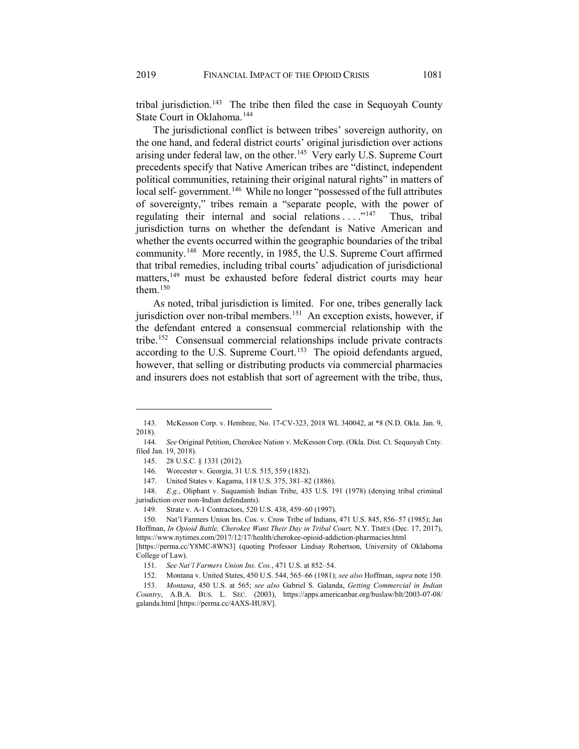tribal jurisdiction.[143] The tribe then filed the case in Sequoyah County State Court in Oklahoma.[144]

The jurisdictional conflict is between tribes' sovereign authority, on the one hand, and federal district courts' original jurisdiction over actions arising under federal law, on the other.[145] Very early U.S. Supreme Court precedents specify that Native American tribes are "distinct, independent political communities, retaining their original natural rights" in matters of local self- government.[146] While no longer "possessed of the full attributes of sovereignty," tribes remain a "separate people, with the power of regulating their internal and social relations . . . ."[147] Thus, tribal jurisdiction turns on whether the defendant is Native American and whether the events occurred within the geographic boundaries of the tribal community.[148] More recently, in 1985, the U.S. Supreme Court affirmed that tribal remedies, including tribal courts' adjudication of jurisdictional matters,[149] must be exhausted before federal district courts may hear them.[150]

As noted, tribal jurisdiction is limited. For one, tribes generally lack jurisdiction over non-tribal members.[151] An exception exists, however, if the defendant entered a consensual commercial relationship with the tribe.[152] Consensual commercial relationships include private contracts according to the U.S. Supreme Court.[153] The opioid defendants argued, however, that selling or distributing products via commercial pharmacies and insurers does not establish that sort of agreement with the tribe, thus,

---

143. McKesson Corp. v. Hembree, No. 17-CV-323, 2018 WL 340042, at *8 (N.D. Okla. Jan. 9, 2018).

144. *See* Original Petition, Cherokee Nation v. McKesson Corp. (Okla. Dist. Ct. Sequoyah Cnty. filed Jan. 19, 2018).

145. 28 U.S.C. § 1331 (2012).

146. Worcester v. Georgia, 31 U.S. 515, 559 (1832).

147. United States v. Kagama, 118 U.S. 375, 381–82 (1886).

148. *E.g.*, Oliphant v. Suquamish Indian Tribe, 435 U.S. 191 (1978) (denying tribal criminal jurisdiction over non-Indian defendants).

149. Strate v. A-1 Contractors, 520 U.S. 438, 459–60 (1997).

150. Nat'l Farmers Union Ins. Cos. v. Crow Tribe of Indians, 471 U.S. 845, 856–57 (1985); Jan Hoffman, *In Opioid Battle, Cherokee Want Their Day in Tribal Court,* N.Y. TIMES (Dec. 17, 2017), https://www.nytimes.com/2017/12/17/health/cherokee-opioid-addiction-pharmacies.html [https://perma.cc/Y8MC-8WN3] (quoting Professor Lindsay Robertson, University of Oklahoma College of Law).

151. *See Nat'l Farmers Union Ins. Cos.*, 471 U.S. at 852–54.

152. Montana v. United States, 450 U.S. 544, 565–66 (1981); *see also* Hoffman, *supra* note 150.

153. *Montana*, 450 U.S. at 565; *see also* Gabriel S. Galanda, *Getting Commercial in Indian Country*, A.B.A. BUS. L. SEC. (2003), https://apps.americanbar.org/buslaw/blt/2003-07-08/galanda.html [https://perma.cc/4AXS-HU8V].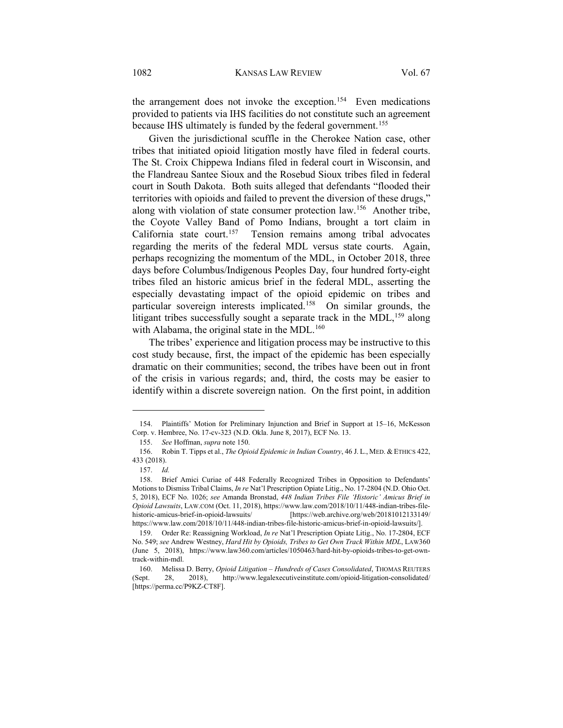the arrangement does not invoke the exception.[154] Even medications provided to patients via IHS facilities do not constitute such an agreement because IHS ultimately is funded by the federal government.[155]

Given the jurisdictional scuffle in the Cherokee Nation case, other tribes that initiated opioid litigation mostly have filed in federal courts. The St. Croix Chippewa Indians filed in federal court in Wisconsin, and the Flandreau Santee Sioux and the Rosebud Sioux tribes filed in federal court in South Dakota. Both suits alleged that defendants "flooded their territories with opioids and failed to prevent the diversion of these drugs," along with violation of state consumer protection law.[156] Another tribe, the Coyote Valley Band of Pomo Indians, brought a tort claim in California state court.[157] Tension remains among tribal advocates regarding the merits of the federal MDL versus state courts. Again, perhaps recognizing the momentum of the MDL, in October 2018, three days before Columbus/Indigenous Peoples Day, four hundred forty-eight tribes filed an historic amicus brief in the federal MDL, asserting the especially devastating impact of the opioid epidemic on tribes and particular sovereign interests implicated.[158] On similar grounds, the litigant tribes successfully sought a separate track in the MDL,[159] along with Alabama, the original state in the MDL.[160]

The tribes' experience and litigation process may be instructive to this cost study because, first, the impact of the epidemic has been especially dramatic on their communities; second, the tribes have been out in front of the crisis in various regards; and, third, the costs may be easier to identify within a discrete sovereign nation. On the first point, in addition

---

154. Plaintiffs' Motion for Preliminary Injunction and Brief in Support at 15–16, McKesson Corp. v. Hembree, No. 17-cv-323 (N.D. Okla. June 8, 2017), ECF No. 13.

155. *See* Hoffman, *supra* note 150.

156. Robin T. Tipps et al., *The Opioid Epidemic in Indian Country*, 46 J. L., MED. & ETHICS 422, 433 (2018).

157. *Id.*

158. Brief Amici Curiae of 448 Federally Recognized Tribes in Opposition to Defendants' Motions to Dismiss Tribal Claims, *In re* Nat'l Prescription Opiate Litig., No. 17-2804 (N.D. Ohio Oct. 5, 2018), ECF No. 1026; *see* Amanda Bronstad, *448 Indian Tribes File 'Historic' Amicus Brief in Opioid Lawsuits*, LAW.COM (Oct. 11, 2018), https://www.law.com/2018/10/11/448-indian-tribes-file-historic-amicus-brief-in-opioid-lawsuits/ [https://web.archive.org/web/20181012133149/https://www.law.com/2018/10/11/448-indian-tribes-file-historic-amicus-brief-in-opioid-lawsuits/].

159. Order Re: Reassigning Workload, *In re* Nat'l Prescription Opiate Litig., No. 17-2804, ECF No. 549; *see* Andrew Westney, *Hard Hit by Opioids, Tribes to Get Own Track Within MDL*, LAW360 (June 5, 2018), https://www.law360.com/articles/1050463/hard-hit-by-opioids-tribes-to-get-own-track-within-mdl.

160. Melissa D. Berry, *Opioid Litigation – Hundreds of Cases Consolidated*, THOMAS REUTERS (Sept. 28, 2018), http://www.legalexecutiveinstitute.com/opioid-litigation-consolidated/ [https://perma.cc/P9KZ-CT8F].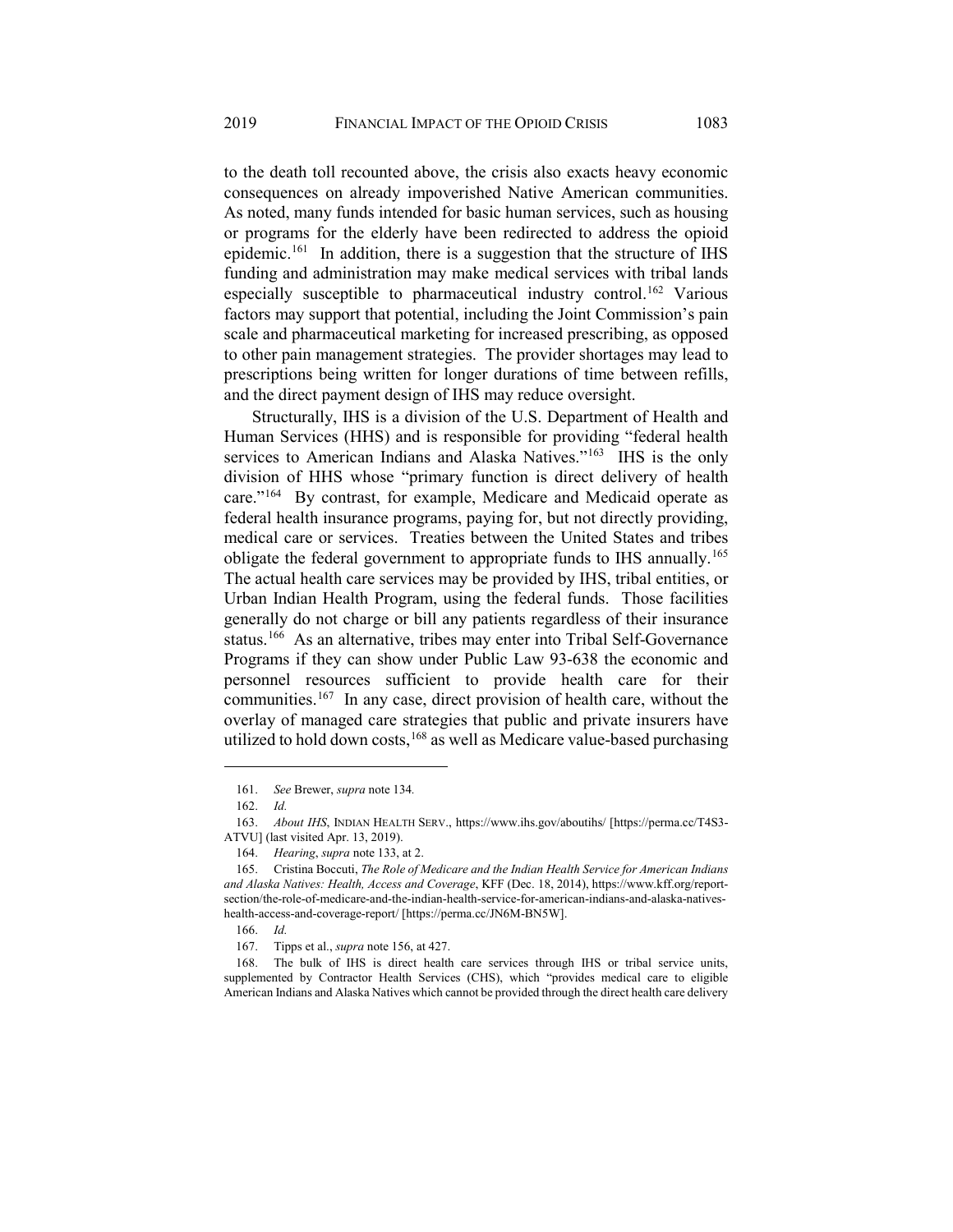to the death toll recounted above, the crisis also exacts heavy economic consequences on already impoverished Native American communities. As noted, many funds intended for basic human services, such as housing or programs for the elderly have been redirected to address the opioid epidemic.[161] In addition, there is a suggestion that the structure of IHS funding and administration may make medical services with tribal lands especially susceptible to pharmaceutical industry control.[162] Various factors may support that potential, including the Joint Commission's pain scale and pharmaceutical marketing for increased prescribing, as opposed to other pain management strategies. The provider shortages may lead to prescriptions being written for longer durations of time between refills, and the direct payment design of IHS may reduce oversight.

Structurally, IHS is a division of the U.S. Department of Health and Human Services (HHS) and is responsible for providing "federal health services to American Indians and Alaska Natives."[163] IHS is the only division of HHS whose "primary function is direct delivery of health care."[164] By contrast, for example, Medicare and Medicaid operate as federal health insurance programs, paying for, but not directly providing, medical care or services. Treaties between the United States and tribes obligate the federal government to appropriate funds to IHS annually.[165] The actual health care services may be provided by IHS, tribal entities, or Urban Indian Health Program, using the federal funds. Those facilities generally do not charge or bill any patients regardless of their insurance status.[166] As an alternative, tribes may enter into Tribal Self-Governance Programs if they can show under Public Law 93-638 the economic and personnel resources sufficient to provide health care for their communities.[167] In any case, direct provision of health care, without the overlay of managed care strategies that public and private insurers have utilized to hold down costs,[168] as well as Medicare value-based purchasing

---

161. *See* Brewer, *supra* note 134*.*

162. *Id.*

163. *About IHS*, INDIAN HEALTH SERV., https://www.ihs.gov/aboutihs/ [https://perma.cc/T4S3-ATVU] (last visited Apr. 13, 2019).

164. *Hearing*, *supra* note 133, at 2.

165. Cristina Boccuti, *The Role of Medicare and the Indian Health Service for American Indians and Alaska Natives: Health, Access and Coverage*, KFF (Dec. 18, 2014), https://www.kff.org/report-section/the-role-of-medicare-and-the-indian-health-service-for-american-indians-and-alaska-natives-health-access-and-coverage-report/ [https://perma.cc/JN6M-BN5W].

166. *Id.*

167. Tipps et al., *supra* note 156, at 427.

168. The bulk of IHS is direct health care services through IHS or tribal service units, supplemented by Contractor Health Services (CHS), which "provides medical care to eligible American Indians and Alaska Natives which cannot be provided through the direct health care delivery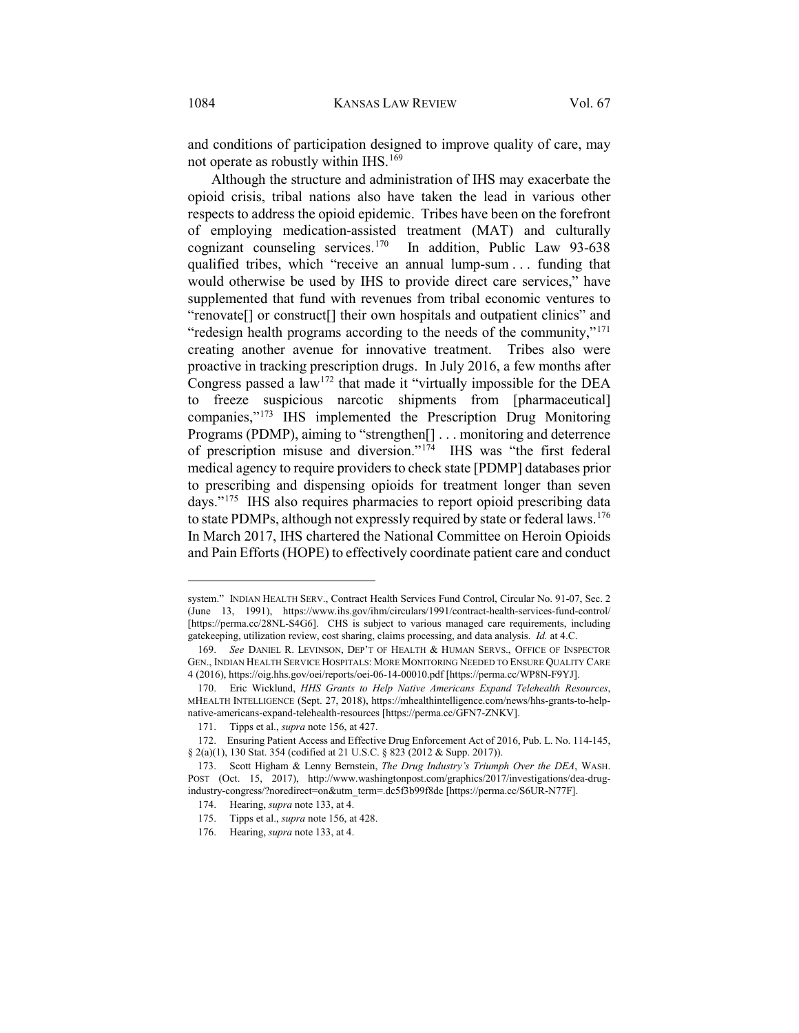and conditions of participation designed to improve quality of care, may not operate as robustly within IHS.[169]

Although the structure and administration of IHS may exacerbate the opioid crisis, tribal nations also have taken the lead in various other respects to address the opioid epidemic. Tribes have been on the forefront of employing medication-assisted treatment (MAT) and culturally cognizant counseling services.[170] In addition, Public Law 93-638 qualified tribes, which "receive an annual lump-sum . . . funding that would otherwise be used by IHS to provide direct care services," have supplemented that fund with revenues from tribal economic ventures to "renovate[] or construct[] their own hospitals and outpatient clinics" and "redesign health programs according to the needs of the community,"[171] creating another avenue for innovative treatment. Tribes also were proactive in tracking prescription drugs. In July 2016, a few months after Congress passed a law[172] that made it "virtually impossible for the DEA to freeze suspicious narcotic shipments from [pharmaceutical] companies,"[173] IHS implemented the Prescription Drug Monitoring Programs (PDMP), aiming to "strengthen[] . . . monitoring and deterrence of prescription misuse and diversion."[174] IHS was "the first federal medical agency to require providers to check state [PDMP] databases prior to prescribing and dispensing opioids for treatment longer than seven days."[175] IHS also requires pharmacies to report opioid prescribing data to state PDMPs, although not expressly required by state or federal laws.[176] In March 2017, IHS chartered the National Committee on Heroin Opioids and Pain Efforts (HOPE) to effectively coordinate patient care and conduct

---

system." INDIAN HEALTH SERV., Contract Health Services Fund Control, Circular No. 91-07, Sec. 2 (June 13, 1991), https://www.ihs.gov/ihm/circulars/1991/contract-health-services-fund-control/ [https://perma.cc/28NL-S4G6]. CHS is subject to various managed care requirements, including gatekeeping, utilization review, cost sharing, claims processing, and data analysis. *Id.* at 4.C.

169. *See* DANIEL R. LEVINSON, DEP'T OF HEALTH & HUMAN SERVS., OFFICE OF INSPECTOR GEN., INDIAN HEALTH SERVICE HOSPITALS: MORE MONITORING NEEDED TO ENSURE QUALITY CARE 4 (2016), https://oig.hhs.gov/oei/reports/oei-06-14-00010.pdf [https://perma.cc/WP8N-F9YJ].

170. Eric Wicklund, *HHS Grants to Help Native Americans Expand Telehealth Resources*, MHEALTH INTELLIGENCE (Sept. 27, 2018), https://mhealthintelligence.com/news/hhs-grants-to-help-native-americans-expand-telehealth-resources [https://perma.cc/GFN7-ZNKV].

171. Tipps et al., *supra* note 156, at 427.

172. Ensuring Patient Access and Effective Drug Enforcement Act of 2016, Pub. L. No. 114-145, § 2(a)(1), 130 Stat. 354 (codified at 21 U.S.C. § 823 (2012 & Supp. 2017)).

173. Scott Higham & Lenny Bernstein, *The Drug Industry's Triumph Over the DEA*, WASH. POST (Oct. 15, 2017), http://www.washingtonpost.com/graphics/2017/investigations/dea-drug-industry-congress/?noredirect=on&utm_term=.dc5f3b99f8de [https://perma.cc/S6UR-N77F].

174. Hearing, *supra* note 133, at 4.

175. Tipps et al., *supra* note 156, at 428.

176. Hearing, *supra* note 133, at 4.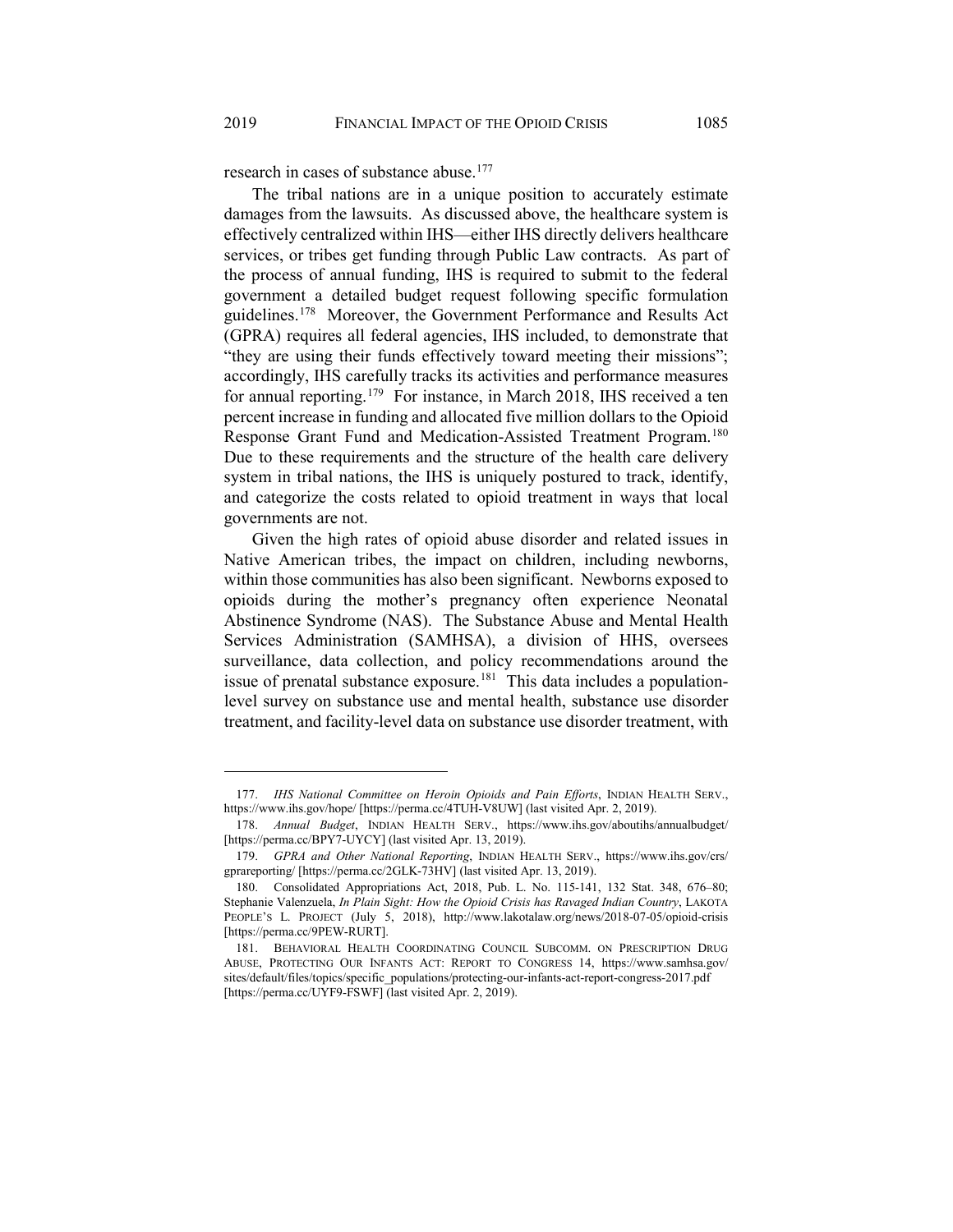research in cases of substance abuse.[177]

The tribal nations are in a unique position to accurately estimate damages from the lawsuits. As discussed above, the healthcare system is effectively centralized within IHS—either IHS directly delivers healthcare services, or tribes get funding through Public Law contracts. As part of the process of annual funding, IHS is required to submit to the federal government a detailed budget request following specific formulation guidelines.[178] Moreover, the Government Performance and Results Act (GPRA) requires all federal agencies, IHS included, to demonstrate that "they are using their funds effectively toward meeting their missions"; accordingly, IHS carefully tracks its activities and performance measures for annual reporting.[179] For instance, in March 2018, IHS received a ten percent increase in funding and allocated five million dollars to the Opioid Response Grant Fund and Medication-Assisted Treatment Program.[180] Due to these requirements and the structure of the health care delivery system in tribal nations, the IHS is uniquely postured to track, identify, and categorize the costs related to opioid treatment in ways that local governments are not.

Given the high rates of opioid abuse disorder and related issues in Native American tribes, the impact on children, including newborns, within those communities has also been significant. Newborns exposed to opioids during the mother's pregnancy often experience Neonatal Abstinence Syndrome (NAS). The Substance Abuse and Mental Health Services Administration (SAMHSA), a division of HHS, oversees surveillance, data collection, and policy recommendations around the issue of prenatal substance exposure.[181] This data includes a population-level survey on substance use and mental health, substance use disorder treatment, and facility-level data on substance use disorder treatment, with

---

177. *IHS National Committee on Heroin Opioids and Pain Efforts*, INDIAN HEALTH SERV., https://www.ihs.gov/hope/ [https://perma.cc/4TUH-V8UW] (last visited Apr. 2, 2019).

178. *Annual Budget*, INDIAN HEALTH SERV., https://www.ihs.gov/aboutihs/annualbudget/ [https://perma.cc/BPY7-UYCY] (last visited Apr. 13, 2019).

179. *GPRA and Other National Reporting*, INDIAN HEALTH SERV., https://www.ihs.gov/crs/gprareporting/ [https://perma.cc/2GLK-73HV] (last visited Apr. 13, 2019).

180. Consolidated Appropriations Act, 2018, Pub. L. No. 115-141, 132 Stat. 348, 676–80; Stephanie Valenzuela, *In Plain Sight: How the Opioid Crisis has Ravaged Indian Country*, LAKOTA PEOPLE'S L. PROJECT (July 5, 2018), http://www.lakotalaw.org/news/2018-07-05/opioid-crisis [https://perma.cc/9PEW-RURT].

181. BEHAVIORAL HEALTH COORDINATING COUNCIL SUBCOMM. ON PRESCRIPTION DRUG ABUSE, PROTECTING OUR INFANTS ACT: REPORT TO CONGRESS 14, https://www.samhsa.gov/sites/default/files/topics/specific_populations/protecting-our-infants-act-report-congress-2017.pdf [https://perma.cc/UYF9-FSWF] (last visited Apr. 2, 2019).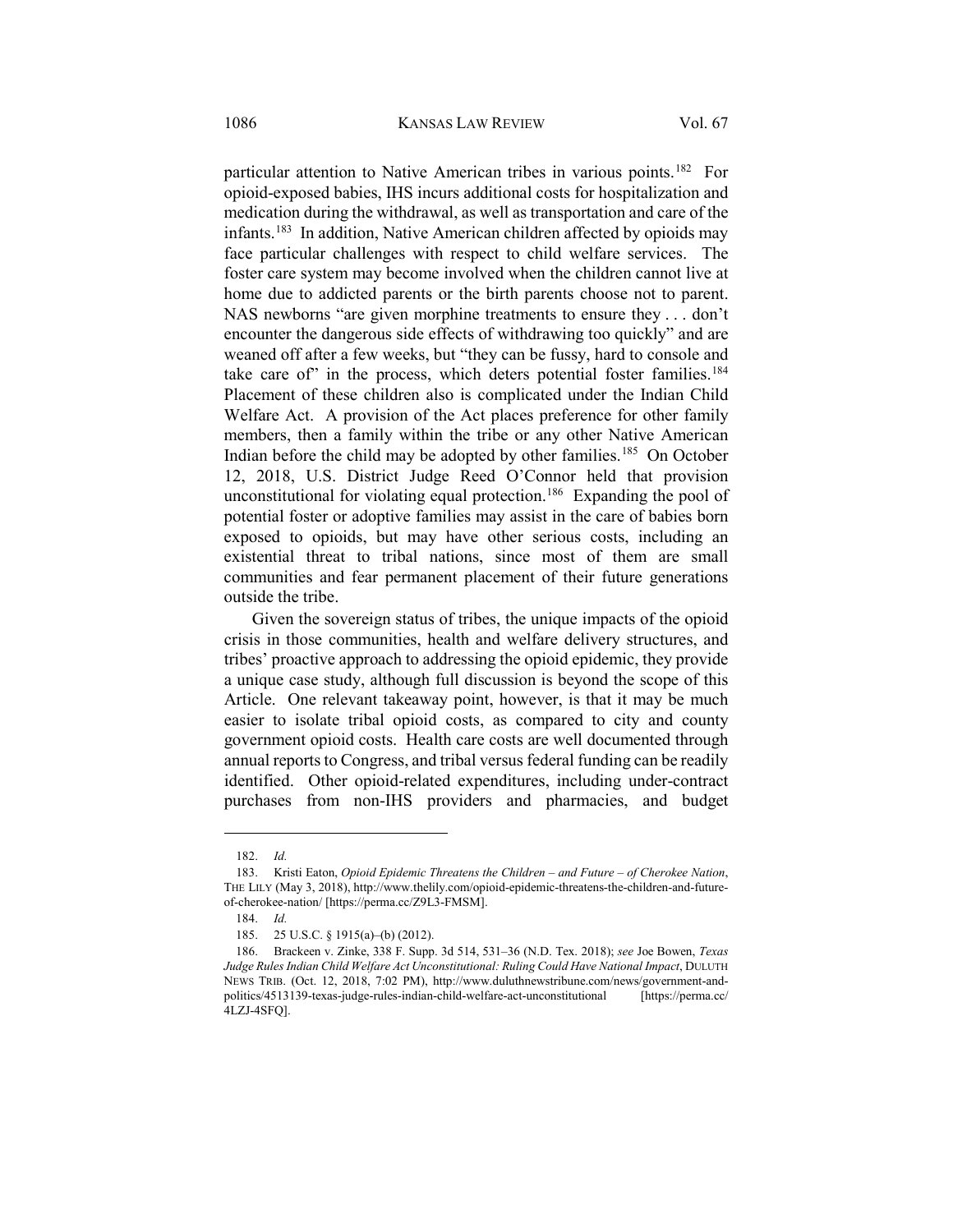particular attention to Native American tribes in various points.[182] For opioid-exposed babies, IHS incurs additional costs for hospitalization and medication during the withdrawal, as well as transportation and care of the infants.[183] In addition, Native American children affected by opioids may face particular challenges with respect to child welfare services. The foster care system may become involved when the children cannot live at home due to addicted parents or the birth parents choose not to parent. NAS newborns "are given morphine treatments to ensure they . . . don't encounter the dangerous side effects of withdrawing too quickly" and are weaned off after a few weeks, but "they can be fussy, hard to console and take care of" in the process, which deters potential foster families.[184] Placement of these children also is complicated under the Indian Child Welfare Act. A provision of the Act places preference for other family members, then a family within the tribe or any other Native American Indian before the child may be adopted by other families.[185] On October 12, 2018, U.S. District Judge Reed O'Connor held that provision unconstitutional for violating equal protection.[186] Expanding the pool of potential foster or adoptive families may assist in the care of babies born exposed to opioids, but may have other serious costs, including an existential threat to tribal nations, since most of them are small communities and fear permanent placement of their future generations outside the tribe.

Given the sovereign status of tribes, the unique impacts of the opioid crisis in those communities, health and welfare delivery structures, and tribes' proactive approach to addressing the opioid epidemic, they provide a unique case study, although full discussion is beyond the scope of this Article. One relevant takeaway point, however, is that it may be much easier to isolate tribal opioid costs, as compared to city and county government opioid costs. Health care costs are well documented through annual reports to Congress, and tribal versus federal funding can be readily identified. Other opioid-related expenditures, including under-contract purchases from non-IHS providers and pharmacies, and budget

---

182. *Id.*

183. Kristi Eaton, *Opioid Epidemic Threatens the Children – and Future – of Cherokee Nation*, THE LILY (May 3, 2018), http://www.thelily.com/opioid-epidemic-threatens-the-children-and-future-of-cherokee-nation/ [https://perma.cc/Z9L3-FMSM].

184. *Id.*

185. 25 U.S.C. § 1915(a)–(b) (2012).

186. Brackeen v. Zinke, 338 F. Supp. 3d 514, 531–36 (N.D. Tex. 2018); *see* Joe Bowen, *Texas Judge Rules Indian Child Welfare Act Unconstitutional: Ruling Could Have National Impact*, DULUTH NEWS TRIB. (Oct. 12, 2018, 7:02 PM), http://www.duluthnewstribune.com/news/government-and-politics/4513139-texas-judge-rules-indian-child-welfare-act-unconstitutional [https://perma.cc/4LZJ-4SFQ].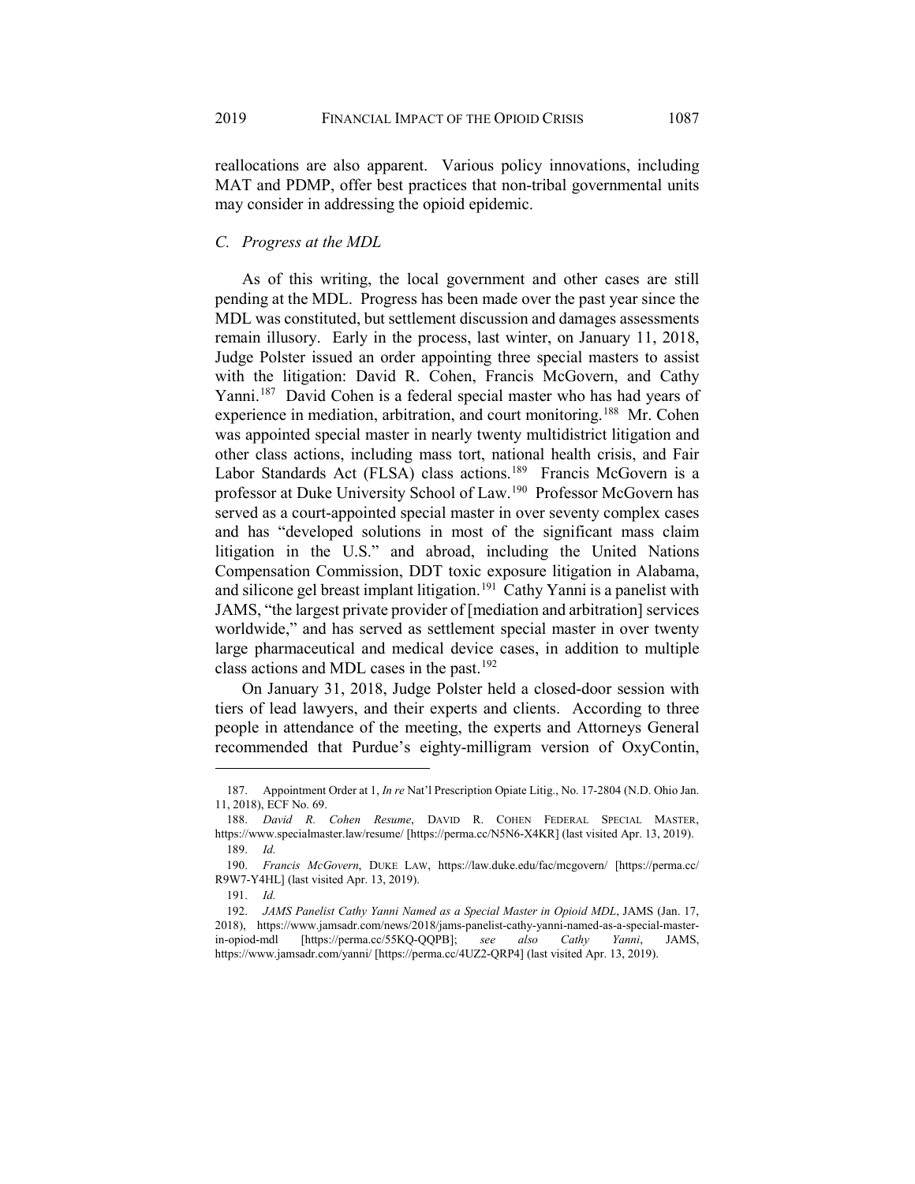reallocations are also apparent. Various policy innovations, including MAT and PDMP, offer best practices that non-tribal governmental units may consider in addressing the opioid epidemic.

### *C. Progress at the MDL*

As of this writing, the local government and other cases are still pending at the MDL. Progress has been made over the past year since the MDL was constituted, but settlement discussion and damages assessments remain illusory. Early in the process, last winter, on January 11, 2018, Judge Polster issued an order appointing three special masters to assist with the litigation: David R. Cohen, Francis McGovern, and Cathy Yanni.[187] David Cohen is a federal special master who has had years of experience in mediation, arbitration, and court monitoring.[188] Mr. Cohen was appointed special master in nearly twenty multidistrict litigation and other class actions, including mass tort, national health crisis, and Fair Labor Standards Act (FLSA) class actions.[189] Francis McGovern is a professor at Duke University School of Law.[190] Professor McGovern has served as a court-appointed special master in over seventy complex cases and has "developed solutions in most of the significant mass claim litigation in the U.S." and abroad, including the United Nations Compensation Commission, DDT toxic exposure litigation in Alabama, and silicone gel breast implant litigation.[191] Cathy Yanni is a panelist with JAMS, "the largest private provider of [mediation and arbitration] services worldwide," and has served as settlement special master in over twenty large pharmaceutical and medical device cases, in addition to multiple class actions and MDL cases in the past.[192]

On January 31, 2018, Judge Polster held a closed-door session with tiers of lead lawyers, and their experts and clients. According to three people in attendance of the meeting, the experts and Attorneys General recommended that Purdue's eighty-milligram version of OxyContin,

---

187. Appointment Order at 1, *In re* Nat'l Prescription Opiate Litig., No. 17-2804 (N.D. Ohio Jan. 11, 2018), ECF No. 69.

188. *David R. Cohen Resume*, DAVID R. COHEN FEDERAL SPECIAL MASTER, https://www.specialmaster.law/resume/ [https://perma.cc/N5N6-X4KR] (last visited Apr. 13, 2019).

189. *Id.*

190. *Francis McGovern*, DUKE LAW, https://law.duke.edu/fac/mcgovern/ [https://perma.cc/R9W7-Y4HL] (last visited Apr. 13, 2019).

191. *Id.*

192. *JAMS Panelist Cathy Yanni Named as a Special Master in Opioid MDL*, JAMS (Jan. 17, 2018), https://www.jamsadr.com/news/2018/jams-panelist-cathy-yanni-named-as-a-special-master-in-opiod-mdl [https://perma.cc/55KQ-QQPB]; *see also Cathy Yanni*, JAMS, https://www.jamsadr.com/yanni/ [https://perma.cc/4UZ2-QRP4] (last visited Apr. 13, 2019).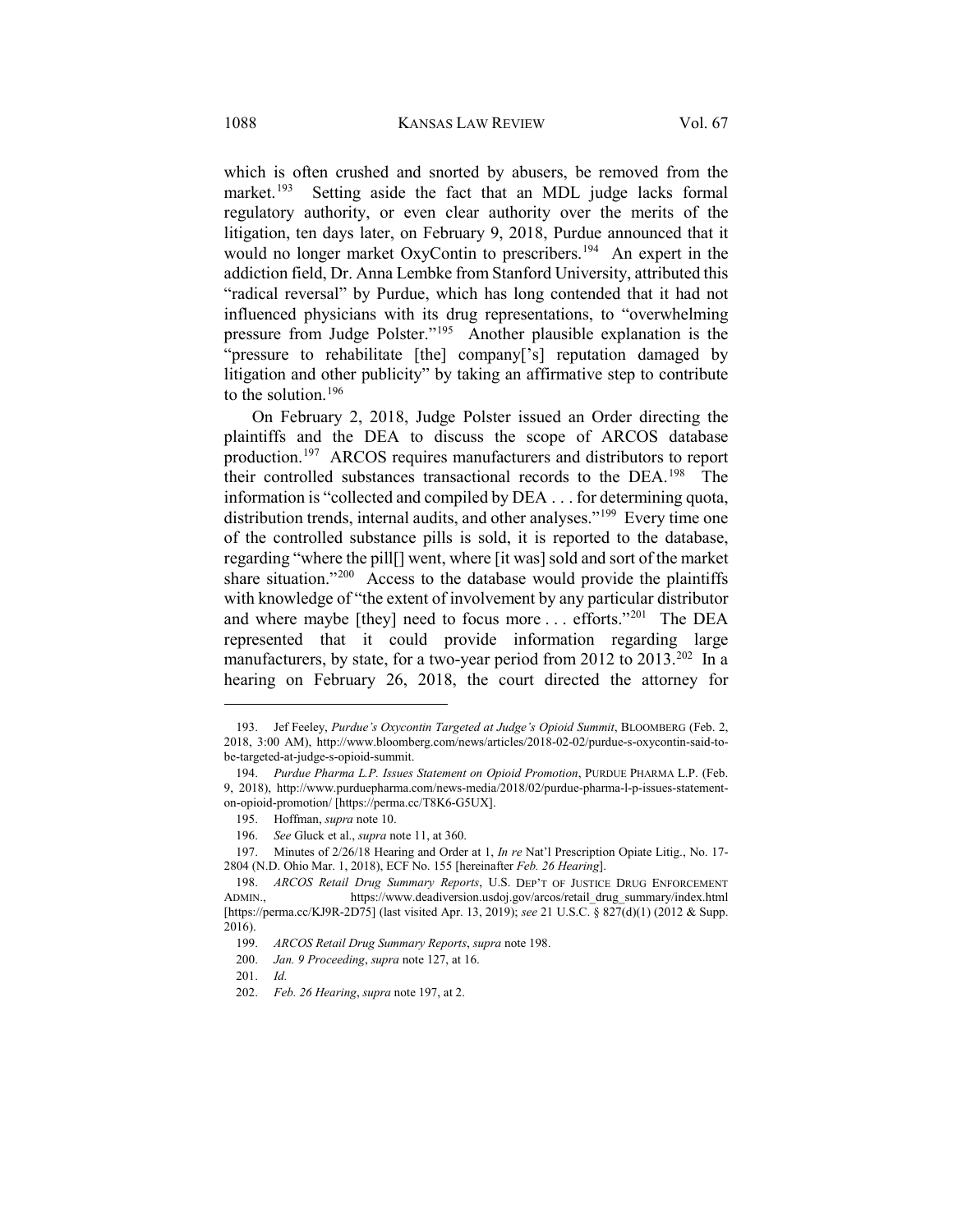which is often crushed and snorted by abusers, be removed from the market.[193] Setting aside the fact that an MDL judge lacks formal regulatory authority, or even clear authority over the merits of the litigation, ten days later, on February 9, 2018, Purdue announced that it would no longer market OxyContin to prescribers.[194] An expert in the addiction field, Dr. Anna Lembke from Stanford University, attributed this "radical reversal" by Purdue, which has long contended that it had not influenced physicians with its drug representations, to "overwhelming pressure from Judge Polster."[195] Another plausible explanation is the "pressure to rehabilitate [the] company['s] reputation damaged by litigation and other publicity" by taking an affirmative step to contribute to the solution.[196]

On February 2, 2018, Judge Polster issued an Order directing the plaintiffs and the DEA to discuss the scope of ARCOS database production.[197] ARCOS requires manufacturers and distributors to report their controlled substances transactional records to the DEA.[198] The information is "collected and compiled by DEA . . . for determining quota, distribution trends, internal audits, and other analyses."[199] Every time one of the controlled substance pills is sold, it is reported to the database, regarding "where the pill[] went, where [it was] sold and sort of the market share situation."[200] Access to the database would provide the plaintiffs with knowledge of "the extent of involvement by any particular distributor and where maybe [they] need to focus more . . . efforts."[201] The DEA represented that it could provide information regarding large manufacturers, by state, for a two-year period from 2012 to 2013.[202] In a hearing on February 26, 2018, the court directed the attorney for

---

193. Jef Feeley, *Purdue's Oxycontin Targeted at Judge's Opioid Summit*, BLOOMBERG (Feb. 2, 2018, 3:00 AM), http://www.bloomberg.com/news/articles/2018-02-02/purdue-s-oxycontin-said-to-be-targeted-at-judge-s-opioid-summit.

194. *Purdue Pharma L.P. Issues Statement on Opioid Promotion*, PURDUE PHARMA L.P. (Feb. 9, 2018), http://www.purduepharma.com/news-media/2018/02/purdue-pharma-l-p-issues-statement-on-opioid-promotion/ [https://perma.cc/T8K6-G5UX].

195. Hoffman, *supra* note 10.

196. *See* Gluck et al., *supra* note 11, at 360.

197. Minutes of 2/26/18 Hearing and Order at 1, *In re* Nat'l Prescription Opiate Litig., No. 17-2804 (N.D. Ohio Mar. 1, 2018), ECF No. 155 [hereinafter *Feb. 26 Hearing*].

198. *ARCOS Retail Drug Summary Reports*, U.S. DEP'T OF JUSTICE DRUG ENFORCEMENT ADMIN., https://www.deadiversion.usdoj.gov/arcos/retail_drug_summary/index.html [https://perma.cc/KJ9R-2D75] (last visited Apr. 13, 2019); *see* 21 U.S.C. § 827(d)(1) (2012 & Supp. 2016).

199. *ARCOS Retail Drug Summary Reports*, *supra* note 198.

200. *Jan. 9 Proceeding*, *supra* note 127, at 16.

201. *Id.*

202. *Feb. 26 Hearing*, *supra* note 197, at 2.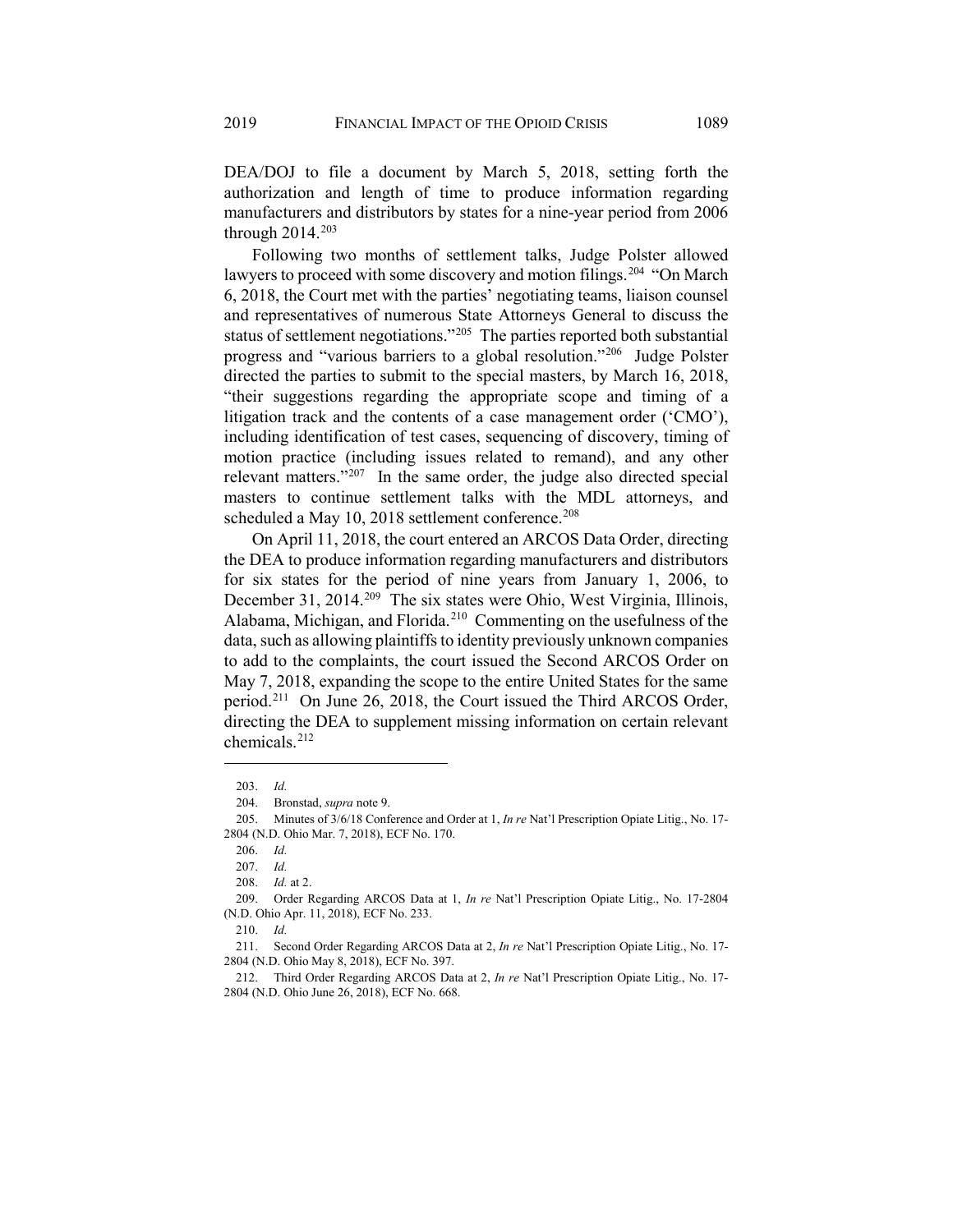DEA/DOJ to file a document by March 5, 2018, setting forth the authorization and length of time to produce information regarding manufacturers and distributors by states for a nine-year period from 2006 through 2014.[203]

Following two months of settlement talks, Judge Polster allowed lawyers to proceed with some discovery and motion filings.[204] "On March 6, 2018, the Court met with the parties' negotiating teams, liaison counsel and representatives of numerous State Attorneys General to discuss the status of settlement negotiations."[205] The parties reported both substantial progress and "various barriers to a global resolution."[206] Judge Polster directed the parties to submit to the special masters, by March 16, 2018, "their suggestions regarding the appropriate scope and timing of a litigation track and the contents of a case management order ('CMO'), including identification of test cases, sequencing of discovery, timing of motion practice (including issues related to remand), and any other relevant matters."[207] In the same order, the judge also directed special masters to continue settlement talks with the MDL attorneys, and scheduled a May 10, 2018 settlement conference.[208]

On April 11, 2018, the court entered an ARCOS Data Order, directing the DEA to produce information regarding manufacturers and distributors for six states for the period of nine years from January 1, 2006, to December 31, 2014.[209] The six states were Ohio, West Virginia, Illinois, Alabama, Michigan, and Florida.[210] Commenting on the usefulness of the data, such as allowing plaintiffs to identity previously unknown companies to add to the complaints, the court issued the Second ARCOS Order on May 7, 2018, expanding the scope to the entire United States for the same period.[211] On June 26, 2018, the Court issued the Third ARCOS Order, directing the DEA to supplement missing information on certain relevant chemicals.[212]

---

203. *Id.*

204. Bronstad, *supra* note 9.

205. Minutes of 3/6/18 Conference and Order at 1, *In re* Nat'l Prescription Opiate Litig., No. 17-2804 (N.D. Ohio Mar. 7, 2018), ECF No. 170.

206. *Id.*

207. *Id.*

208. *Id.* at 2.

209. Order Regarding ARCOS Data at 1, *In re* Nat'l Prescription Opiate Litig., No. 17-2804 (N.D. Ohio Apr. 11, 2018), ECF No. 233.

210. *Id.*

211. Second Order Regarding ARCOS Data at 2, *In re* Nat'l Prescription Opiate Litig., No. 17-2804 (N.D. Ohio May 8, 2018), ECF No. 397.

212. Third Order Regarding ARCOS Data at 2, *In re* Nat'l Prescription Opiate Litig., No. 17-2804 (N.D. Ohio June 26, 2018), ECF No. 668.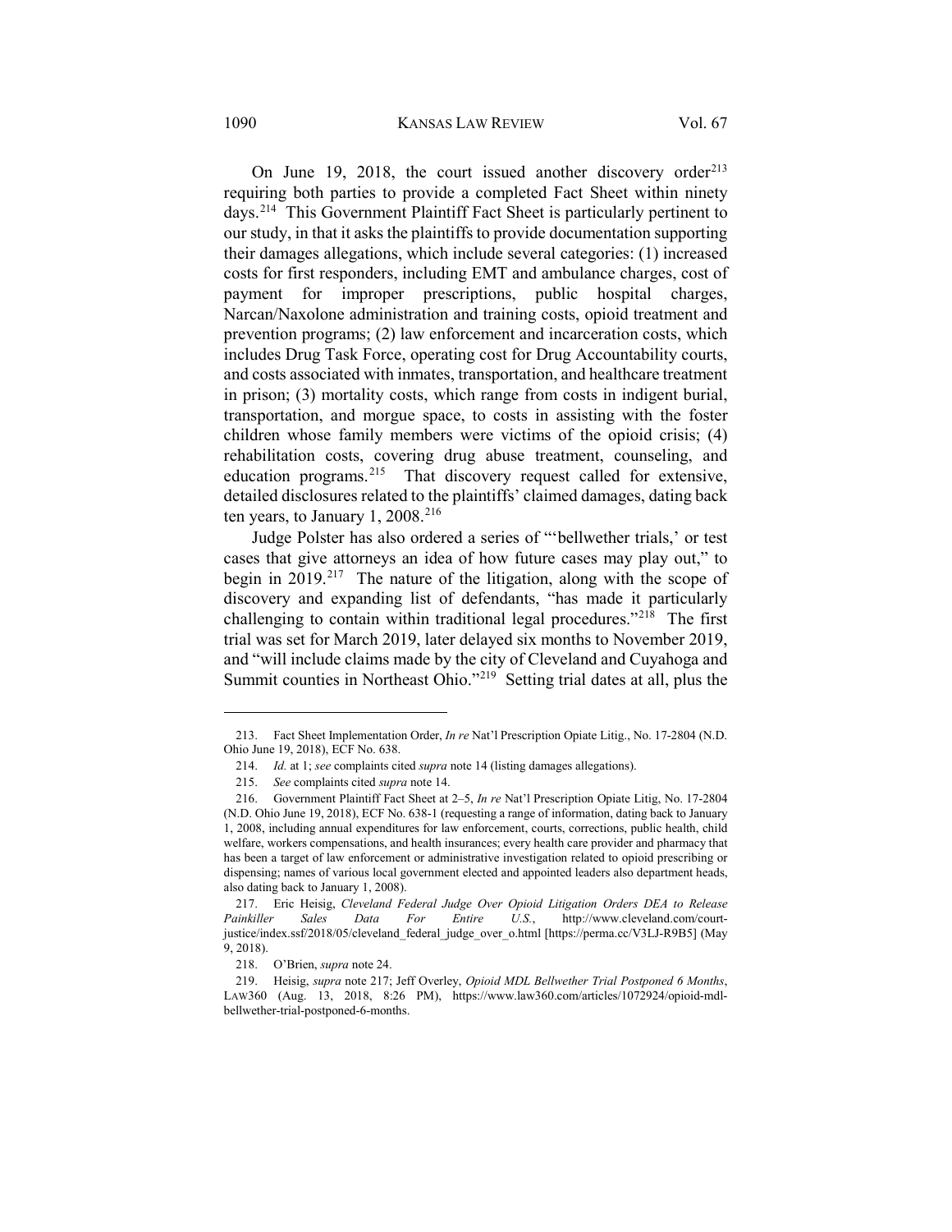On June 19, 2018, the court issued another discovery order[213] requiring both parties to provide a completed Fact Sheet within ninety days.[214] This Government Plaintiff Fact Sheet is particularly pertinent to our study, in that it asks the plaintiffs to provide documentation supporting their damages allegations, which include several categories: (1) increased costs for first responders, including EMT and ambulance charges, cost of payment for improper prescriptions, public hospital charges, Narcan/Naxolone administration and training costs, opioid treatment and prevention programs; (2) law enforcement and incarceration costs, which includes Drug Task Force, operating cost for Drug Accountability courts, and costs associated with inmates, transportation, and healthcare treatment in prison; (3) mortality costs, which range from costs in indigent burial, transportation, and morgue space, to costs in assisting with the foster children whose family members were victims of the opioid crisis; (4) rehabilitation costs, covering drug abuse treatment, counseling, and education programs.[215] That discovery request called for extensive, detailed disclosures related to the plaintiffs' claimed damages, dating back ten years, to January 1, 2008.[216]

Judge Polster has also ordered a series of "'bellwether trials,' or test cases that give attorneys an idea of how future cases may play out," to begin in 2019.[217] The nature of the litigation, along with the scope of discovery and expanding list of defendants, "has made it particularly challenging to contain within traditional legal procedures."[218] The first trial was set for March 2019, later delayed six months to November 2019, and "will include claims made by the city of Cleveland and Cuyahoga and Summit counties in Northeast Ohio."[219] Setting trial dates at all, plus the

---

213. Fact Sheet Implementation Order, *In re* Nat'l Prescription Opiate Litig., No. 17-2804 (N.D. Ohio June 19, 2018), ECF No. 638.

214. *Id.* at 1; *see* complaints cited *supra* note 14 (listing damages allegations).

215. *See* complaints cited *supra* note 14.

216. Government Plaintiff Fact Sheet at 2–5, *In re* Nat'l Prescription Opiate Litig, No. 17-2804 (N.D. Ohio June 19, 2018), ECF No. 638-1 (requesting a range of information, dating back to January 1, 2008, including annual expenditures for law enforcement, courts, corrections, public health, child welfare, workers compensations, and health insurances; every health care provider and pharmacy that has been a target of law enforcement or administrative investigation related to opioid prescribing or dispensing; names of various local government elected and appointed leaders also department heads, also dating back to January 1, 2008).

217. Eric Heisig, *Cleveland Federal Judge Over Opioid Litigation Orders DEA to Release Painkiller Sales Data For Entire U.S.*, http://www.cleveland.com/court-justice/index.ssf/2018/05/cleveland_federal_judge_over_o.html [https://perma.cc/V3LJ-R9B5] (May 9, 2018).

218. O'Brien, *supra* note 24.

219. Heisig, *supra* note 217; Jeff Overley, *Opioid MDL Bellwether Trial Postponed 6 Months*, LAW360 (Aug. 13, 2018, 8:26 PM), https://www.law360.com/articles/1072924/opioid-mdl-bellwether-trial-postponed-6-months.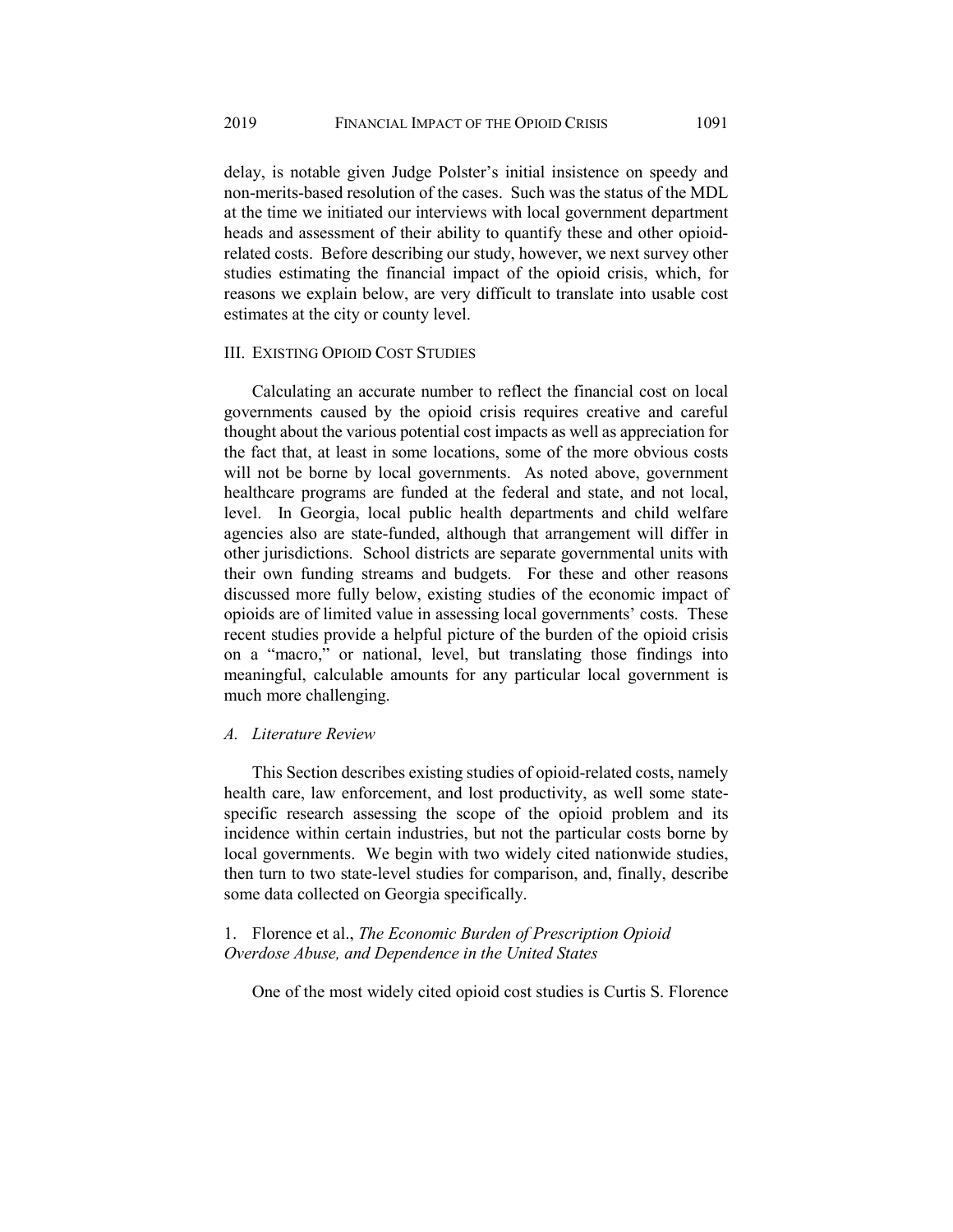delay, is notable given Judge Polster's initial insistence on speedy and non-merits-based resolution of the cases. Such was the status of the MDL at the time we initiated our interviews with local government department heads and assessment of their ability to quantify these and other opioid-related costs. Before describing our study, however, we next survey other studies estimating the financial impact of the opioid crisis, which, for reasons we explain below, are very difficult to translate into usable cost estimates at the city or county level.

## III. EXISTING OPIOID COST STUDIES

Calculating an accurate number to reflect the financial cost on local governments caused by the opioid crisis requires creative and careful thought about the various potential cost impacts as well as appreciation for the fact that, at least in some locations, some of the more obvious costs will not be borne by local governments. As noted above, government healthcare programs are funded at the federal and state, and not local, level. In Georgia, local public health departments and child welfare agencies also are state-funded, although that arrangement will differ in other jurisdictions. School districts are separate governmental units with their own funding streams and budgets. For these and other reasons discussed more fully below, existing studies of the economic impact of opioids are of limited value in assessing local governments' costs. These recent studies provide a helpful picture of the burden of the opioid crisis on a "macro," or national, level, but translating those findings into meaningful, calculable amounts for any particular local government is much more challenging.

### *A. Literature Review*

This Section describes existing studies of opioid-related costs, namely health care, law enforcement, and lost productivity, as well some state-specific research assessing the scope of the opioid problem and its incidence within certain industries, but not the particular costs borne by local governments. We begin with two widely cited nationwide studies, then turn to two state-level studies for comparison, and, finally, describe some data collected on Georgia specifically.

#### 1. Florence et al., *The Economic Burden of Prescription Opioid Overdose Abuse, and Dependence in the United States*

One of the most widely cited opioid cost studies is Curtis S. Florence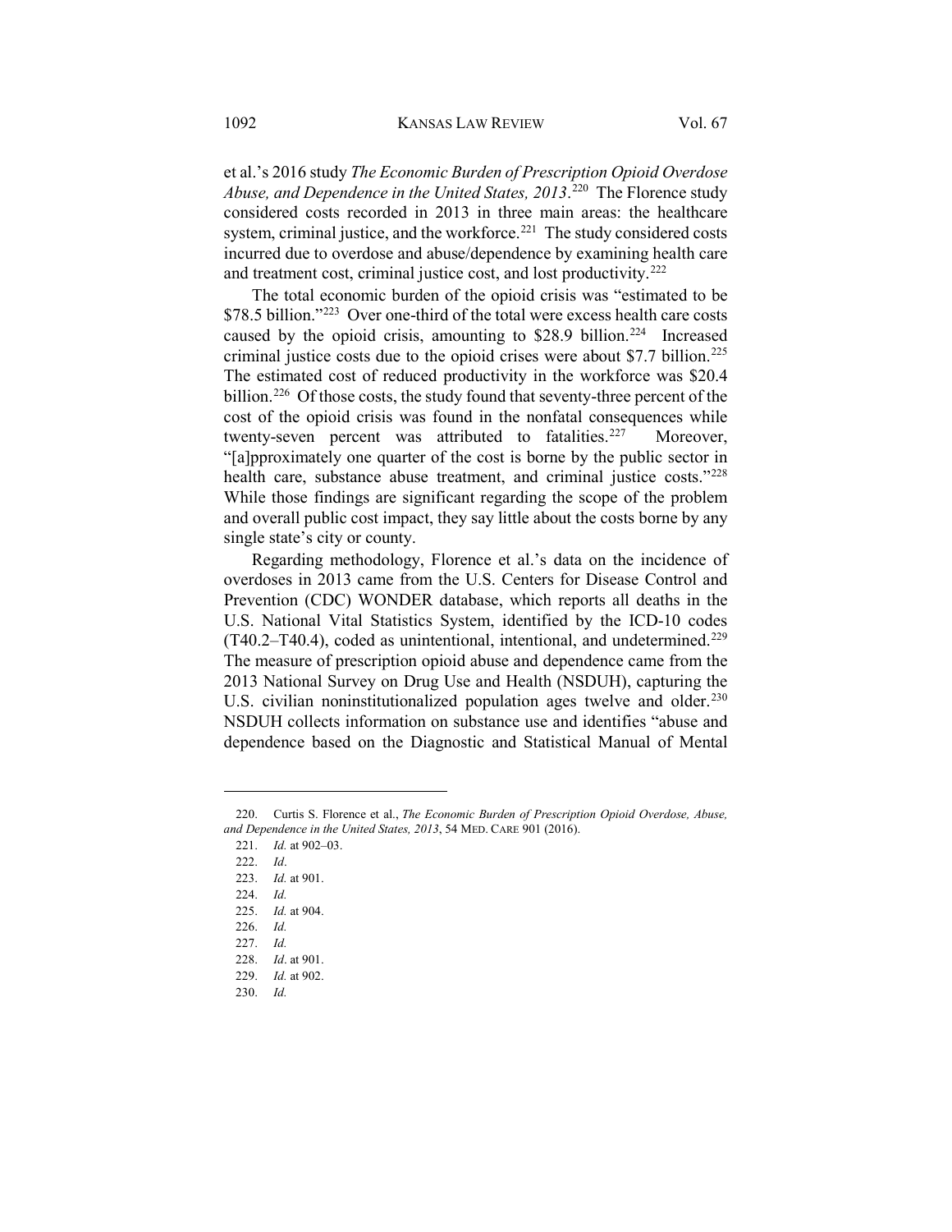et al.'s 2016 study *The Economic Burden of Prescription Opioid Overdose Abuse, and Dependence in the United States, 2013*.[220] The Florence study considered costs recorded in 2013 in three main areas: the healthcare system, criminal justice, and the workforce.[221] The study considered costs incurred due to overdose and abuse/dependence by examining health care and treatment cost, criminal justice cost, and lost productivity.[222]

The total economic burden of the opioid crisis was "estimated to be $78.5 billion."[223] Over one-third of the total were excess health care costs caused by the opioid crisis, amounting to $28.9 billion.[224] Increased criminal justice costs due to the opioid crises were about $7.7 billion.[225] The estimated cost of reduced productivity in the workforce was $20.4 billion.[226] Of those costs, the study found that seventy-three percent of the cost of the opioid crisis was found in the nonfatal consequences while twenty-seven percent was attributed to fatalities.[227] Moreover, "[a]pproximately one quarter of the cost is borne by the public sector in health care, substance abuse treatment, and criminal justice costs."[228] While those findings are significant regarding the scope of the problem and overall public cost impact, they say little about the costs borne by any single state's city or county.

Regarding methodology, Florence et al.'s data on the incidence of overdoses in 2013 came from the U.S. Centers for Disease Control and Prevention (CDC) WONDER database, which reports all deaths in the U.S. National Vital Statistics System, identified by the ICD-10 codes (T40.2–T40.4), coded as unintentional, intentional, and undetermined.[229] The measure of prescription opioid abuse and dependence came from the 2013 National Survey on Drug Use and Health (NSDUH), capturing the U.S. civilian noninstitutionalized population ages twelve and older.[230] NSDUH collects information on substance use and identifies "abuse and dependence based on the Diagnostic and Statistical Manual of Mental

---

220. Curtis S. Florence et al., *The Economic Burden of Prescription Opioid Overdose, Abuse, and Dependence in the United States, 2013*, 54 MED. CARE 901 (2016).

221. *Id.* at 902–03.

222. *Id*.

223. *Id.* at 901.

224. *Id.*

225. *Id.* at 904.

226. *Id.*

227. *Id.*

228. *Id*. at 901.

229. *Id.* at 902.

230. *Id.*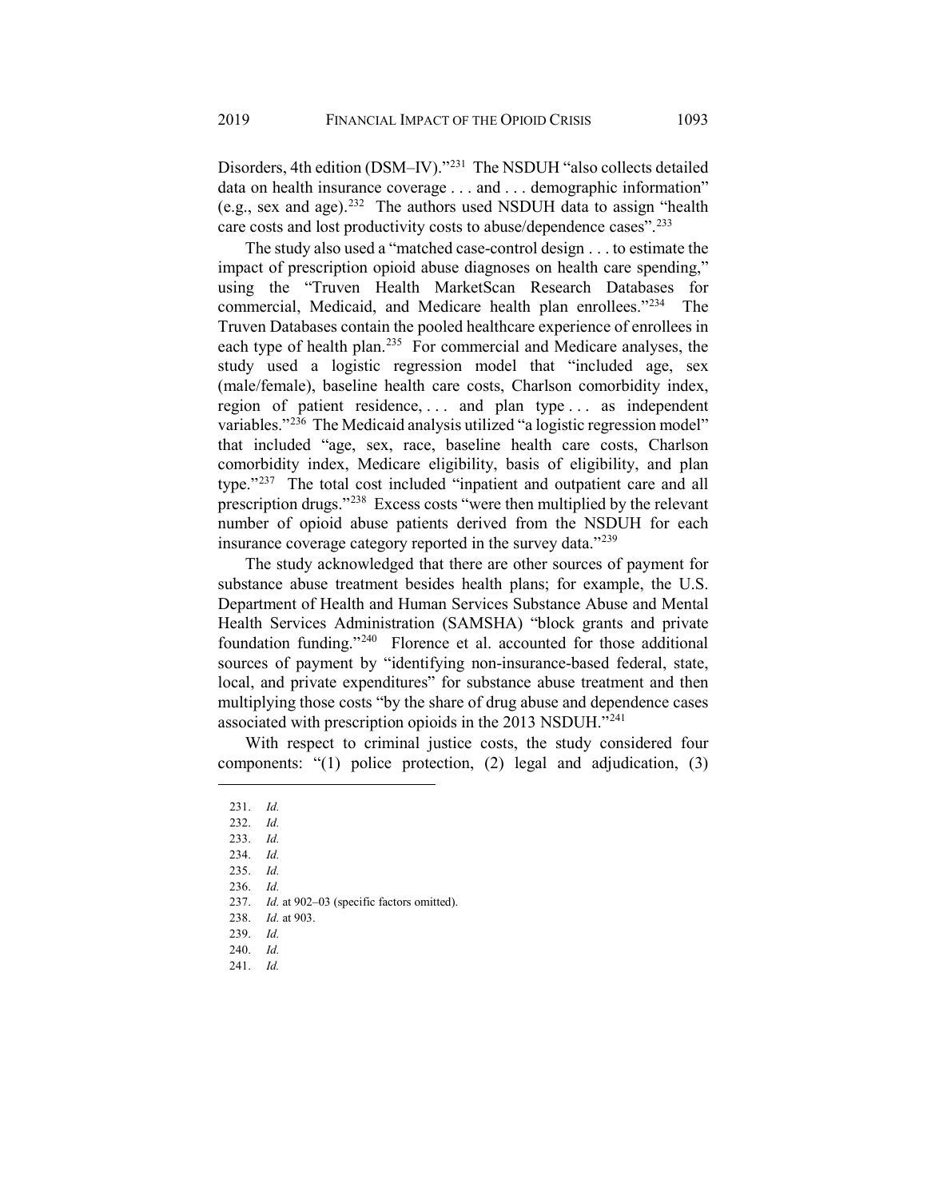Disorders, 4th edition (DSM–IV)."[231] The NSDUH "also collects detailed data on health insurance coverage . . . and . . . demographic information" (e.g., sex and age).[232] The authors used NSDUH data to assign "health care costs and lost productivity costs to abuse/dependence cases".[233]

The study also used a "matched case-control design . . . to estimate the impact of prescription opioid abuse diagnoses on health care spending," using the "Truven Health MarketScan Research Databases for commercial, Medicaid, and Medicare health plan enrollees."[234] The Truven Databases contain the pooled healthcare experience of enrollees in each type of health plan.[235] For commercial and Medicare analyses, the study used a logistic regression model that "included age, sex (male/female), baseline health care costs, Charlson comorbidity index, region of patient residence, . . . and plan type . . . as independent variables."[236] The Medicaid analysis utilized "a logistic regression model" that included "age, sex, race, baseline health care costs, Charlson comorbidity index, Medicare eligibility, basis of eligibility, and plan type."[237] The total cost included "inpatient and outpatient care and all prescription drugs."[238] Excess costs "were then multiplied by the relevant number of opioid abuse patients derived from the NSDUH for each insurance coverage category reported in the survey data."[239]

The study acknowledged that there are other sources of payment for substance abuse treatment besides health plans; for example, the U.S. Department of Health and Human Services Substance Abuse and Mental Health Services Administration (SAMSHA) "block grants and private foundation funding."[240] Florence et al. accounted for those additional sources of payment by "identifying non-insurance-based federal, state, local, and private expenditures" for substance abuse treatment and then multiplying those costs "by the share of drug abuse and dependence cases associated with prescription opioids in the 2013 NSDUH."[241]

With respect to criminal justice costs, the study considered four components: "(1) police protection, (2) legal and adjudication, (3)

---

231. *Id.*
232. *Id.*
233. *Id.*
234. *Id.*
235. *Id.*
236. *Id.*
237. *Id.* at 902–03 (specific factors omitted).
238. *Id.* at 903.
239. *Id.*
240. *Id.*
241. *Id.*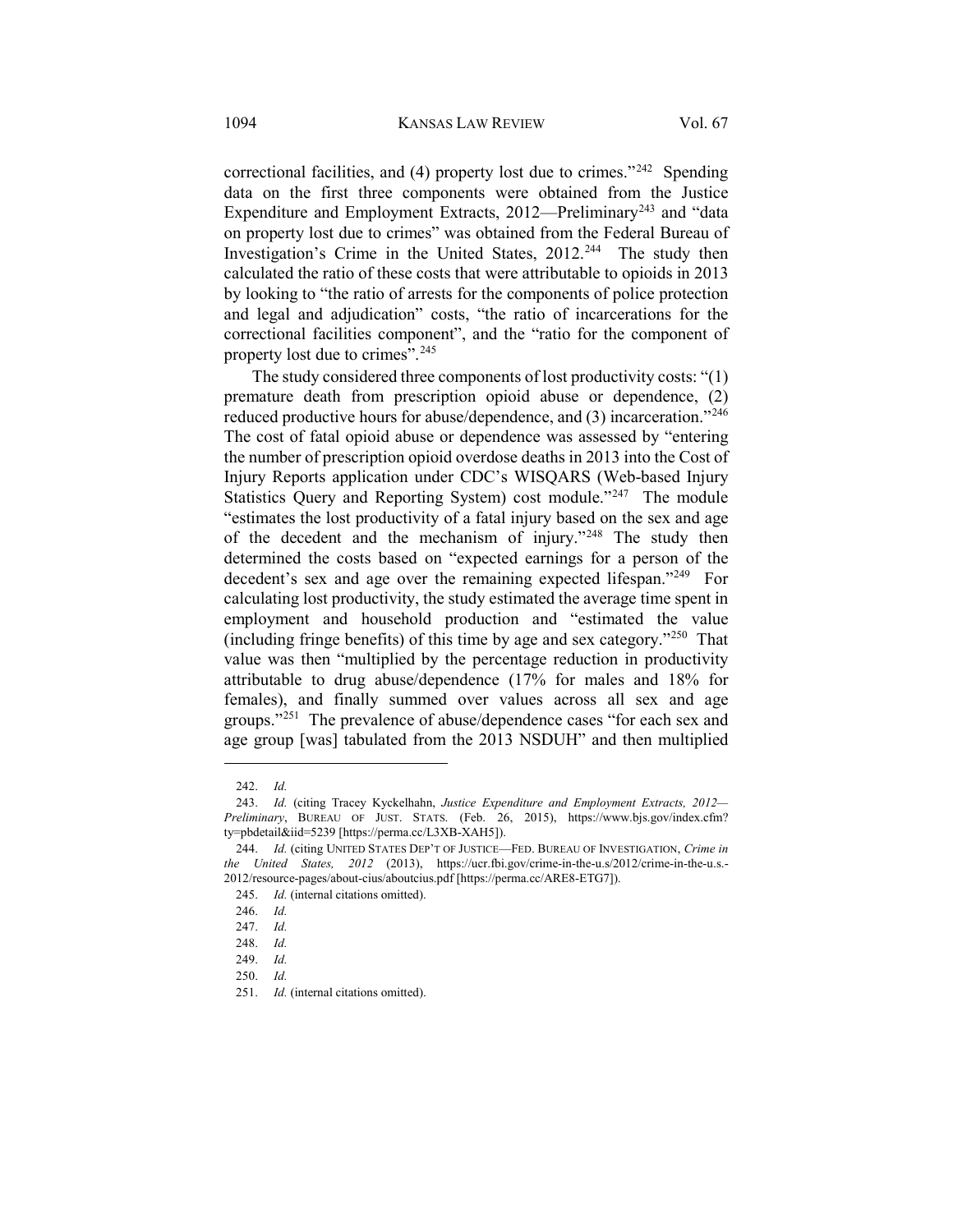correctional facilities, and (4) property lost due to crimes."[242] Spending data on the first three components were obtained from the Justice Expenditure and Employment Extracts, 2012—Preliminary[243] and "data on property lost due to crimes" was obtained from the Federal Bureau of Investigation's Crime in the United States, 2012.[244] The study then calculated the ratio of these costs that were attributable to opioids in 2013 by looking to "the ratio of arrests for the components of police protection and legal and adjudication" costs, "the ratio of incarcerations for the correctional facilities component", and the "ratio for the component of property lost due to crimes".[245]

The study considered three components of lost productivity costs: "(1) premature death from prescription opioid abuse or dependence, (2) reduced productive hours for abuse/dependence, and (3) incarceration."[246] The cost of fatal opioid abuse or dependence was assessed by "entering the number of prescription opioid overdose deaths in 2013 into the Cost of Injury Reports application under CDC's WISQARS (Web-based Injury Statistics Query and Reporting System) cost module."[247] The module "estimates the lost productivity of a fatal injury based on the sex and age of the decedent and the mechanism of injury."[248] The study then determined the costs based on "expected earnings for a person of the decedent's sex and age over the remaining expected lifespan."[249] For calculating lost productivity, the study estimated the average time spent in employment and household production and "estimated the value (including fringe benefits) of this time by age and sex category."[250] That value was then "multiplied by the percentage reduction in productivity attributable to drug abuse/dependence (17% for males and 18% for females), and finally summed over values across all sex and age groups."[251] The prevalence of abuse/dependence cases "for each sex and age group [was] tabulated from the 2013 NSDUH" and then multiplied

---

242. *Id.*

243. *Id.* (citing Tracey Kyckelhahn, *Justice Expenditure and Employment Extracts, 2012—Preliminary*, BUREAU OF JUST. STATS. (Feb. 26, 2015), https://www.bjs.gov/index.cfm?ty=pbdetail&iid=5239 [https://perma.cc/L3XB-XAH5]).

244. *Id.* (citing UNITED STATES DEP'T OF JUSTICE—FED. BUREAU OF INVESTIGATION, *Crime in the United States, 2012* (2013), https://ucr.fbi.gov/crime-in-the-u.s/2012/crime-in-the-u.s.-2012/resource-pages/about-cius/aboutcius.pdf [https://perma.cc/ARE8-ETG7]).

245. *Id.* (internal citations omitted).

246. *Id.*

247. *Id.*

248. *Id.*

249. *Id.*

250. *Id.*

251. *Id.* (internal citations omitted).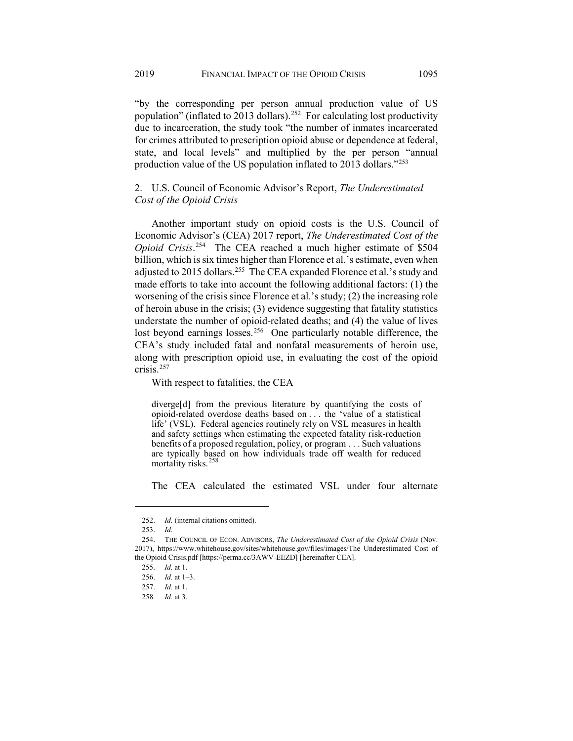"by the corresponding per person annual production value of US population" (inflated to 2013 dollars).[252] For calculating lost productivity due to incarceration, the study took "the number of inmates incarcerated for crimes attributed to prescription opioid abuse or dependence at federal, state, and local levels" and multiplied by the per person "annual production value of the US population inflated to 2013 dollars."[253]

### 2. U.S. Council of Economic Advisor's Report, *The Underestimated Cost of the Opioid Crisis*

Another important study on opioid costs is the U.S. Council of Economic Advisor's (CEA) 2017 report, *The Underestimated Cost of the Opioid Crisis*.[254] The CEA reached a much higher estimate of $504 billion, which is six times higher than Florence et al.'s estimate, even when adjusted to 2015 dollars.[255] The CEA expanded Florence et al.'s study and made efforts to take into account the following additional factors: (1) the worsening of the crisis since Florence et al.'s study; (2) the increasing role of heroin abuse in the crisis; (3) evidence suggesting that fatality statistics understate the number of opioid-related deaths; and (4) the value of lives lost beyond earnings losses.[256] One particularly notable difference, the CEA's study included fatal and nonfatal measurements of heroin use, along with prescription opioid use, in evaluating the cost of the opioid crisis.[257]

With respect to fatalities, the CEA

> diverge[d] from the previous literature by quantifying the costs of opioid-related overdose deaths based on . . . the 'value of a statistical life' (VSL). Federal agencies routinely rely on VSL measures in health and safety settings when estimating the expected fatality risk-reduction benefits of a proposed regulation, policy, or program . . . Such valuations are typically based on how individuals trade off wealth for reduced mortality risks.[258]

The CEA calculated the estimated VSL under four alternate

---

252. *Id.* (internal citations omitted).

253. *Id.*

254. THE COUNCIL OF ECON. ADVISORS, *The Underestimated Cost of the Opioid Crisis* (Nov. 2017), https://www.whitehouse.gov/sites/whitehouse.gov/files/images/The Underestimated Cost of the Opioid Crisis.pdf [https://perma.cc/3AWV-EEZD] [hereinafter CEA].

255. *Id.* at 1.

256. *Id.* at 1–3.

257. *Id.* at 1.

258. *Id.* at 3.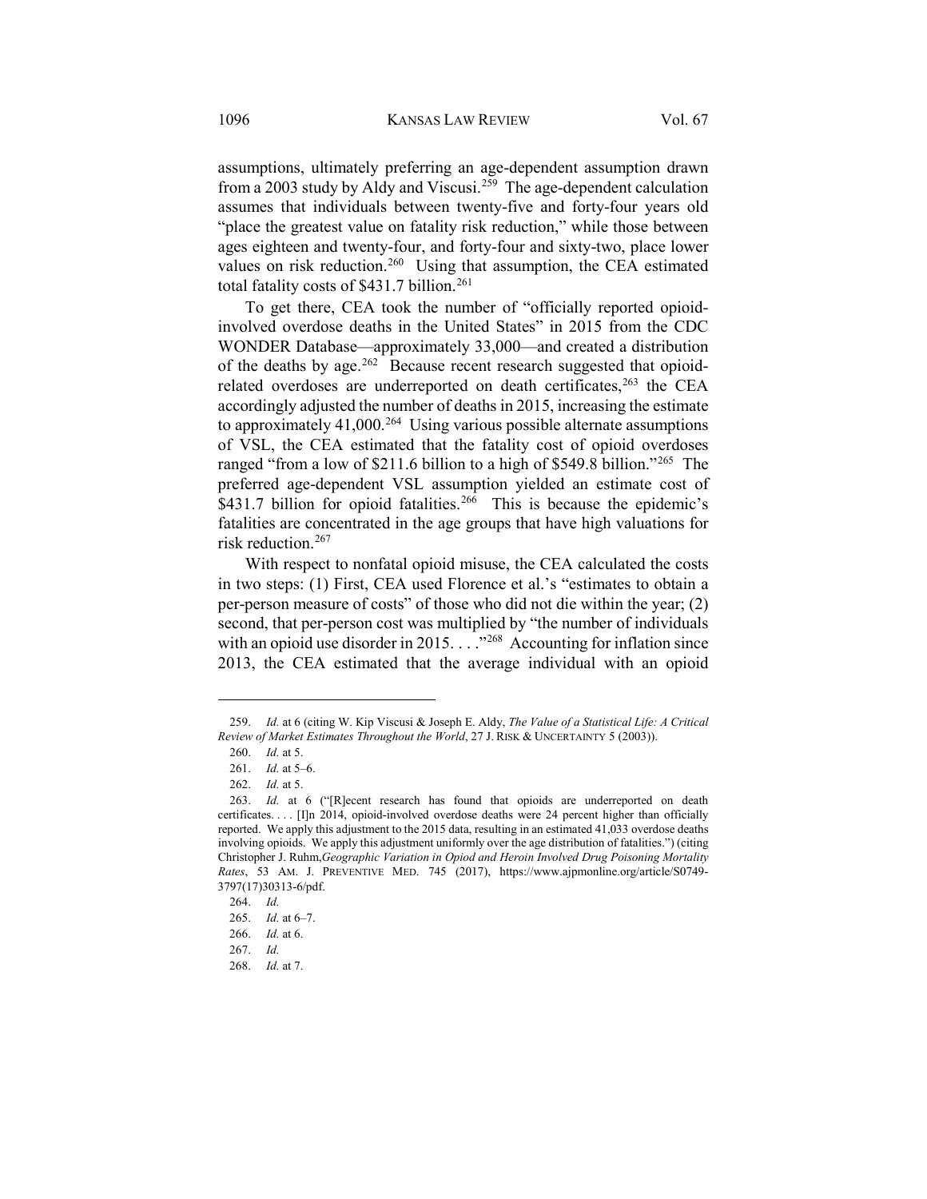assumptions, ultimately preferring an age-dependent assumption drawn from a 2003 study by Aldy and Viscusi.[259] The age-dependent calculation assumes that individuals between twenty-five and forty-four years old "place the greatest value on fatality risk reduction," while those between ages eighteen and twenty-four, and forty-four and sixty-two, place lower values on risk reduction.[260] Using that assumption, the CEA estimated total fatality costs of $431.7 billion.[261]

To get there, CEA took the number of "officially reported opioid-involved overdose deaths in the United States" in 2015 from the CDC WONDER Database—approximately 33,000—and created a distribution of the deaths by age.[262] Because recent research suggested that opioid-related overdoses are underreported on death certificates,[263] the CEA accordingly adjusted the number of deaths in 2015, increasing the estimate to approximately 41,000.[264] Using various possible alternate assumptions of VSL, the CEA estimated that the fatality cost of opioid overdoses ranged "from a low of $211.6 billion to a high of $549.8 billion."[265] The preferred age-dependent VSL assumption yielded an estimate cost of $431.7 billion for opioid fatalities.[266] This is because the epidemic's fatalities are concentrated in the age groups that have high valuations for risk reduction.[267]

With respect to nonfatal opioid misuse, the CEA calculated the costs in two steps: (1) First, CEA used Florence et al.'s "estimates to obtain a per-person measure of costs" of those who did not die within the year; (2) second, that per-person cost was multiplied by "the number of individuals with an opioid use disorder in 2015. . . ."[268] Accounting for inflation since 2013, the CEA estimated that the average individual with an opioid

---

259. *Id.* at 6 (citing W. Kip Viscusi & Joseph E. Aldy, *The Value of a Statistical Life: A Critical Review of Market Estimates Throughout the World*, 27 J. RISK & UNCERTAINTY 5 (2003)).

260. *Id.* at 5.

261. *Id.* at 5–6.

262. *Id.* at 5.

263. *Id.* at 6 ("[R]ecent research has found that opioids are underreported on death certificates. . . . [I]n 2014, opioid-involved overdose deaths were 24 percent higher than officially reported. We apply this adjustment to the 2015 data, resulting in an estimated 41,033 overdose deaths involving opioids. We apply this adjustment uniformly over the age distribution of fatalities.") (citing Christopher J. Ruhm,*Geographic Variation in Opioid and Heroin Involved Drug Poisoning Mortality Rates*, 53 AM. J. PREVENTIVE MED. 745 (2017), https://www.ajpmonline.org/article/S0749-3797(17)30313-6/pdf.

264. *Id.*

265. *Id.* at 6–7.

266. *Id.* at 6.

267. *Id.*

268. *Id.* at 7.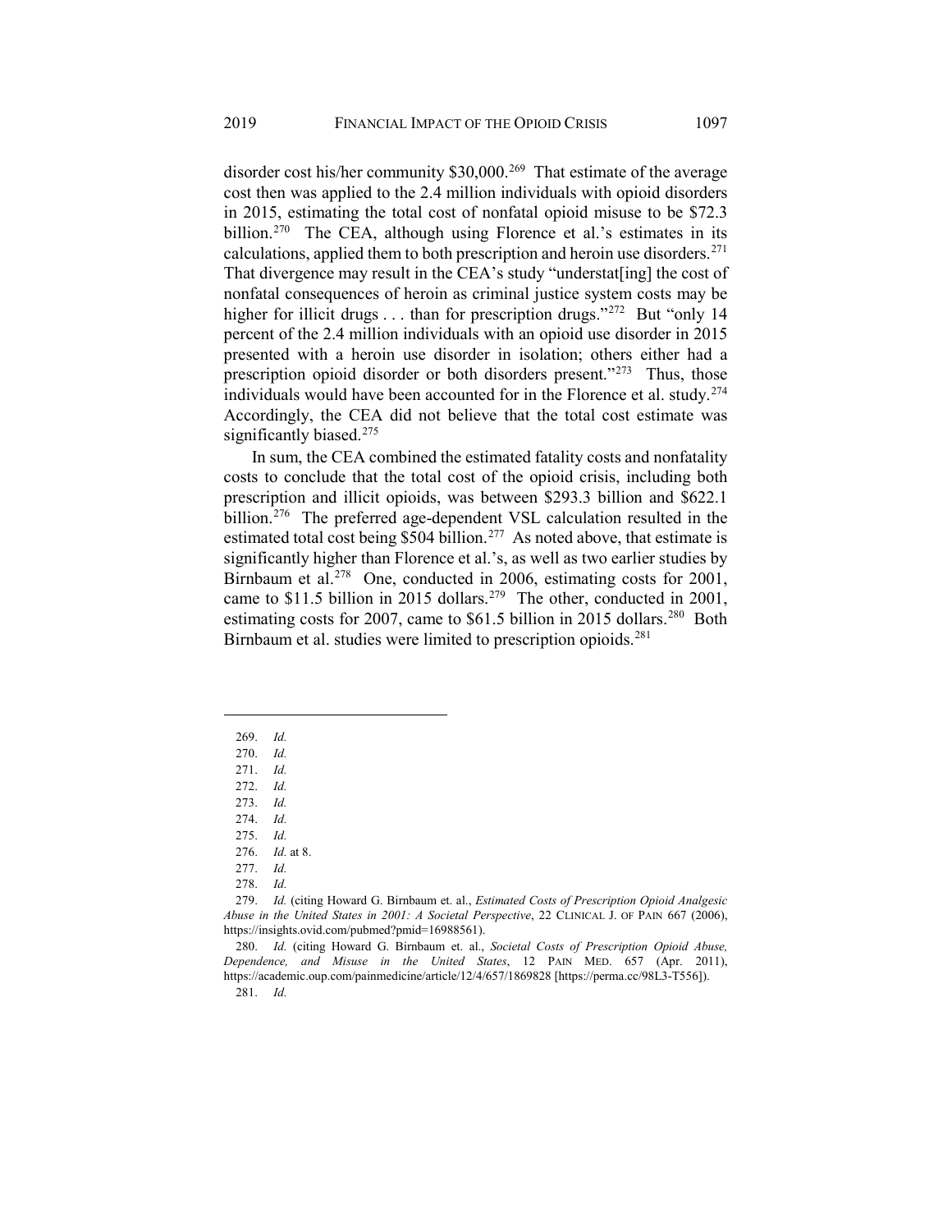disorder cost his/her community $30,000.[269] That estimate of the average cost then was applied to the 2.4 million individuals with opioid disorders in 2015, estimating the total cost of nonfatal opioid misuse to be $72.3 billion.[270] The CEA, although using Florence et al.'s estimates in its calculations, applied them to both prescription and heroin use disorders.[271] That divergence may result in the CEA's study "understat[ing] the cost of nonfatal consequences of heroin as criminal justice system costs may be higher for illicit drugs . . . than for prescription drugs."[272] But "only 14 percent of the 2.4 million individuals with an opioid use disorder in 2015 presented with a heroin use disorder in isolation; others either had a prescription opioid disorder or both disorders present."[273] Thus, those individuals would have been accounted for in the Florence et al. study.[274] Accordingly, the CEA did not believe that the total cost estimate was significantly biased.[275]

In sum, the CEA combined the estimated fatality costs and nonfatality costs to conclude that the total cost of the opioid crisis, including both prescription and illicit opioids, was between $293.3 billion and $622.1 billion.[276] The preferred age-dependent VSL calculation resulted in the estimated total cost being $504 billion.[277] As noted above, that estimate is significantly higher than Florence et al.'s, as well as two earlier studies by Birnbaum et al.[278] One, conducted in 2006, estimating costs for 2001, came to $11.5 billion in 2015 dollars.[279] The other, conducted in 2001, estimating costs for 2007, came to $61.5 billion in 2015 dollars.[280] Both Birnbaum et al. studies were limited to prescription opioids.[281]

---

269. *Id.*

270. *Id.*

271. *Id.*

272. *Id.*

273. *Id.*

274. *Id.*

275. *Id.*

276. *Id.* at 8.

277. *Id.*

278. *Id.*

279. *Id.* (citing Howard G. Birnbaum et. al., *Estimated Costs of Prescription Opioid Analgesic Abuse in the United States in 2001: A Societal Perspective*, 22 CLINICAL J. OF PAIN 667 (2006), https://insights.ovid.com/pubmed?pmid=16988561).

280. *Id.* (citing Howard G. Birnbaum et. al., *Societal Costs of Prescription Opioid Abuse, Dependence, and Misuse in the United States*, 12 PAIN MED. 657 (Apr. 2011), https://academic.oup.com/painmedicine/article/12/4/657/1869828 [https://perma.cc/98L3-T556]).

281. *Id.*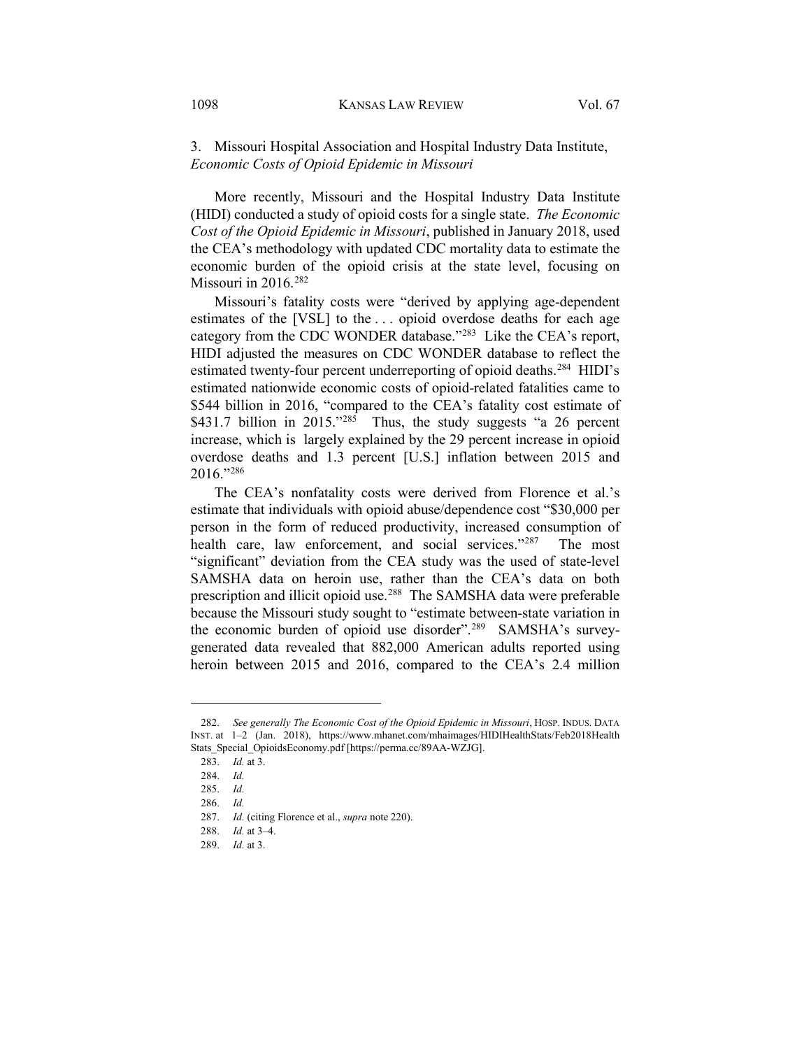### 3. Missouri Hospital Association and Hospital Industry Data Institute, *Economic Costs of Opioid Epidemic in Missouri*

More recently, Missouri and the Hospital Industry Data Institute (HIDI) conducted a study of opioid costs for a single state. *The Economic Cost of the Opioid Epidemic in Missouri*, published in January 2018, used the CEA's methodology with updated CDC mortality data to estimate the economic burden of the opioid crisis at the state level, focusing on Missouri in 2016.[282]

Missouri's fatality costs were "derived by applying age-dependent estimates of the [VSL] to the . . . opioid overdose deaths for each age category from the CDC WONDER database."[283] Like the CEA's report, HIDI adjusted the measures on CDC WONDER database to reflect the estimated twenty-four percent underreporting of opioid deaths.[284] HIDI's estimated nationwide economic costs of opioid-related fatalities came to \$544 billion in 2016, "compared to the CEA's fatality cost estimate of \$431.7 billion in 2015."[285] Thus, the study suggests "a 26 percent increase, which is largely explained by the 29 percent increase in opioid overdose deaths and 1.3 percent [U.S.] inflation between 2015 and 2016."[286]

The CEA's nonfatality costs were derived from Florence et al.'s estimate that individuals with opioid abuse/dependence cost "\$30,000 per person in the form of reduced productivity, increased consumption of health care, law enforcement, and social services."[287] The most "significant" deviation from the CEA study was the used of state-level SAMSHA data on heroin use, rather than the CEA's data on both prescription and illicit opioid use.[288] The SAMSHA data were preferable because the Missouri study sought to "estimate between-state variation in the economic burden of opioid use disorder".[289] SAMSHA's survey-generated data revealed that 882,000 American adults reported using heroin between 2015 and 2016, compared to the CEA's 2.4 million

---

282. *See generally The Economic Cost of the Opioid Epidemic in Missouri*, HOSP. INDUS. DATA INST. at 1–2 (Jan. 2018), https://www.mhanet.com/mhaimages/HIDIHealthStats/Feb2018HealthStats_Special_OpioidsEconomy.pdf [https://perma.cc/89AA-WZJG].

283. *Id.* at 3.

284. *Id.*

285. *Id.*

286. *Id.*

287. *Id.* (citing Florence et al., *supra* note 220).

288. *Id.* at 3–4.

289. *Id.* at 3.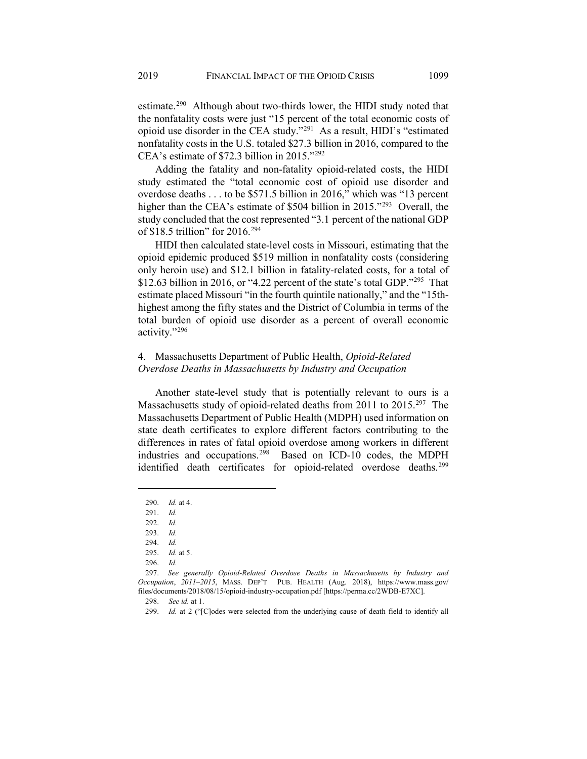estimate.[290] Although about two-thirds lower, the HIDI study noted that the nonfatality costs were just "15 percent of the total economic costs of opioid use disorder in the CEA study."[291] As a result, HIDI's "estimated nonfatality costs in the U.S. totaled $27.3 billion in 2016, compared to the CEA's estimate of $72.3 billion in 2015."[292]

Adding the fatality and non-fatality opioid-related costs, the HIDI study estimated the "total economic cost of opioid use disorder and overdose deaths . . . to be $571.5 billion in 2016," which was "13 percent higher than the CEA's estimate of $504 billion in 2015."[293] Overall, the study concluded that the cost represented "3.1 percent of the national GDP of $18.5 trillion" for 2016.[294]

HIDI then calculated state-level costs in Missouri, estimating that the opioid epidemic produced $519 million in nonfatality costs (considering only heroin use) and $12.1 billion in fatality-related costs, for a total of $12.63 billion in 2016, or "4.22 percent of the state's total GDP."[295] That estimate placed Missouri "in the fourth quintile nationally," and the "15th-highest among the fifty states and the District of Columbia in terms of the total burden of opioid use disorder as a percent of overall economic activity."[296]

#### 4. Massachusetts Department of Public Health, *Opioid-Related Overdose Deaths in Massachusetts by Industry and Occupation*

Another state-level study that is potentially relevant to ours is a Massachusetts study of opioid-related deaths from 2011 to 2015.[297] The Massachusetts Department of Public Health (MDPH) used information on state death certificates to explore different factors contributing to the differences in rates of fatal opioid overdose among workers in different industries and occupations.[298] Based on ICD-10 codes, the MDPH identified death certificates for opioid-related overdose deaths.[299]

---

290. *Id.* at 4.

291. *Id.*

292. *Id.*

293. *Id.*

294. *Id.*

295. *Id.* at 5.

296. *Id.*

297. *See generally Opioid-Related Overdose Deaths in Massachusetts by Industry and Occupation*, *2011–2015*, MASS. DEP'T PUB. HEALTH (Aug. 2018), https://www.mass.gov/files/documents/2018/08/15/opioid-industry-occupation.pdf [https://perma.cc/2WDB-E7XC].

298. *See id.* at 1.

299. *Id.* at 2 ("[C]odes were selected from the underlying cause of death field to identify all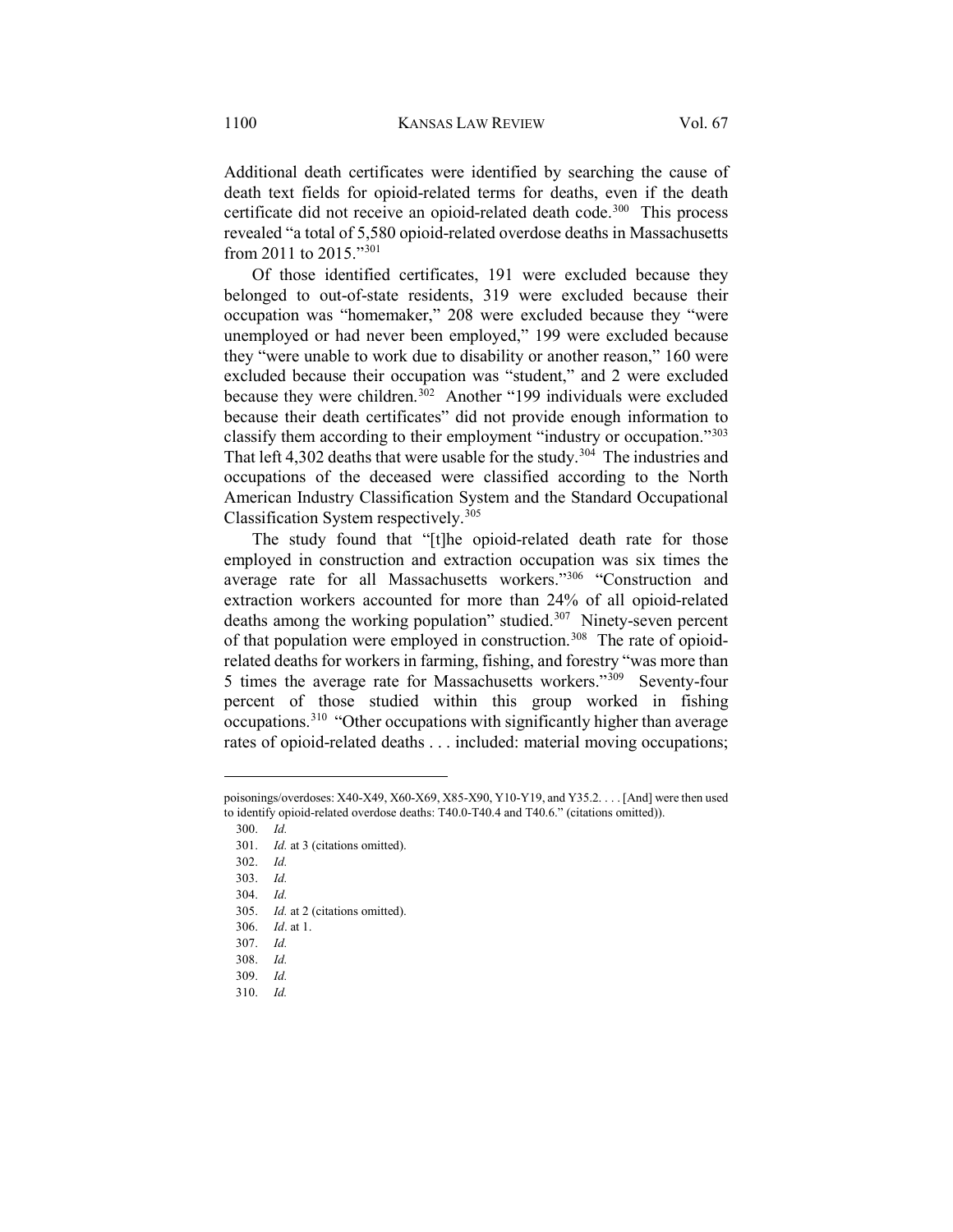Additional death certificates were identified by searching the cause of death text fields for opioid-related terms for deaths, even if the death certificate did not receive an opioid-related death code.[300] This process revealed "a total of 5,580 opioid-related overdose deaths in Massachusetts from 2011 to 2015."[301]

Of those identified certificates, 191 were excluded because they belonged to out-of-state residents, 319 were excluded because their occupation was "homemaker," 208 were excluded because they "were unemployed or had never been employed," 199 were excluded because they "were unable to work due to disability or another reason," 160 were excluded because their occupation was "student," and 2 were excluded because they were children.[302] Another "199 individuals were excluded because their death certificates" did not provide enough information to classify them according to their employment "industry or occupation."[303] That left 4,302 deaths that were usable for the study.[304] The industries and occupations of the deceased were classified according to the North American Industry Classification System and the Standard Occupational Classification System respectively.[305]

The study found that "[t]he opioid-related death rate for those employed in construction and extraction occupation was six times the average rate for all Massachusetts workers."[306] "Construction and extraction workers accounted for more than 24% of all opioid-related deaths among the working population" studied.[307] Ninety-seven percent of that population were employed in construction.[308] The rate of opioid-related deaths for workers in farming, fishing, and forestry "was more than 5 times the average rate for Massachusetts workers."[309] Seventy-four percent of those studied within this group worked in fishing occupations.[310] "Other occupations with significantly higher than average rates of opioid-related deaths . . . included: material moving occupations;

---

poisonings/overdoses: X40-X49, X60-X69, X85-X90, Y10-Y19, and Y35.2. . . . [And] were then used to identify opioid-related overdose deaths: T40.0-T40.4 and T40.6." (citations omitted)).

300. *Id.*

301. *Id.* at 3 (citations omitted).

302. *Id.*

303. *Id.*

304. *Id.*

305. *Id.* at 2 (citations omitted).

306. *Id*. at 1.

307. *Id.*

308. *Id.*

309. *Id.*

310. *Id.*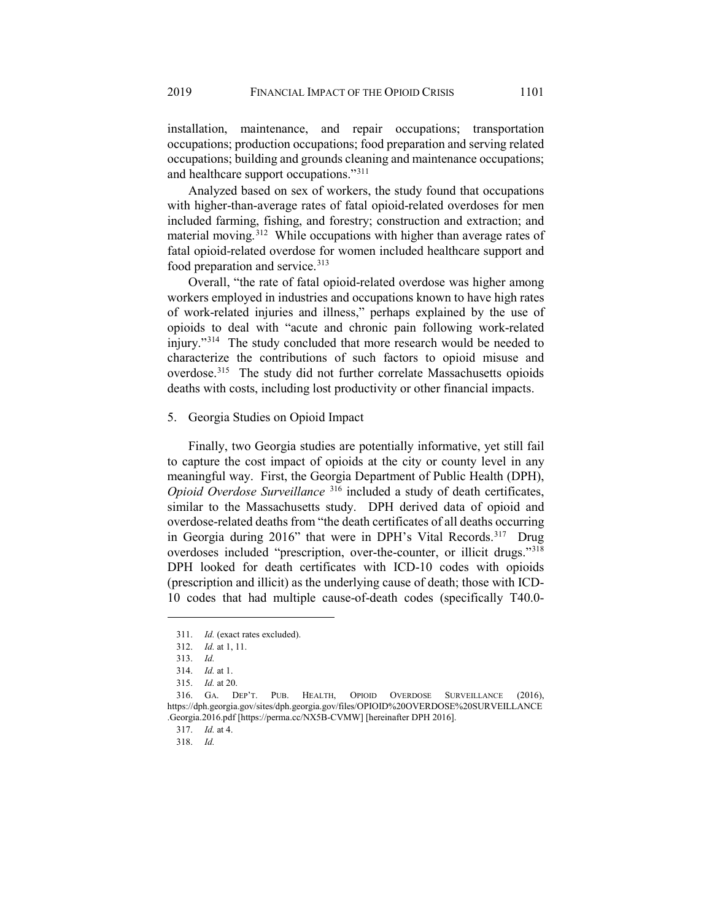installation, maintenance, and repair occupations; transportation occupations; production occupations; food preparation and serving related occupations; building and grounds cleaning and maintenance occupations; and healthcare support occupations."[311]

Analyzed based on sex of workers, the study found that occupations with higher-than-average rates of fatal opioid-related overdoses for men included farming, fishing, and forestry; construction and extraction; and material moving.[312] While occupations with higher than average rates of fatal opioid-related overdose for women included healthcare support and food preparation and service.[313]

Overall, "the rate of fatal opioid-related overdose was higher among workers employed in industries and occupations known to have high rates of work-related injuries and illness," perhaps explained by the use of opioids to deal with "acute and chronic pain following work-related injury."[314] The study concluded that more research would be needed to characterize the contributions of such factors to opioid misuse and overdose.[315] The study did not further correlate Massachusetts opioids deaths with costs, including lost productivity or other financial impacts.

5. Georgia Studies on Opioid Impact

Finally, two Georgia studies are potentially informative, yet still fail to capture the cost impact of opioids at the city or county level in any meaningful way. First, the Georgia Department of Public Health (DPH), *Opioid Overdose Surveillance* [316] included a study of death certificates, similar to the Massachusetts study. DPH derived data of opioid and overdose-related deaths from "the death certificates of all deaths occurring in Georgia during 2016" that were in DPH's Vital Records.[317] Drug overdoses included "prescription, over-the-counter, or illicit drugs."[318] DPH looked for death certificates with ICD-10 codes with opioids (prescription and illicit) as the underlying cause of death; those with ICD-10 codes that had multiple cause-of-death codes (specifically T40.0-

---

311. *Id.* (exact rates excluded).

312. *Id.* at 1, 11.

313. *Id.*

314. *Id.* at 1.

315. *Id.* at 20.

316. GA. DEP'T. PUB. HEALTH, OPIOID OVERDOSE SURVEILLANCE (2016), https://dph.georgia.gov/sites/dph.georgia.gov/files/OPIOID%20OVERDOSE%20SURVEILLANCE.Georgia.2016.pdf [https://perma.cc/NX5B-CVMW] [hereinafter DPH 2016].

317. *Id.* at 4.

318. *Id.*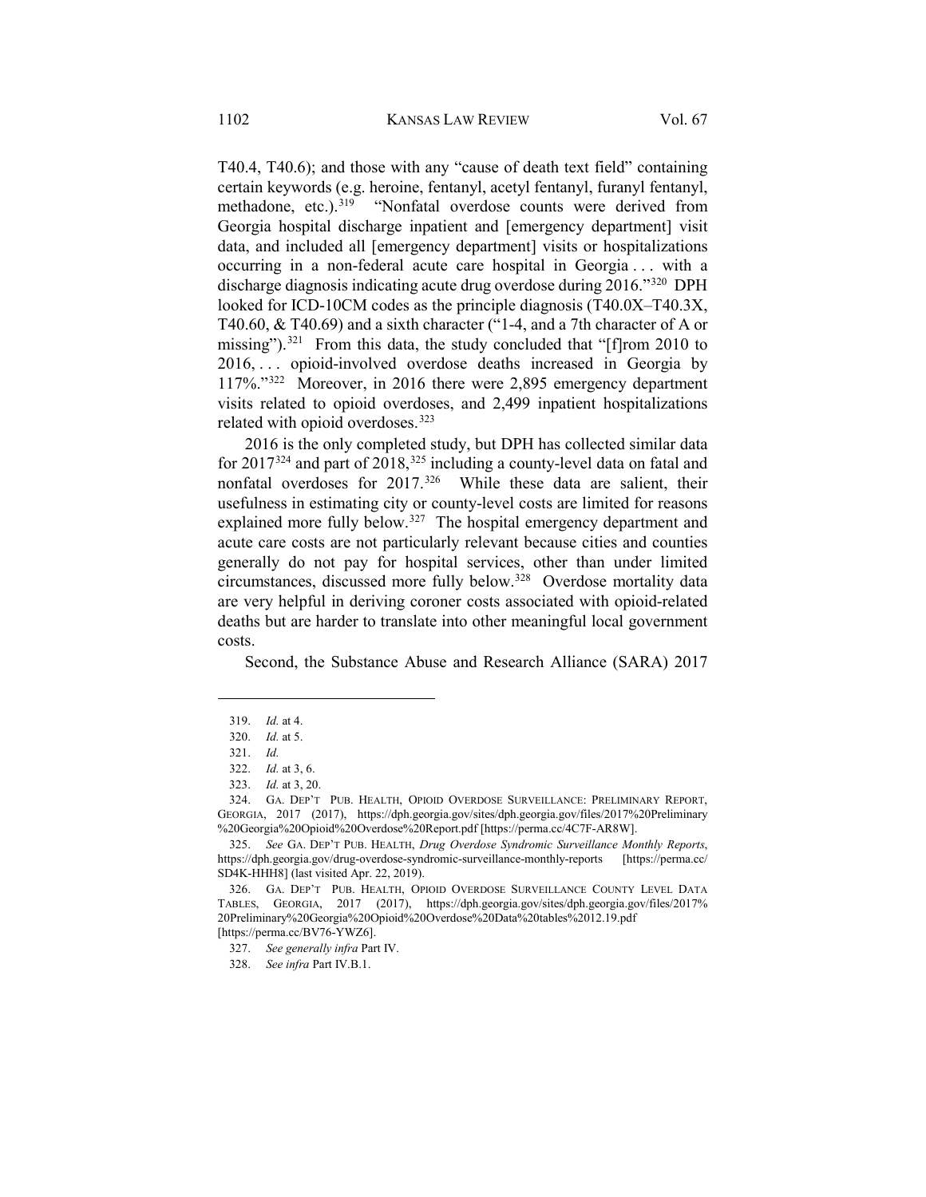T40.4, T40.6); and those with any "cause of death text field" containing certain keywords (e.g. heroine, fentanyl, acetyl fentanyl, furanyl fentanyl, methadone, etc.).[319] "Nonfatal overdose counts were derived from Georgia hospital discharge inpatient and [emergency department] visit data, and included all [emergency department] visits or hospitalizations occurring in a non-federal acute care hospital in Georgia . . . with a discharge diagnosis indicating acute drug overdose during 2016."[320] DPH looked for ICD-10CM codes as the principle diagnosis (T40.0X–T40.3X, T40.60, & T40.69) and a sixth character ("1-4, and a 7th character of A or missing").[321] From this data, the study concluded that "[f]rom 2010 to 2016, . . . opioid-involved overdose deaths increased in Georgia by 117%."[322] Moreover, in 2016 there were 2,895 emergency department visits related to opioid overdoses, and 2,499 inpatient hospitalizations related with opioid overdoses.[323]

2016 is the only completed study, but DPH has collected similar data for 2017[324] and part of 2018,[325] including a county-level data on fatal and nonfatal overdoses for 2017.[326] While these data are salient, their usefulness in estimating city or county-level costs are limited for reasons explained more fully below.[327] The hospital emergency department and acute care costs are not particularly relevant because cities and counties generally do not pay for hospital services, other than under limited circumstances, discussed more fully below.[328] Overdose mortality data are very helpful in deriving coroner costs associated with opioid-related deaths but are harder to translate into other meaningful local government costs.

Second, the Substance Abuse and Research Alliance (SARA) 2017

---

319. *Id.* at 4.

320. *Id.* at 5.

321. *Id.*

322. *Id.* at 3, 6.

323. *Id.* at 3, 20.

324. GA. DEP'T PUB. HEALTH, OPIOID OVERDOSE SURVEILLANCE: PRELIMINARY REPORT, GEORGIA, 2017 (2017), https://dph.georgia.gov/sites/dph.georgia.gov/files/2017%20Preliminary%20Georgia%20Opioid%20Overdose%20Report.pdf [https://perma.cc/4C7F-AR8W].

325. *See* GA. DEP'T PUB. HEALTH, *Drug Overdose Syndromic Surveillance Monthly Reports*, https://dph.georgia.gov/drug-overdose-syndromic-surveillance-monthly-reports [https://perma.cc/SD4K-HHH8] (last visited Apr. 22, 2019).

326. GA. DEP'T PUB. HEALTH, OPIOID OVERDOSE SURVEILLANCE COUNTY LEVEL DATA TABLES, GEORGIA, 2017 (2017), https://dph.georgia.gov/sites/dph.georgia.gov/files/2017%20Preliminary%20Georgia%20Opioid%20Overdose%20Data%20tables%2012.19.pdf [https://perma.cc/BV76-YWZ6].

327. *See generally infra* Part IV.

328. *See infra* Part IV.B.1.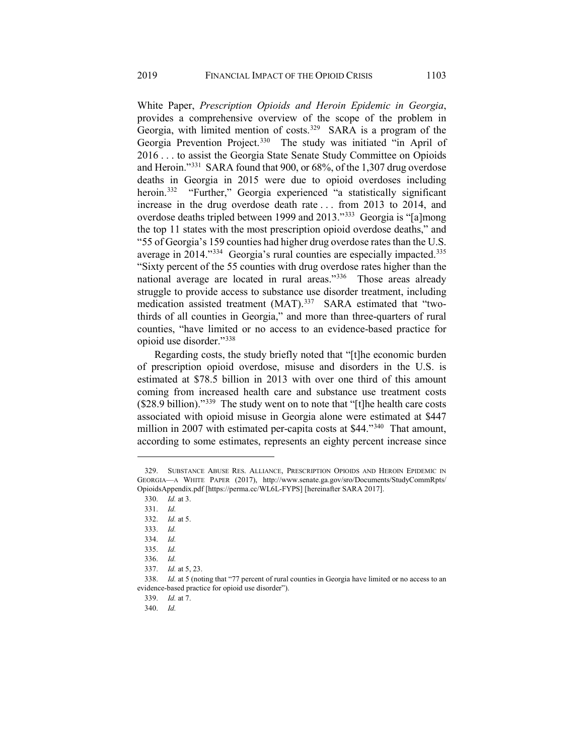White Paper, *Prescription Opioids and Heroin Epidemic in Georgia*, provides a comprehensive overview of the scope of the problem in Georgia, with limited mention of costs.[329] SARA is a program of the Georgia Prevention Project.[330] The study was initiated "in April of 2016 . . . to assist the Georgia State Senate Study Committee on Opioids and Heroin."[331] SARA found that 900, or 68%, of the 1,307 drug overdose deaths in Georgia in 2015 were due to opioid overdoses including heroin.[332] "Further," Georgia experienced "a statistically significant increase in the drug overdose death rate . . . from 2013 to 2014, and overdose deaths tripled between 1999 and 2013."[333] Georgia is "[a]mong the top 11 states with the most prescription opioid overdose deaths," and "55 of Georgia's 159 counties had higher drug overdose rates than the U.S. average in 2014."[334] Georgia's rural counties are especially impacted.[335] "Sixty percent of the 55 counties with drug overdose rates higher than the national average are located in rural areas."[336] Those areas already struggle to provide access to substance use disorder treatment, including medication assisted treatment (MAT).[337] SARA estimated that "two-thirds of all counties in Georgia," and more than three-quarters of rural counties, "have limited or no access to an evidence-based practice for opioid use disorder."[338]

Regarding costs, the study briefly noted that "[t]he economic burden of prescription opioid overdose, misuse and disorders in the U.S. is estimated at $78.5 billion in 2013 with over one third of this amount coming from increased health care and substance use treatment costs ($28.9 billion)."[339] The study went on to note that "[t]he health care costs associated with opioid misuse in Georgia alone were estimated at $447 million in 2007 with estimated per-capita costs at $44."[340] That amount, according to some estimates, represents an eighty percent increase since

---

329. SUBSTANCE ABUSE RES. ALLIANCE, PRESCRIPTION OPIOIDS AND HEROIN EPIDEMIC IN GEORGIA—A WHITE PAPER (2017), http://www.senate.ga.gov/sro/Documents/StudyCommRpts/OpioidsAppendix.pdf [https://perma.cc/WL6L-FYPS] [hereinafter SARA 2017].

330. *Id.* at 3.

331. *Id.*

332. *Id.* at 5.

333. *Id.*

334. *Id.*

335. *Id.*

336. *Id.*

337. *Id.* at 5, 23.

338. *Id.* at 5 (noting that "77 percent of rural counties in Georgia have limited or no access to an evidence-based practice for opioid use disorder").

339. *Id.* at 7.

340. *Id.*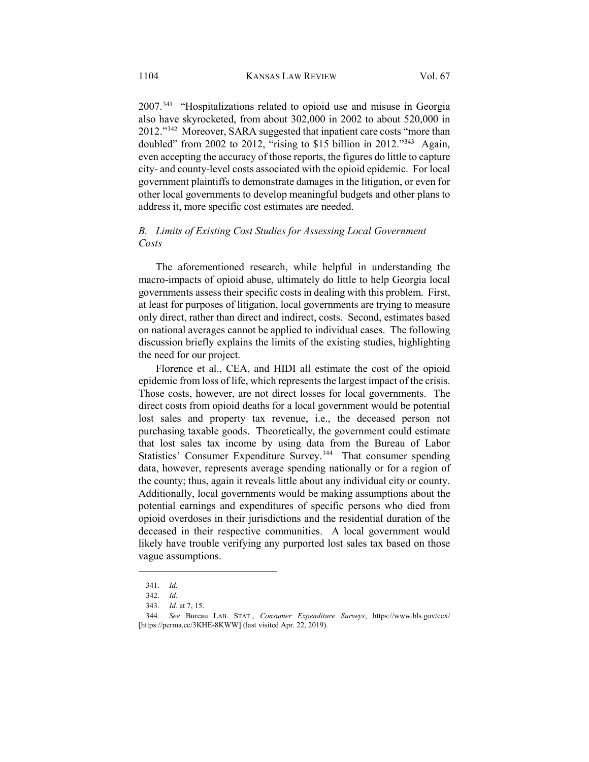2007.[341] "Hospitalizations related to opioid use and misuse in Georgia also have skyrocketed, from about 302,000 in 2002 to about 520,000 in 2012."[342] Moreover, SARA suggested that inpatient care costs "more than doubled" from 2002 to 2012, "rising to $15 billion in 2012."[343] Again, even accepting the accuracy of those reports, the figures do little to capture city- and county-level costs associated with the opioid epidemic. For local government plaintiffs to demonstrate damages in the litigation, or even for other local governments to develop meaningful budgets and other plans to address it, more specific cost estimates are needed.

### *B. Limits of Existing Cost Studies for Assessing Local Government Costs*

The aforementioned research, while helpful in understanding the macro-impacts of opioid abuse, ultimately do little to help Georgia local governments assess their specific costs in dealing with this problem. First, at least for purposes of litigation, local governments are trying to measure only direct, rather than direct and indirect, costs. Second, estimates based on national averages cannot be applied to individual cases. The following discussion briefly explains the limits of the existing studies, highlighting the need for our project.

Florence et al., CEA, and HIDI all estimate the cost of the opioid epidemic from loss of life, which represents the largest impact of the crisis. Those costs, however, are not direct losses for local governments. The direct costs from opioid deaths for a local government would be potential lost sales and property tax revenue, i.e., the deceased person not purchasing taxable goods. Theoretically, the government could estimate that lost sales tax income by using data from the Bureau of Labor Statistics' Consumer Expenditure Survey.[344] That consumer spending data, however, represents average spending nationally or for a region of the county; thus, again it reveals little about any individual city or county. Additionally, local governments would be making assumptions about the potential earnings and expenditures of specific persons who died from opioid overdoses in their jurisdictions and the residential duration of the deceased in their respective communities. A local government would likely have trouble verifying any purported lost sales tax based on those vague assumptions.

---

341. *Id.*

342. *Id.*

343. *Id.* at 7, 15.

344. *See* Bureau LAB. STAT., *Consumer Expenditure Surveys*, https://www.bls.gov/cex/ [https://perma.cc/3KHE-8KWW] (last visited Apr. 22, 2019).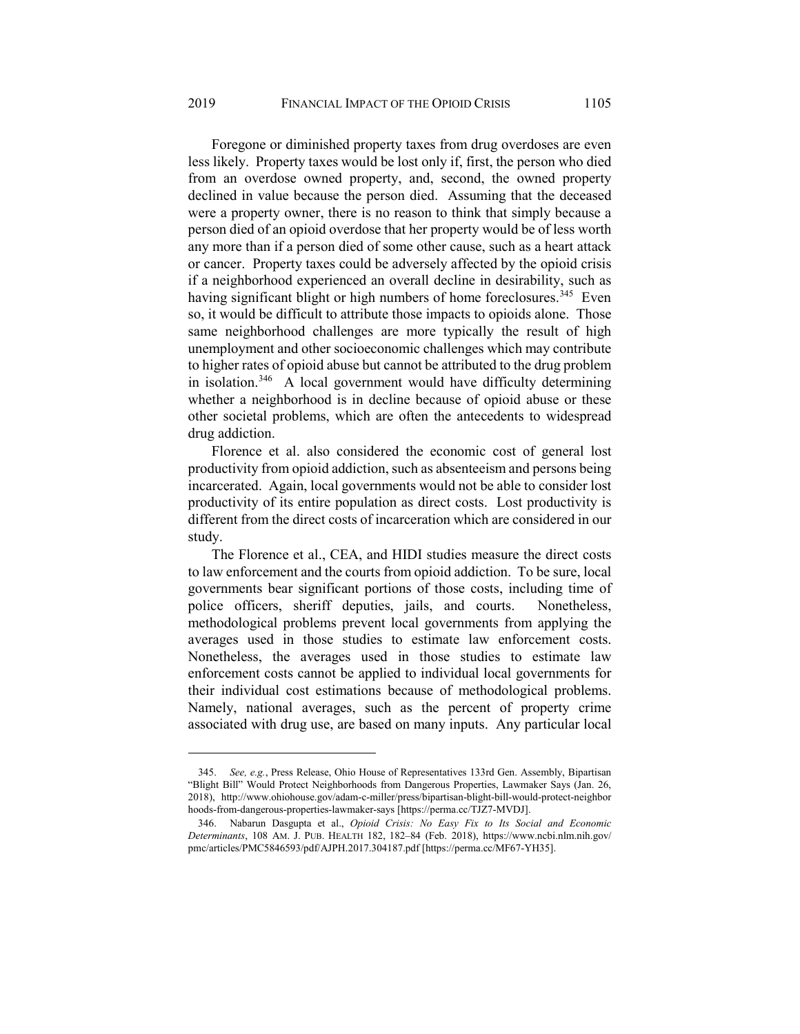Foregone or diminished property taxes from drug overdoses are even less likely. Property taxes would be lost only if, first, the person who died from an overdose owned property, and, second, the owned property declined in value because the person died. Assuming that the deceased were a property owner, there is no reason to think that simply because a person died of an opioid overdose that her property would be of less worth any more than if a person died of some other cause, such as a heart attack or cancer. Property taxes could be adversely affected by the opioid crisis if a neighborhood experienced an overall decline in desirability, such as having significant blight or high numbers of home foreclosures.[345] Even so, it would be difficult to attribute those impacts to opioids alone. Those same neighborhood challenges are more typically the result of high unemployment and other socioeconomic challenges which may contribute to higher rates of opioid abuse but cannot be attributed to the drug problem in isolation.[346] A local government would have difficulty determining whether a neighborhood is in decline because of opioid abuse or these other societal problems, which are often the antecedents to widespread drug addiction.

Florence et al. also considered the economic cost of general lost productivity from opioid addiction, such as absenteeism and persons being incarcerated. Again, local governments would not be able to consider lost productivity of its entire population as direct costs. Lost productivity is different from the direct costs of incarceration which are considered in our study.

The Florence et al., CEA, and HIDI studies measure the direct costs to law enforcement and the courts from opioid addiction. To be sure, local governments bear significant portions of those costs, including time of police officers, sheriff deputies, jails, and courts. Nonetheless, methodological problems prevent local governments from applying the averages used in those studies to estimate law enforcement costs. Nonetheless, the averages used in those studies to estimate law enforcement costs cannot be applied to individual local governments for their individual cost estimations because of methodological problems. Namely, national averages, such as the percent of property crime associated with drug use, are based on many inputs. Any particular local

---

345. *See, e.g.*, Press Release, Ohio House of Representatives 133rd Gen. Assembly, Bipartisan "Blight Bill" Would Protect Neighborhoods from Dangerous Properties, Lawmaker Says (Jan. 26, 2018), http://www.ohiohouse.gov/adam-c-miller/press/bipartisan-blight-bill-would-protect-neighborhoods-from-dangerous-properties-lawmaker-says [https://perma.cc/TJZ7-MVDJ].

346. Nabarun Dasgupta et al., *Opioid Crisis: No Easy Fix to Its Social and Economic Determinants*, 108 AM. J. PUB. HEALTH 182, 182–84 (Feb. 2018), https://www.ncbi.nlm.nih.gov/pmc/articles/PMC5846593/pdf/AJPH.2017.304187.pdf [https://perma.cc/MF67-YH35].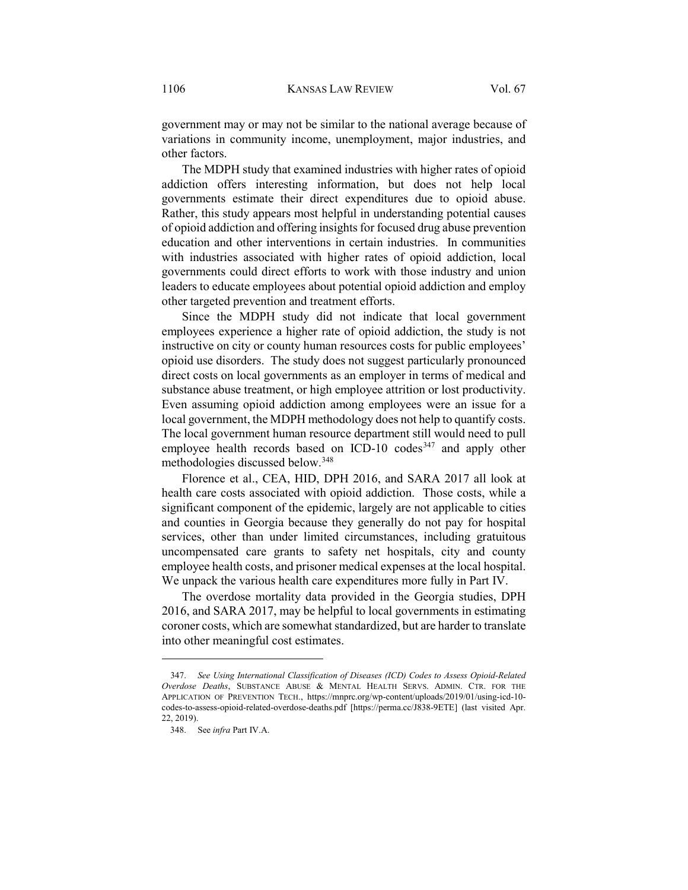government may or may not be similar to the national average because of variations in community income, unemployment, major industries, and other factors.

The MDPH study that examined industries with higher rates of opioid addiction offers interesting information, but does not help local governments estimate their direct expenditures due to opioid abuse. Rather, this study appears most helpful in understanding potential causes of opioid addiction and offering insights for focused drug abuse prevention education and other interventions in certain industries. In communities with industries associated with higher rates of opioid addiction, local governments could direct efforts to work with those industry and union leaders to educate employees about potential opioid addiction and employ other targeted prevention and treatment efforts.

Since the MDPH study did not indicate that local government employees experience a higher rate of opioid addiction, the study is not instructive on city or county human resources costs for public employees' opioid use disorders. The study does not suggest particularly pronounced direct costs on local governments as an employer in terms of medical and substance abuse treatment, or high employee attrition or lost productivity. Even assuming opioid addiction among employees were an issue for a local government, the MDPH methodology does not help to quantify costs. The local government human resource department still would need to pull employee health records based on ICD-10 codes[347] and apply other methodologies discussed below.[348]

Florence et al., CEA, HID, DPH 2016, and SARA 2017 all look at health care costs associated with opioid addiction. Those costs, while a significant component of the epidemic, largely are not applicable to cities and counties in Georgia because they generally do not pay for hospital services, other than under limited circumstances, including gratuitous uncompensated care grants to safety net hospitals, city and county employee health costs, and prisoner medical expenses at the local hospital. We unpack the various health care expenditures more fully in Part IV.

The overdose mortality data provided in the Georgia studies, DPH 2016, and SARA 2017, may be helpful to local governments in estimating coroner costs, which are somewhat standardized, but are harder to translate into other meaningful cost estimates.

347. *See Using International Classification of Diseases (ICD) Codes to Assess Opioid-Related Overdose Deaths*, SUBSTANCE ABUSE & MENTAL HEALTH SERVS. ADMIN. CTR. FOR THE APPLICATION OF PREVENTION TECH., https://mnprc.org/wp-content/uploads/2019/01/using-icd-10-codes-to-assess-opioid-related-overdose-deaths.pdf [https://perma.cc/J838-9ETE] (last visited Apr. 22, 2019).

348. See *infra* Part IV.A.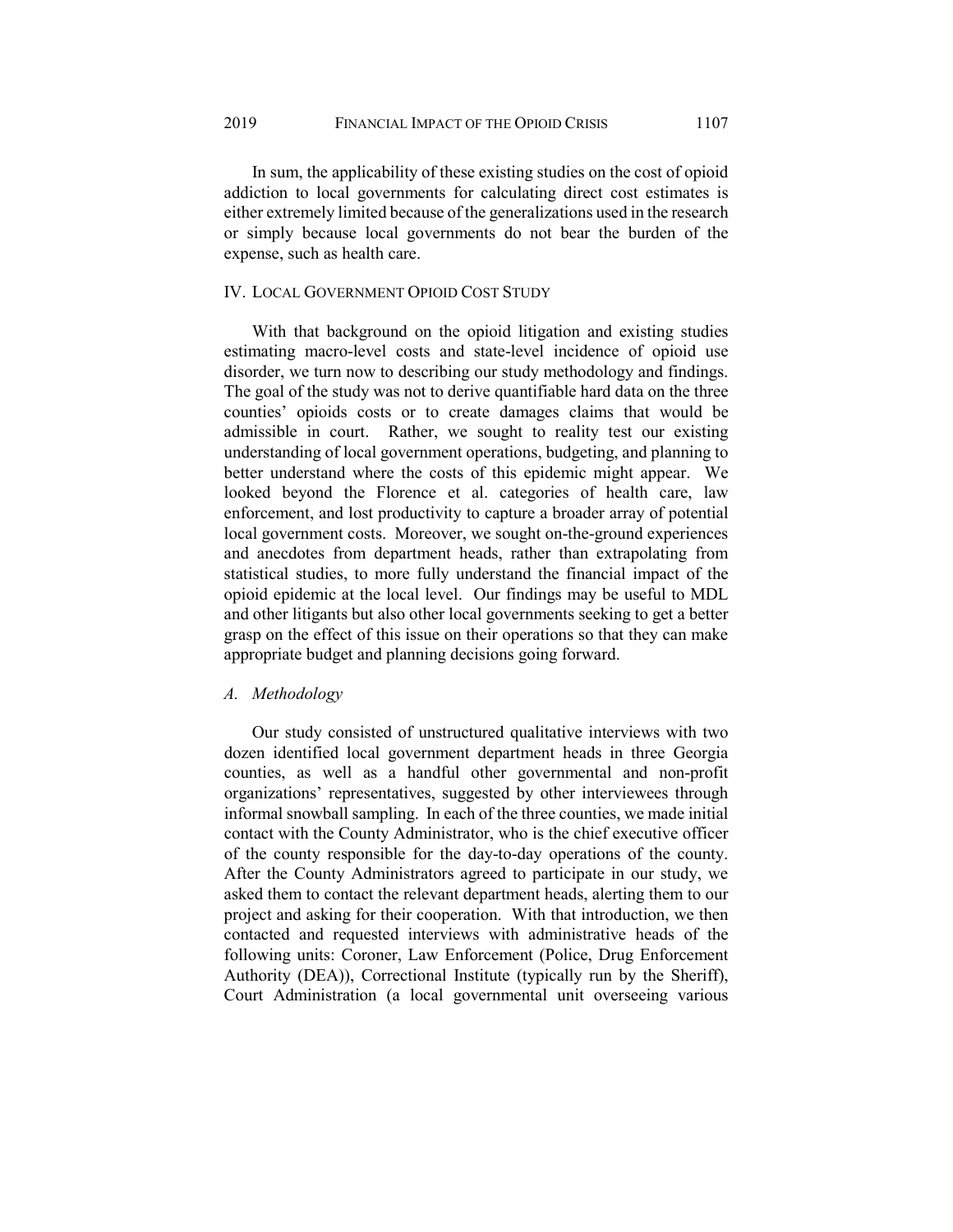In sum, the applicability of these existing studies on the cost of opioid addiction to local governments for calculating direct cost estimates is either extremely limited because of the generalizations used in the research or simply because local governments do not bear the burden of the expense, such as health care.

## IV. Local Government Opioid Cost Study

With that background on the opioid litigation and existing studies estimating macro-level costs and state-level incidence of opioid use disorder, we turn now to describing our study methodology and findings. The goal of the study was not to derive quantifiable hard data on the three counties' opioids costs or to create damages claims that would be admissible in court. Rather, we sought to reality test our existing understanding of local government operations, budgeting, and planning to better understand where the costs of this epidemic might appear. We looked beyond the Florence et al. categories of health care, law enforcement, and lost productivity to capture a broader array of potential local government costs. Moreover, we sought on-the-ground experiences and anecdotes from department heads, rather than extrapolating from statistical studies, to more fully understand the financial impact of the opioid epidemic at the local level. Our findings may be useful to MDL and other litigants but also other local governments seeking to get a better grasp on the effect of this issue on their operations so that they can make appropriate budget and planning decisions going forward.

### *A. Methodology*

Our study consisted of unstructured qualitative interviews with two dozen identified local government department heads in three Georgia counties, as well as a handful other governmental and non-profit organizations' representatives, suggested by other interviewees through informal snowball sampling. In each of the three counties, we made initial contact with the County Administrator, who is the chief executive officer of the county responsible for the day-to-day operations of the county. After the County Administrators agreed to participate in our study, we asked them to contact the relevant department heads, alerting them to our project and asking for their cooperation. With that introduction, we then contacted and requested interviews with administrative heads of the following units: Coroner, Law Enforcement (Police, Drug Enforcement Authority (DEA)), Correctional Institute (typically run by the Sheriff), Court Administration (a local governmental unit overseeing various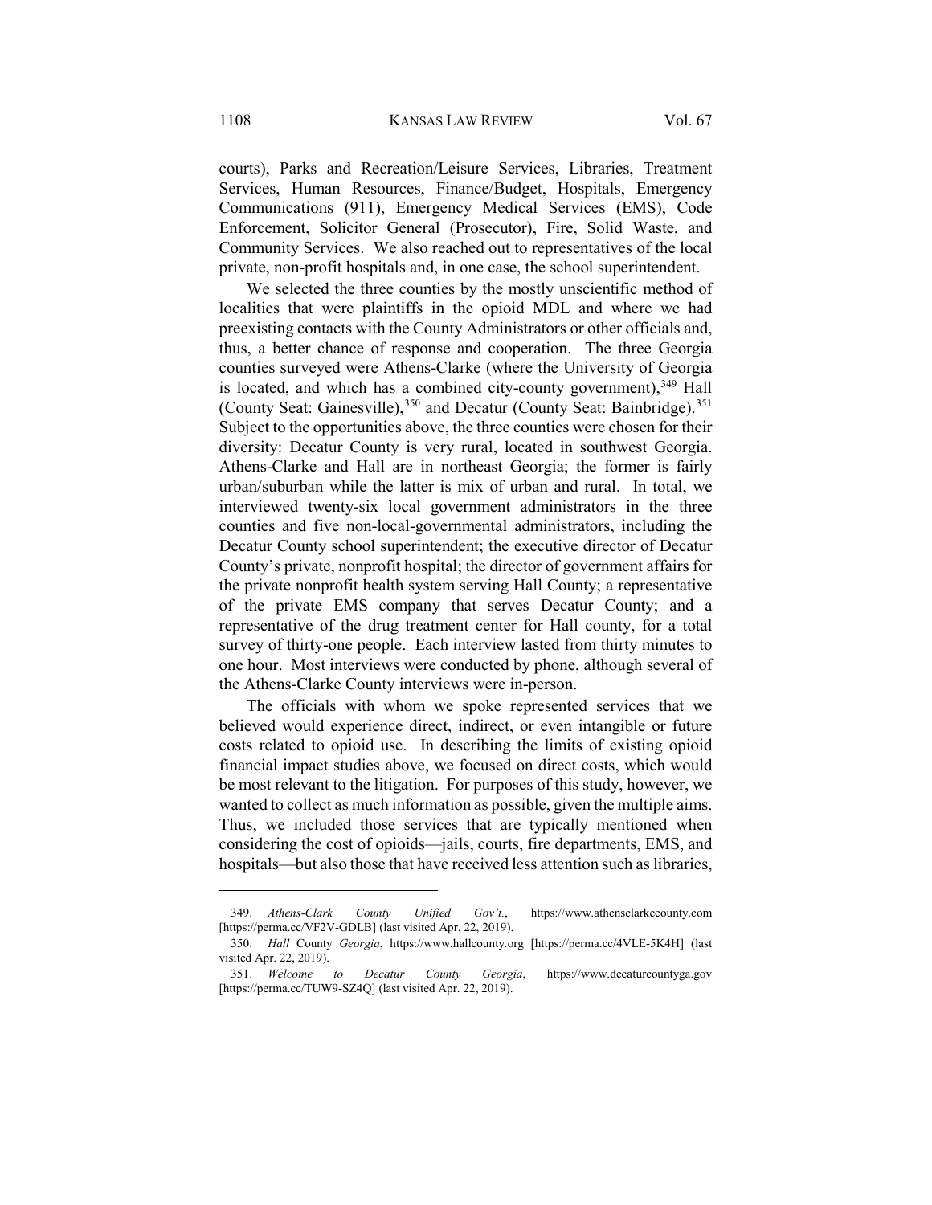courts), Parks and Recreation/Leisure Services, Libraries, Treatment Services, Human Resources, Finance/Budget, Hospitals, Emergency Communications (911), Emergency Medical Services (EMS), Code Enforcement, Solicitor General (Prosecutor), Fire, Solid Waste, and Community Services. We also reached out to representatives of the local private, non-profit hospitals and, in one case, the school superintendent.

We selected the three counties by the mostly unscientific method of localities that were plaintiffs in the opioid MDL and where we had preexisting contacts with the County Administrators or other officials and, thus, a better chance of response and cooperation. The three Georgia counties surveyed were Athens-Clarke (where the University of Georgia is located, and which has a combined city-county government),[349] Hall (County Seat: Gainesville),[350] and Decatur (County Seat: Bainbridge).[351] Subject to the opportunities above, the three counties were chosen for their diversity: Decatur County is very rural, located in southwest Georgia. Athens-Clarke and Hall are in northeast Georgia; the former is fairly urban/suburban while the latter is mix of urban and rural. In total, we interviewed twenty-six local government administrators in the three counties and five non-local-governmental administrators, including the Decatur County school superintendent; the executive director of Decatur County's private, nonprofit hospital; the director of government affairs for the private nonprofit health system serving Hall County; a representative of the private EMS company that serves Decatur County; and a representative of the drug treatment center for Hall county, for a total survey of thirty-one people. Each interview lasted from thirty minutes to one hour. Most interviews were conducted by phone, although several of the Athens-Clarke County interviews were in-person.

The officials with whom we spoke represented services that we believed would experience direct, indirect, or even intangible or future costs related to opioid use. In describing the limits of existing opioid financial impact studies above, we focused on direct costs, which would be most relevant to the litigation. For purposes of this study, however, we wanted to collect as much information as possible, given the multiple aims. Thus, we included those services that are typically mentioned when considering the cost of opioids—jails, courts, fire departments, EMS, and hospitals—but also those that have received less attention such as libraries,

---

349. *Athens-Clark County Unified Gov't.*, https://www.athensclarkecounty.com [https://perma.cc/VF2V-GDLB] (last visited Apr. 22, 2019).

350. *Hall* County *Georgia*, https://www.hallcounty.org [https://perma.cc/4VLE-5K4H] (last visited Apr. 22, 2019).

351. *Welcome to Decatur County Georgia*, https://www.decaturcountyga.gov [https://perma.cc/TUW9-SZ4Q] (last visited Apr. 22, 2019).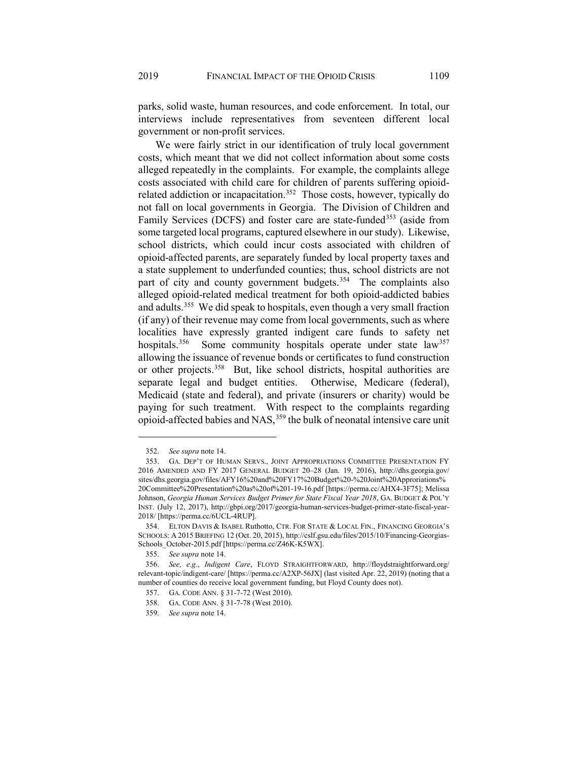parks, solid waste, human resources, and code enforcement. In total, our interviews include representatives from seventeen different local government or non-profit services.

We were fairly strict in our identification of truly local government costs, which meant that we did not collect information about some costs alleged repeatedly in the complaints. For example, the complaints allege costs associated with child care for children of parents suffering opioid-related addiction or incapacitation.[352] Those costs, however, typically do not fall on local governments in Georgia. The Division of Children and Family Services (DCFS) and foster care are state-funded[353] (aside from some targeted local programs, captured elsewhere in our study). Likewise, school districts, which could incur costs associated with children of opioid-affected parents, are separately funded by local property taxes and a state supplement to underfunded counties; thus, school districts are not part of city and county government budgets.[354] The complaints also alleged opioid-related medical treatment for both opioid-addicted babies and adults.[355] We did speak to hospitals, even though a very small fraction (if any) of their revenue may come from local governments, such as where localities have expressly granted indigent care funds to safety net hospitals.[356] Some community hospitals operate under state law[357] allowing the issuance of revenue bonds or certificates to fund construction or other projects.[358] But, like school districts, hospital authorities are separate legal and budget entities. Otherwise, Medicare (federal), Medicaid (state and federal), and private (insurers or charity) would be paying for such treatment. With respect to the complaints regarding opioid-affected babies and NAS,[359] the bulk of neonatal intensive care unit

---

352. *See supra* note 14.

353. GA. DEP'T OF HUMAN SERVS., JOINT APPROPRIATIONS COMMITTEE PRESENTATION FY 2016 AMENDED AND FY 2017 GENERAL BUDGET 20–28 (Jan. 19, 2016), http://dhs.georgia.gov/sites/dhs.georgia.gov/files/AFY16%20and%20FY17%20Budget%20-%20Joint%20Approriations%20Committee%20Presentation%20as%20of%201-19-16.pdf [https://perma.cc/AHX4-3F75]; Melissa Johnson, *Georgia Human Services Budget Primer for State Fiscal Year 2018*, GA. BUDGET & POL'Y INST. (July 12, 2017), http://gbpi.org/2017/georgia-human-services-budget-primer-state-fiscal-year-2018/ [https://perma.cc/6UCL-4RUP].

354. ELTON DAVIS & ISABEL Ruthotto, CTR. FOR STATE & LOCAL FIN., FINANCING GEORGIA'S SCHOOLS: A 2015 BRIEFING 12 (Oct. 20, 2015), http://cslf.gsu.edu/files/2015/10/Financing-Georgias-Schools_October-2015.pdf [https://perma.cc/Z46K-K5WX].

355. *See supra* note 14.

356. *See, e.g.*, *Indigent Care*, FLOYD STRAIGHTFORWARD, http://floydstraightforward.org/relevant-topic/indigent-care/ [https://perma.cc/A2XP-56JX] (last visited Apr. 22, 2019) (noting that a number of counties do receive local government funding, but Floyd County does not).

357. GA. CODE ANN. § 31-7-72 (West 2010).

358. GA. CODE ANN. § 31-7-78 (West 2010).

359. *See supra* note 14.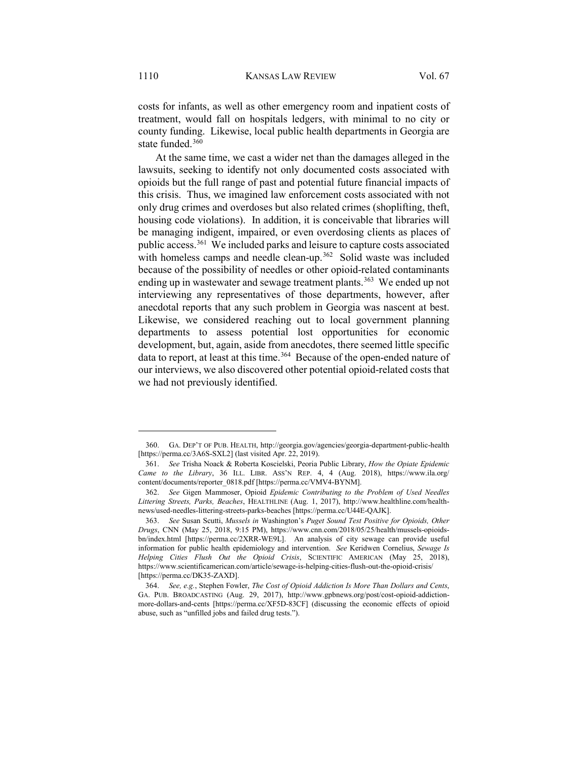costs for infants, as well as other emergency room and inpatient costs of treatment, would fall on hospitals ledgers, with minimal to no city or county funding. Likewise, local public health departments in Georgia are state funded.[360]

At the same time, we cast a wider net than the damages alleged in the lawsuits, seeking to identify not only documented costs associated with opioids but the full range of past and potential future financial impacts of this crisis. Thus, we imagined law enforcement costs associated with not only drug crimes and overdoses but also related crimes (shoplifting, theft, housing code violations). In addition, it is conceivable that libraries will be managing indigent, impaired, or even overdosing clients as places of public access.[361] We included parks and leisure to capture costs associated with homeless camps and needle clean-up.[362] Solid waste was included because of the possibility of needles or other opioid-related contaminants ending up in wastewater and sewage treatment plants.[363] We ended up not interviewing any representatives of those departments, however, after anecdotal reports that any such problem in Georgia was nascent at best. Likewise, we considered reaching out to local government planning departments to assess potential lost opportunities for economic development, but, again, aside from anecdotes, there seemed little specific data to report, at least at this time.[364] Because of the open-ended nature of our interviews, we also discovered other potential opioid-related costs that we had not previously identified.

---

360. GA. DEP'T OF PUB. HEALTH, http://georgia.gov/agencies/georgia-department-public-health [https://perma.cc/3A6S-SXL2] (last visited Apr. 22, 2019).

361. *See* Trisha Noack & Roberta Koscielski, Peoria Public Library, *How the Opiate Epidemic Came to the Library*, 36 ILL. LIBR. ASS'N REP. 4, 4 (Aug. 2018), https://www.ila.org/content/documents/reporter_0818.pdf [https://perma.cc/VMV4-BYNM].

362. *See* Gigen Mammoser, Opioid *Epidemic Contributing to the Problem of Used Needles Littering Streets, Parks, Beaches*, HEALTHLINE (Aug. 1, 2017), http://www.healthline.com/health-news/used-needles-littering-streets-parks-beaches [https://perma.cc/U44E-QAJK].

363. *See* Susan Scutti, *Mussels in* Washington's *Puget Sound Test Positive for Opioids, Other Drugs*, CNN (May 25, 2018, 9:15 PM), https://www.cnn.com/2018/05/25/health/mussels-opioids-bn/index.html [https://perma.cc/2XRR-WE9L]. An analysis of city sewage can provide useful information for public health epidemiology and intervention. *See* Keridwen Cornelius, *Sewage Is Helping Cities Flush Out the Opioid Crisis*, SCIENTIFIC AMERICAN (May 25, 2018), https://www.scientificamerican.com/article/sewage-is-helping-cities-flush-out-the-opioid-crisis/ [https://perma.cc/DK35-ZAXD].

364. *See, e.g.*, Stephen Fowler, *The Cost of Opioid Addiction Is More Than Dollars and Cents*, GA. PUB. BROADCASTING (Aug. 29, 2017), http://www.gpbnews.org/post/cost-opioid-addiction-more-dollars-and-cents [https://perma.cc/XF5D-83CF] (discussing the economic effects of opioid abuse, such as "unfilled jobs and failed drug tests.").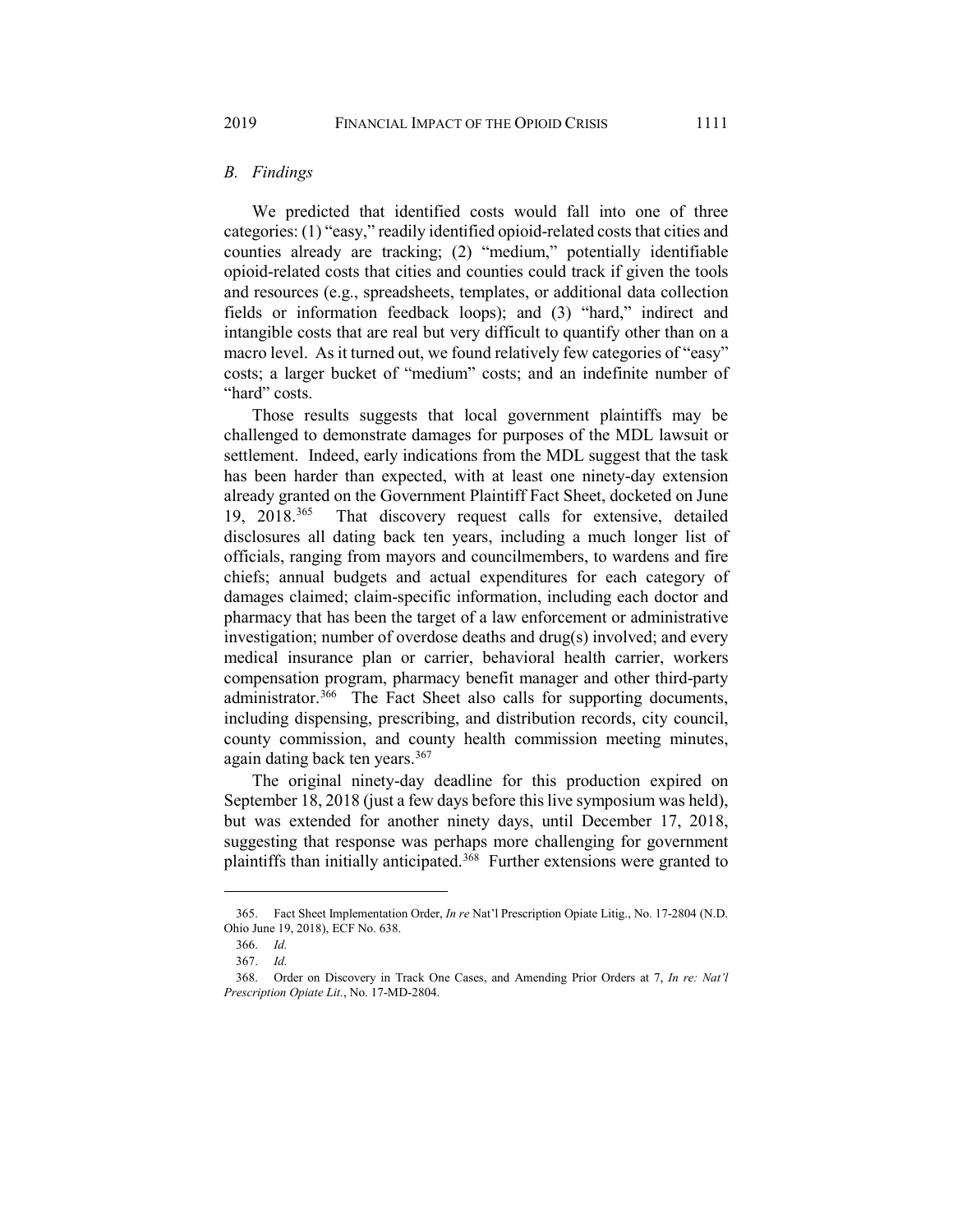### *B. Findings*

We predicted that identified costs would fall into one of three categories: (1) "easy," readily identified opioid-related costs that cities and counties already are tracking; (2) "medium," potentially identifiable opioid-related costs that cities and counties could track if given the tools and resources (e.g., spreadsheets, templates, or additional data collection fields or information feedback loops); and (3) "hard," indirect and intangible costs that are real but very difficult to quantify other than on a macro level. As it turned out, we found relatively few categories of "easy" costs; a larger bucket of "medium" costs; and an indefinite number of "hard" costs.

Those results suggests that local government plaintiffs may be challenged to demonstrate damages for purposes of the MDL lawsuit or settlement. Indeed, early indications from the MDL suggest that the task has been harder than expected, with at least one ninety-day extension already granted on the Government Plaintiff Fact Sheet, docketed on June 19, 2018.[365] That discovery request calls for extensive, detailed disclosures all dating back ten years, including a much longer list of officials, ranging from mayors and councilmembers, to wardens and fire chiefs; annual budgets and actual expenditures for each category of damages claimed; claim-specific information, including each doctor and pharmacy that has been the target of a law enforcement or administrative investigation; number of overdose deaths and drug(s) involved; and every medical insurance plan or carrier, behavioral health carrier, workers compensation program, pharmacy benefit manager and other third-party administrator.[366] The Fact Sheet also calls for supporting documents, including dispensing, prescribing, and distribution records, city council, county commission, and county health commission meeting minutes, again dating back ten years.[367]

The original ninety-day deadline for this production expired on September 18, 2018 (just a few days before this live symposium was held), but was extended for another ninety days, until December 17, 2018, suggesting that response was perhaps more challenging for government plaintiffs than initially anticipated.[368] Further extensions were granted to

---

365. Fact Sheet Implementation Order, *In re* Nat'l Prescription Opiate Litig., No. 17-2804 (N.D. Ohio June 19, 2018), ECF No. 638.

366. *Id.*

367. *Id.*

368. Order on Discovery in Track One Cases, and Amending Prior Orders at 7, *In re: Nat'l Prescription Opiate Lit.*, No. 17-MD-2804.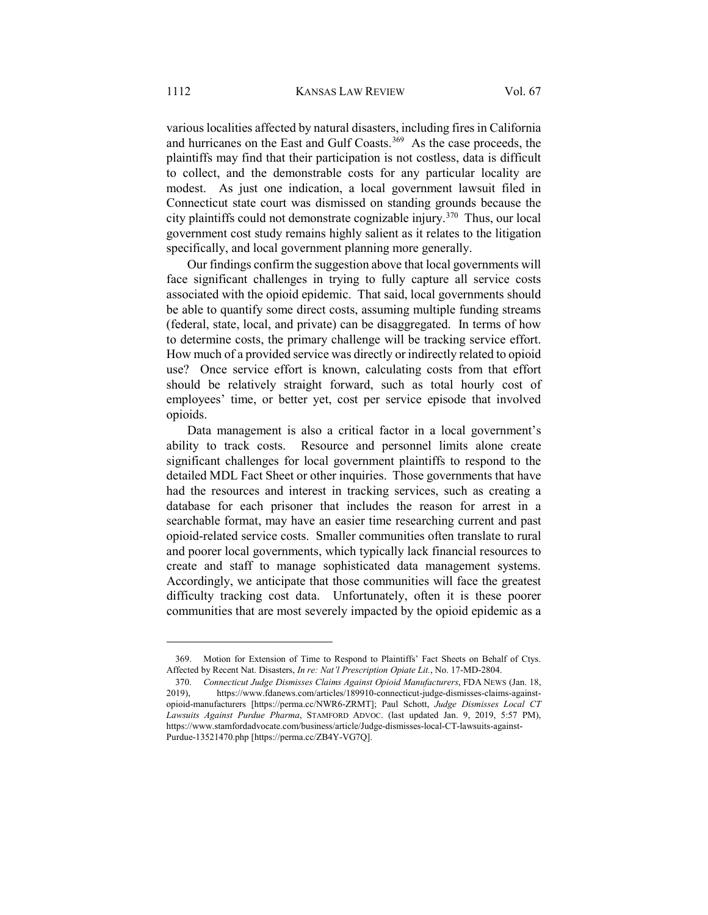various localities affected by natural disasters, including fires in California and hurricanes on the East and Gulf Coasts.[369] As the case proceeds, the plaintiffs may find that their participation is not costless, data is difficult to collect, and the demonstrable costs for any particular locality are modest. As just one indication, a local government lawsuit filed in Connecticut state court was dismissed on standing grounds because the city plaintiffs could not demonstrate cognizable injury.[370] Thus, our local government cost study remains highly salient as it relates to the litigation specifically, and local government planning more generally.

Our findings confirm the suggestion above that local governments will face significant challenges in trying to fully capture all service costs associated with the opioid epidemic. That said, local governments should be able to quantify some direct costs, assuming multiple funding streams (federal, state, local, and private) can be disaggregated. In terms of how to determine costs, the primary challenge will be tracking service effort. How much of a provided service was directly or indirectly related to opioid use? Once service effort is known, calculating costs from that effort should be relatively straight forward, such as total hourly cost of employees' time, or better yet, cost per service episode that involved opioids.

Data management is also a critical factor in a local government's ability to track costs. Resource and personnel limits alone create significant challenges for local government plaintiffs to respond to the detailed MDL Fact Sheet or other inquiries. Those governments that have had the resources and interest in tracking services, such as creating a database for each prisoner that includes the reason for arrest in a searchable format, may have an easier time researching current and past opioid-related service costs. Smaller communities often translate to rural and poorer local governments, which typically lack financial resources to create and staff to manage sophisticated data management systems. Accordingly, we anticipate that those communities will face the greatest difficulty tracking cost data. Unfortunately, often it is these poorer communities that are most severely impacted by the opioid epidemic as a

---

369. Motion for Extension of Time to Respond to Plaintiffs' Fact Sheets on Behalf of Ctys. Affected by Recent Nat. Disasters, *In re: Nat'l Prescription Opiate Lit.*, No. 17-MD-2804.

370. *Connecticut Judge Dismisses Claims Against Opioid Manufacturers*, FDA NEWS (Jan. 18, 2019), https://www.fdanews.com/articles/189910-connecticut-judge-dismisses-claims-against-opioid-manufacturers [https://perma.cc/NWR6-ZRMT]; Paul Schott, *Judge Dismisses Local CT Lawsuits Against Purdue Pharma*, STAMFORD ADVOC. (last updated Jan. 9, 2019, 5:57 PM), https://www.stamfordadvocate.com/business/article/Judge-dismisses-local-CT-lawsuits-against-Purdue-13521470.php [https://perma.cc/ZB4Y-VG7Q].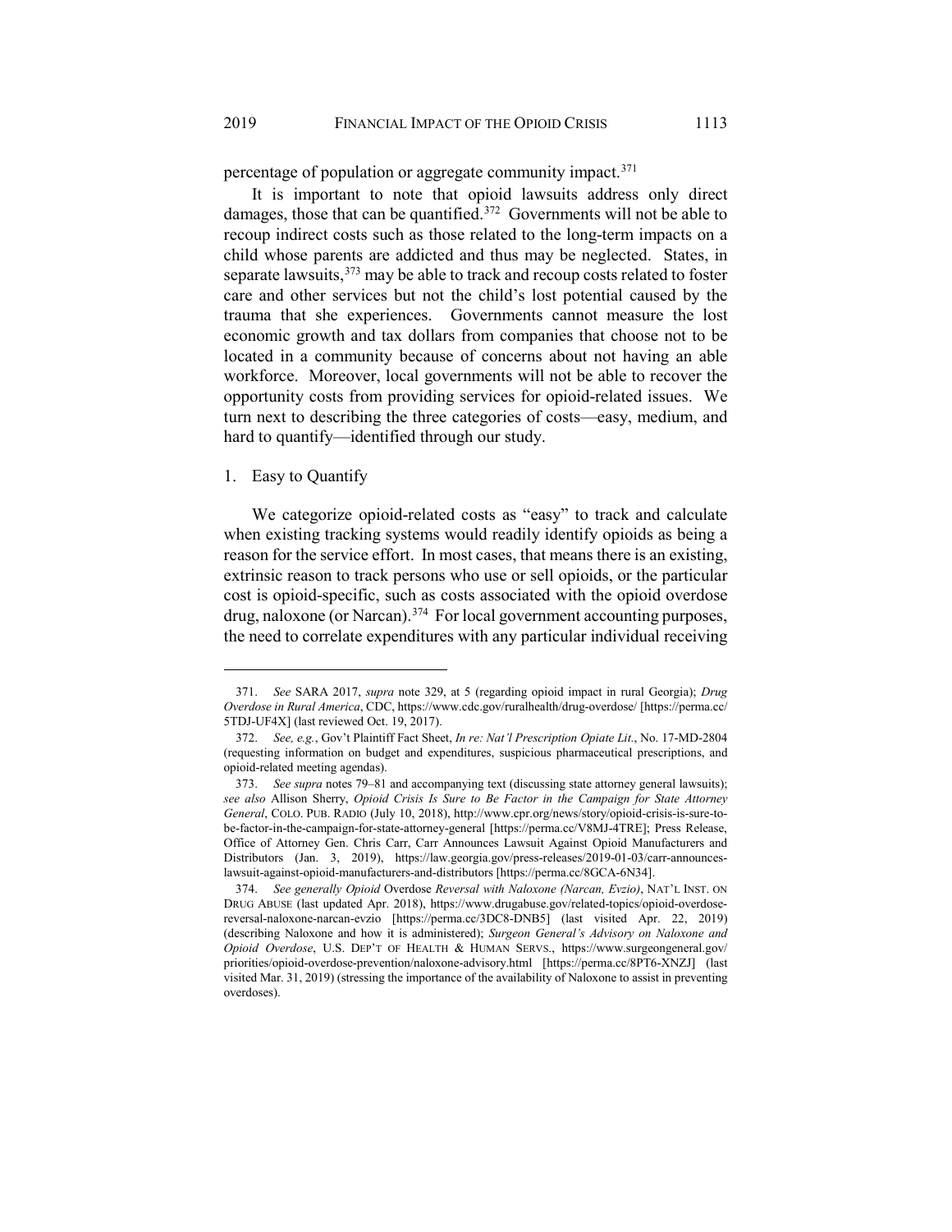percentage of population or aggregate community impact.[371]

It is important to note that opioid lawsuits address only direct damages, those that can be quantified.[372] Governments will not be able to recoup indirect costs such as those related to the long-term impacts on a child whose parents are addicted and thus may be neglected. States, in separate lawsuits,[373] may be able to track and recoup costs related to foster care and other services but not the child's lost potential caused by the trauma that she experiences. Governments cannot measure the lost economic growth and tax dollars from companies that choose not to be located in a community because of concerns about not having an able workforce. Moreover, local governments will not be able to recover the opportunity costs from providing services for opioid-related issues. We turn next to describing the three categories of costs—easy, medium, and hard to quantify—identified through our study.

### 1. Easy to Quantify

We categorize opioid-related costs as "easy" to track and calculate when existing tracking systems would readily identify opioids as being a reason for the service effort. In most cases, that means there is an existing, extrinsic reason to track persons who use or sell opioids, or the particular cost is opioid-specific, such as costs associated with the opioid overdose drug, naloxone (or Narcan).[374] For local government accounting purposes, the need to correlate expenditures with any particular individual receiving

---

371. *See* SARA 2017, *supra* note 329, at 5 (regarding opioid impact in rural Georgia); *Drug Overdose in Rural America*, CDC, https://www.cdc.gov/ruralhealth/drug-overdose/ [https://perma.cc/5TDJ-UF4X] (last reviewed Oct. 19, 2017).

372. *See, e.g.*, Gov't Plaintiff Fact Sheet, *In re: Nat'l Prescription Opiate Lit.*, No. 17-MD-2804 (requesting information on budget and expenditures, suspicious pharmaceutical prescriptions, and opioid-related meeting agendas).

373. *See supra* notes 79–81 and accompanying text (discussing state attorney general lawsuits); *see also* Allison Sherry, *Opioid Crisis Is Sure to Be Factor in the Campaign for State Attorney General*, COLO. PUB. RADIO (July 10, 2018), http://www.cpr.org/news/story/opioid-crisis-is-sure-to-be-factor-in-the-campaign-for-state-attorney-general [https://perma.cc/V8MJ-4TRE]; Press Release, Office of Attorney Gen. Chris Carr, Carr Announces Lawsuit Against Opioid Manufacturers and Distributors (Jan. 3, 2019), https://law.georgia.gov/press-releases/2019-01-03/carr-announces-lawsuit-against-opioid-manufacturers-and-distributors [https://perma.cc/8GCA-6N34].

374. *See generally Opioid* Overdose *Reversal with Naloxone (Narcan, Evzio)*, NAT'L INST. ON DRUG ABUSE (last updated Apr. 2018), https://www.drugabuse.gov/related-topics/opioid-overdose-reversal-naloxone-narcan-evzio [https://perma.cc/3DC8-DNB5] (last visited Apr. 22, 2019) (describing Naloxone and how it is administered); *Surgeon General's Advisory on Naloxone and Opioid Overdose*, U.S. DEP'T OF HEALTH & HUMAN SERVS., https://www.surgeongeneral.gov/priorities/opioid-overdose-prevention/naloxone-advisory.html [https://perma.cc/8PT6-XNZJ] (last visited Mar. 31, 2019) (stressing the importance of the availability of Naloxone to assist in preventing overdoses).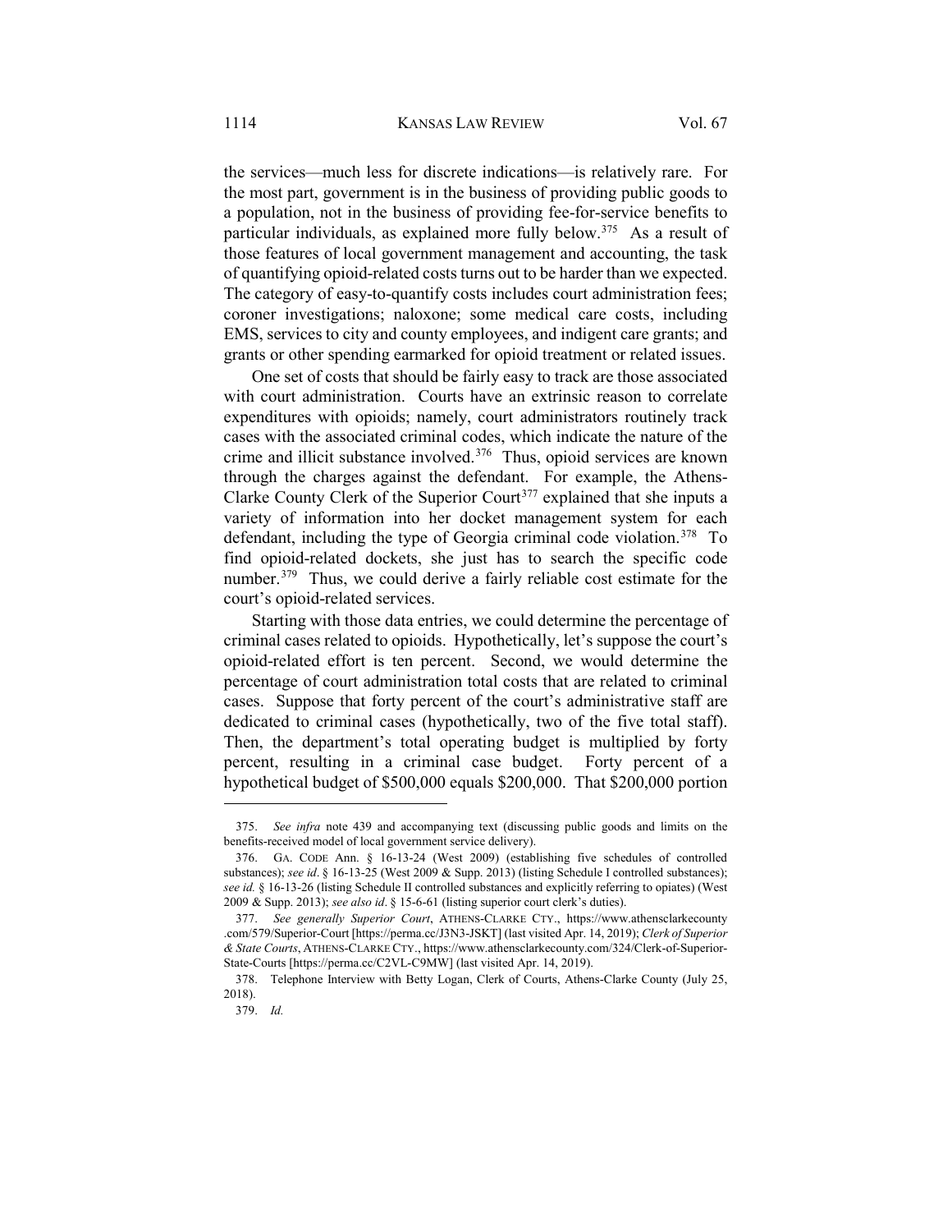the services—much less for discrete indications—is relatively rare. For the most part, government is in the business of providing public goods to a population, not in the business of providing fee-for-service benefits to particular individuals, as explained more fully below.[375] As a result of those features of local government management and accounting, the task of quantifying opioid-related costs turns out to be harder than we expected. The category of easy-to-quantify costs includes court administration fees; coroner investigations; naloxone; some medical care costs, including EMS, services to city and county employees, and indigent care grants; and grants or other spending earmarked for opioid treatment or related issues.

One set of costs that should be fairly easy to track are those associated with court administration. Courts have an extrinsic reason to correlate expenditures with opioids; namely, court administrators routinely track cases with the associated criminal codes, which indicate the nature of the crime and illicit substance involved.[376] Thus, opioid services are known through the charges against the defendant. For example, the Athens-Clarke County Clerk of the Superior Court[377] explained that she inputs a variety of information into her docket management system for each defendant, including the type of Georgia criminal code violation.[378] To find opioid-related dockets, she just has to search the specific code number.[379] Thus, we could derive a fairly reliable cost estimate for the court's opioid-related services.

Starting with those data entries, we could determine the percentage of criminal cases related to opioids. Hypothetically, let's suppose the court's opioid-related effort is ten percent. Second, we would determine the percentage of court administration total costs that are related to criminal cases. Suppose that forty percent of the court's administrative staff are dedicated to criminal cases (hypothetically, two of the five total staff). Then, the department's total operating budget is multiplied by forty percent, resulting in a criminal case budget. Forty percent of a hypothetical budget of $500,000 equals $200,000. That $200,000 portion

---

375. *See infra* note 439 and accompanying text (discussing public goods and limits on the benefits-received model of local government service delivery).

376. GA. CODE Ann. § 16-13-24 (West 2009) (establishing five schedules of controlled substances); *see id*. § 16-13-25 (West 2009 & Supp. 2013) (listing Schedule I controlled substances); *see id.* § 16-13-26 (listing Schedule II controlled substances and explicitly referring to opiates) (West 2009 & Supp. 2013); *see also id*. § 15-6-61 (listing superior court clerk's duties).

377. *See generally Superior Court*, ATHENS-CLARKE CTY., https://www.athensclarkecounty.com/579/Superior-Court [https://perma.cc/J3N3-JSKT] (last visited Apr. 14, 2019); *Clerk of Superior & State Courts*, ATHENS-CLARKE CTY., https://www.athensclarkecounty.com/324/Clerk-of-Superior-State-Courts [https://perma.cc/C2VL-C9MW] (last visited Apr. 14, 2019).

378. Telephone Interview with Betty Logan, Clerk of Courts, Athens-Clarke County (July 25, 2018).

379. *Id.*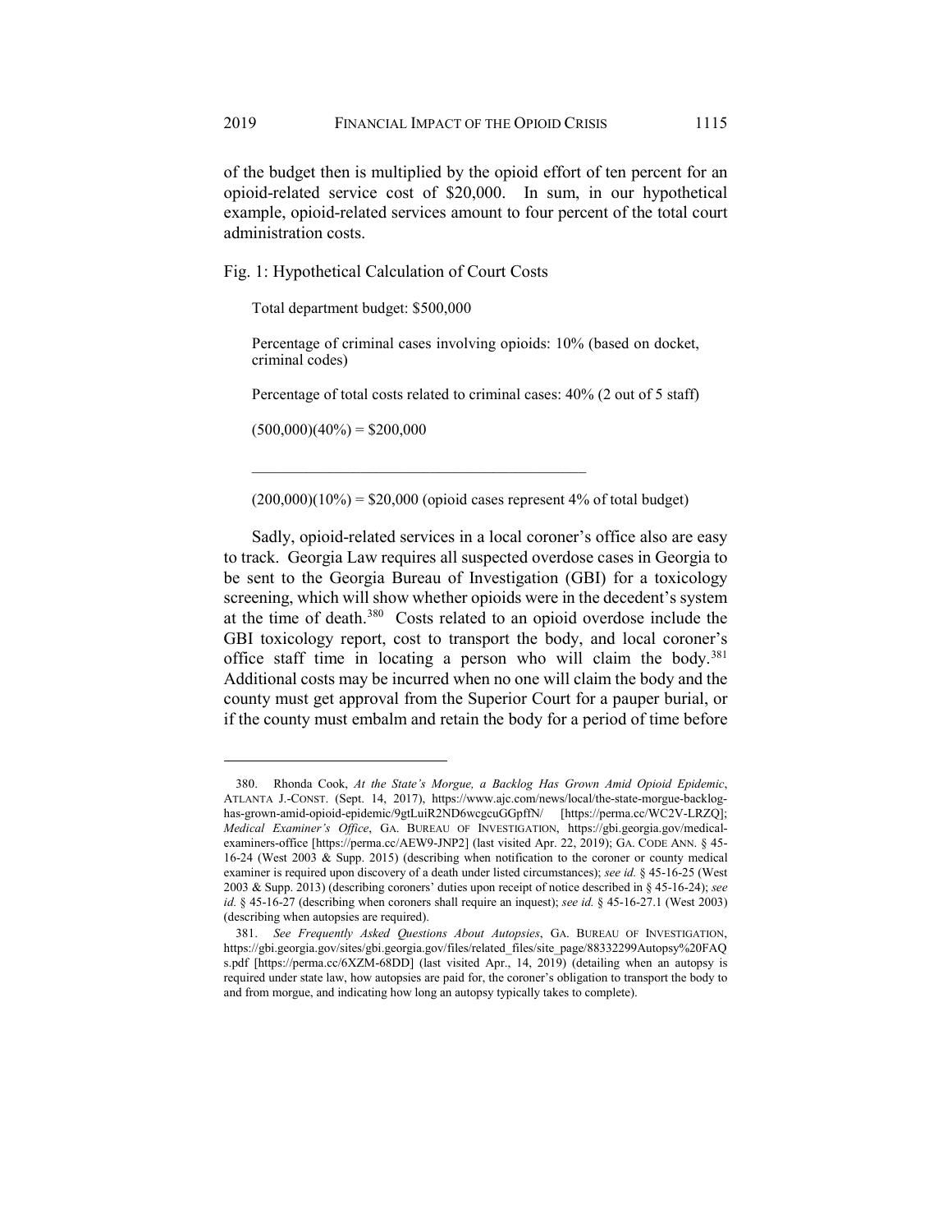of the budget then is multiplied by the opioid effort of ten percent for an opioid-related service cost of $20,000. In sum, in our hypothetical example, opioid-related services amount to four percent of the total court administration costs.

Fig. 1: Hypothetical Calculation of Court Costs

> Total department budget: $500,000
>
> Percentage of criminal cases involving opioids: 10% (based on docket, criminal codes)
>
> Percentage of total costs related to criminal cases: 40% (2 out of 5 staff)
>
> (500,000)(40%) = $200,000
>
> ______________________________________________
>
> (200,000)(10%) = $20,000 (opioid cases represent 4% of total budget)

Sadly, opioid-related services in a local coroner's office also are easy to track. Georgia Law requires all suspected overdose cases in Georgia to be sent to the Georgia Bureau of Investigation (GBI) for a toxicology screening, which will show whether opioids were in the decedent's system at the time of death.[380] Costs related to an opioid overdose include the GBI toxicology report, cost to transport the body, and local coroner's office staff time in locating a person who will claim the body.[381] Additional costs may be incurred when no one will claim the body and the county must get approval from the Superior Court for a pauper burial, or if the county must embalm and retain the body for a period of time before

---

380. Rhonda Cook, *At the State's Morgue, a Backlog Has Grown Amid Opioid Epidemic*, ATLANTA J.-CONST. (Sept. 14, 2017), https://www.ajc.com/news/local/the-state-morgue-backlog-has-grown-amid-opioid-epidemic/9gtLuiR2ND6wcgcuGGpffN/ [https://perma.cc/WC2V-LRZQ]; *Medical Examiner's Office*, GA. BUREAU OF INVESTIGATION, https://gbi.georgia.gov/medical-examiners-office [https://perma.cc/AEW9-JNP2] (last visited Apr. 22, 2019); GA. CODE ANN. § 45-16-24 (West 2003 & Supp. 2015) (describing when notification to the coroner or county medical examiner is required upon discovery of a death under listed circumstances); *see id.* § 45-16-25 (West 2003 & Supp. 2013) (describing coroners' duties upon receipt of notice described in § 45-16-24); *see id.* § 45-16-27 (describing when coroners shall require an inquest); *see id.* § 45-16-27.1 (West 2003) (describing when autopsies are required).

381. *See Frequently Asked Questions About Autopsies*, GA. BUREAU OF INVESTIGATION, https://gbi.georgia.gov/sites/gbi.georgia.gov/files/related_files/site_page/88332299Autopsy%20FAQs.pdf [https://perma.cc/6XZM-68DD] (last visited Apr., 14, 2019) (detailing when an autopsy is required under state law, how autopsies are paid for, the coroner's obligation to transport the body to and from morgue, and indicating how long an autopsy typically takes to complete).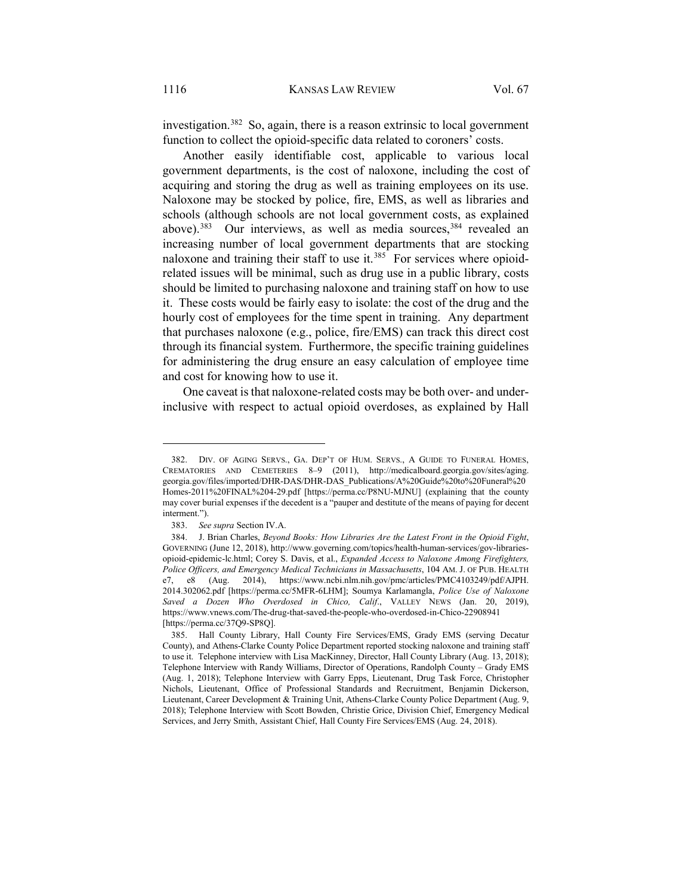investigation.[382] So, again, there is a reason extrinsic to local government function to collect the opioid-specific data related to coroners' costs.

Another easily identifiable cost, applicable to various local government departments, is the cost of naloxone, including the cost of acquiring and storing the drug as well as training employees on its use. Naloxone may be stocked by police, fire, EMS, as well as libraries and schools (although schools are not local government costs, as explained above).[383] Our interviews, as well as media sources,[384] revealed an increasing number of local government departments that are stocking naloxone and training their staff to use it.[385] For services where opioid-related issues will be minimal, such as drug use in a public library, costs should be limited to purchasing naloxone and training staff on how to use it. These costs would be fairly easy to isolate: the cost of the drug and the hourly cost of employees for the time spent in training. Any department that purchases naloxone (e.g., police, fire/EMS) can track this direct cost through its financial system. Furthermore, the specific training guidelines for administering the drug ensure an easy calculation of employee time and cost for knowing how to use it.

One caveat is that naloxone-related costs may be both over- and under-inclusive with respect to actual opioid overdoses, as explained by Hall

---

382. DIV. OF AGING SERVS., GA. DEP'T OF HUM. SERVS., A GUIDE TO FUNERAL HOMES, CREMATORIES AND CEMETERIES 8–9 (2011), http://medicalboard.georgia.gov/sites/aging.georgia.gov/files/imported/DHR-DAS/DHR-DAS_Publications/A%20Guide%20to%20Funeral%20Homes-2011%20FINAL%204-29.pdf [https://perma.cc/P8NU-MJNU] (explaining that the county may cover burial expenses if the decedent is a "pauper and destitute of the means of paying for decent interment.").

383. *See supra* Section IV.A.

384. J. Brian Charles, *Beyond Books: How Libraries Are the Latest Front in the Opioid Fight*, GOVERNING (June 12, 2018), http://www.governing.com/topics/health-human-services/gov-libraries-opioid-epidemic-lc.html; Corey S. Davis, et al., *Expanded Access to Naloxone Among Firefighters, Police Officers, and Emergency Medical Technicians in Massachusetts*, 104 AM. J. OF PUB. HEALTH e7, e8 (Aug. 2014), https://www.ncbi.nlm.nih.gov/pmc/articles/PMC4103249/pdf/AJPH.2014.302062.pdf [https://perma.cc/5MFR-6LHM]; Soumya Karlamangla, *Police Use of Naloxone Saved a Dozen Who Overdosed in Chico, Calif.*, VALLEY NEWS (Jan. 20, 2019), https://www.vnews.com/The-drug-that-saved-the-people-who-overdosed-in-Chico-22908941 [https://perma.cc/37Q9-SP8Q].

385. Hall County Library, Hall County Fire Services/EMS, Grady EMS (serving Decatur County), and Athens-Clarke County Police Department reported stocking naloxone and training staff to use it. Telephone interview with Lisa MacKinney, Director, Hall County Library (Aug. 13, 2018); Telephone Interview with Randy Williams, Director of Operations, Randolph County – Grady EMS (Aug. 1, 2018); Telephone Interview with Garry Epps, Lieutenant, Drug Task Force, Christopher Nichols, Lieutenant, Office of Professional Standards and Recruitment, Benjamin Dickerson, Lieutenant, Career Development & Training Unit, Athens-Clarke County Police Department (Aug. 9, 2018); Telephone Interview with Scott Bowden, Christie Grice, Division Chief, Emergency Medical Services, and Jerry Smith, Assistant Chief, Hall County Fire Services/EMS (Aug. 24, 2018).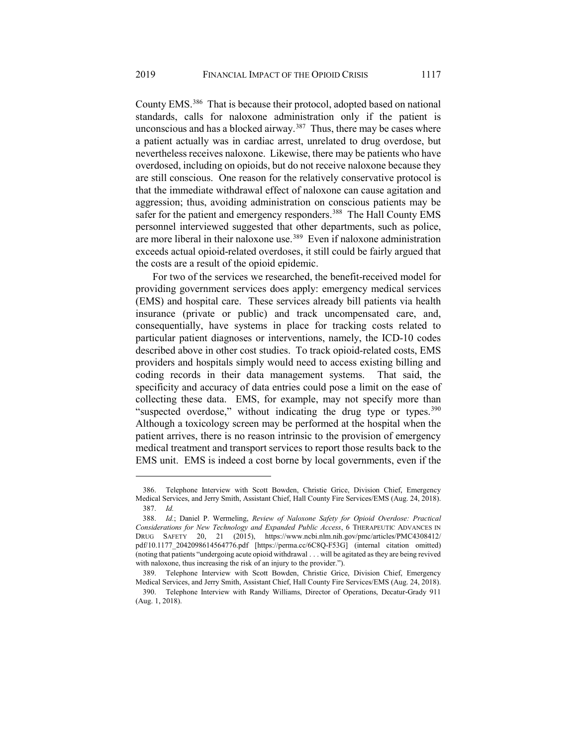County EMS.[386] That is because their protocol, adopted based on national standards, calls for naloxone administration only if the patient is unconscious and has a blocked airway.[387] Thus, there may be cases where a patient actually was in cardiac arrest, unrelated to drug overdose, but nevertheless receives naloxone. Likewise, there may be patients who have overdosed, including on opioids, but do not receive naloxone because they are still conscious. One reason for the relatively conservative protocol is that the immediate withdrawal effect of naloxone can cause agitation and aggression; thus, avoiding administration on conscious patients may be safer for the patient and emergency responders.[388] The Hall County EMS personnel interviewed suggested that other departments, such as police, are more liberal in their naloxone use.[389] Even if naloxone administration exceeds actual opioid-related overdoses, it still could be fairly argued that the costs are a result of the opioid epidemic.

For two of the services we researched, the benefit-received model for providing government services does apply: emergency medical services (EMS) and hospital care. These services already bill patients via health insurance (private or public) and track uncompensated care, and, consequentially, have systems in place for tracking costs related to particular patient diagnoses or interventions, namely, the ICD-10 codes described above in other cost studies. To track opioid-related costs, EMS providers and hospitals simply would need to access existing billing and coding records in their data management systems. That said, the specificity and accuracy of data entries could pose a limit on the ease of collecting these data. EMS, for example, may not specify more than "suspected overdose," without indicating the drug type or types.[390] Although a toxicology screen may be performed at the hospital when the patient arrives, there is no reason intrinsic to the provision of emergency medical treatment and transport services to report those results back to the EMS unit. EMS is indeed a cost borne by local governments, even if the

---

386. Telephone Interview with Scott Bowden, Christie Grice, Division Chief, Emergency Medical Services, and Jerry Smith, Assistant Chief, Hall County Fire Services/EMS (Aug. 24, 2018).

387. *Id.*

388. *Id.*; Daniel P. Wermeling, *Review of Naloxone Safety for Opioid Overdose: Practical Considerations for New Technology and Expanded Public Access*, 6 THERAPEUTIC ADVANCES IN DRUG SAFETY 20, 21 (2015), https://www.ncbi.nlm.nih.gov/pmc/articles/PMC4308412/pdf/10.1177_2042098614564776.pdf [https://perma.cc/6C8Q-F53G] (internal citation omitted) (noting that patients "undergoing acute opioid withdrawal . . . will be agitated as they are being revived with naloxone, thus increasing the risk of an injury to the provider.").

389. Telephone Interview with Scott Bowden, Christie Grice, Division Chief, Emergency Medical Services, and Jerry Smith, Assistant Chief, Hall County Fire Services/EMS (Aug. 24, 2018).

390. Telephone Interview with Randy Williams, Director of Operations, Decatur-Grady 911 (Aug. 1, 2018).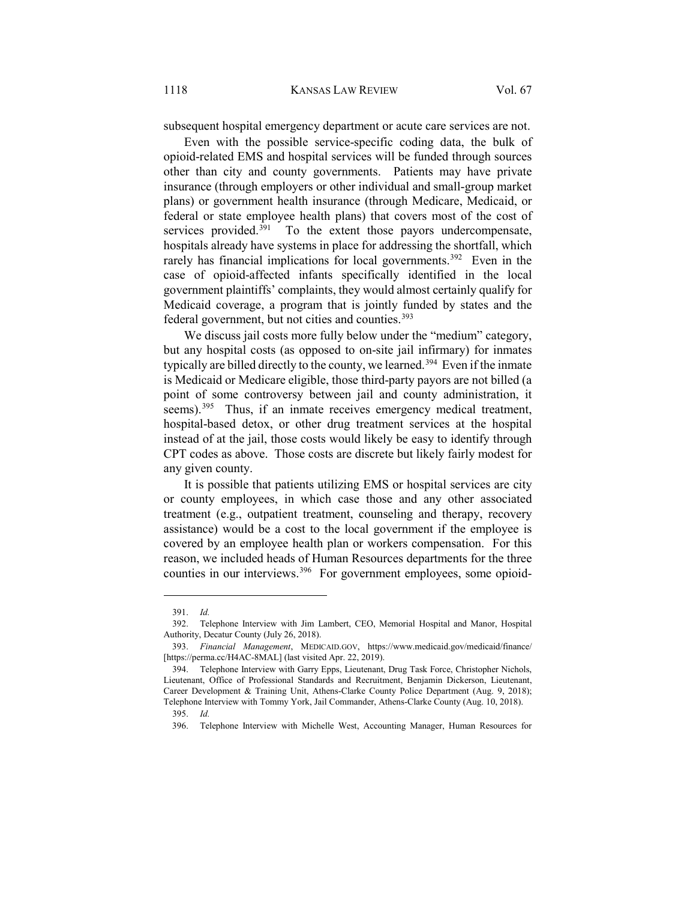subsequent hospital emergency department or acute care services are not.

Even with the possible service-specific coding data, the bulk of opioid-related EMS and hospital services will be funded through sources other than city and county governments. Patients may have private insurance (through employers or other individual and small-group market plans) or government health insurance (through Medicare, Medicaid, or federal or state employee health plans) that covers most of the cost of services provided.[391] To the extent those payors undercompensate, hospitals already have systems in place for addressing the shortfall, which rarely has financial implications for local governments.[392] Even in the case of opioid-affected infants specifically identified in the local government plaintiffs' complaints, they would almost certainly qualify for Medicaid coverage, a program that is jointly funded by states and the federal government, but not cities and counties.[393]

We discuss jail costs more fully below under the "medium" category, but any hospital costs (as opposed to on-site jail infirmary) for inmates typically are billed directly to the county, we learned.[394] Even if the inmate is Medicaid or Medicare eligible, those third-party payors are not billed (a point of some controversy between jail and county administration, it seems).[395] Thus, if an inmate receives emergency medical treatment, hospital-based detox, or other drug treatment services at the hospital instead of at the jail, those costs would likely be easy to identify through CPT codes as above. Those costs are discrete but likely fairly modest for any given county.

It is possible that patients utilizing EMS or hospital services are city or county employees, in which case those and any other associated treatment (e.g., outpatient treatment, counseling and therapy, recovery assistance) would be a cost to the local government if the employee is covered by an employee health plan or workers compensation. For this reason, we included heads of Human Resources departments for the three counties in our interviews.[396] For government employees, some opioid-

---

391. *Id.*

392. Telephone Interview with Jim Lambert, CEO, Memorial Hospital and Manor, Hospital Authority, Decatur County (July 26, 2018).

393. *Financial Management*, MEDICAID.GOV, https://www.medicaid.gov/medicaid/finance/ [https://perma.cc/H4AC-8MAL] (last visited Apr. 22, 2019).

394. Telephone Interview with Garry Epps, Lieutenant, Drug Task Force, Christopher Nichols, Lieutenant, Office of Professional Standards and Recruitment, Benjamin Dickerson, Lieutenant, Career Development & Training Unit, Athens-Clarke County Police Department (Aug. 9, 2018); Telephone Interview with Tommy York, Jail Commander, Athens-Clarke County (Aug. 10, 2018).

395. *Id.*

396. Telephone Interview with Michelle West, Accounting Manager, Human Resources for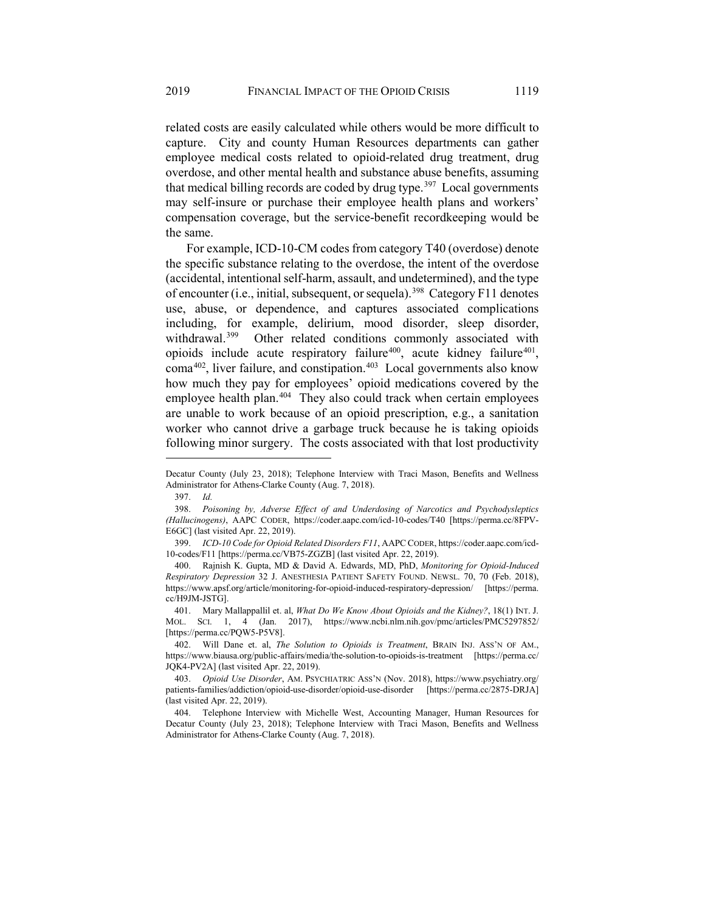related costs are easily calculated while others would be more difficult to capture. City and county Human Resources departments can gather employee medical costs related to opioid-related drug treatment, drug overdose, and other mental health and substance abuse benefits, assuming that medical billing records are coded by drug type.[397] Local governments may self-insure or purchase their employee health plans and workers' compensation coverage, but the service-benefit recordkeeping would be the same.

For example, ICD-10-CM codes from category T40 (overdose) denote the specific substance relating to the overdose, the intent of the overdose (accidental, intentional self-harm, assault, and undetermined), and the type of encounter (i.e., initial, subsequent, or sequela).[398] Category F11 denotes use, abuse, or dependence, and captures associated complications including, for example, delirium, mood disorder, sleep disorder, withdrawal.[399] Other related conditions commonly associated with opioids include acute respiratory failure[400], acute kidney failure[401], coma[402], liver failure, and constipation.[403] Local governments also know how much they pay for employees' opioid medications covered by the employee health plan.[404] They also could track when certain employees are unable to work because of an opioid prescription, e.g., a sanitation worker who cannot drive a garbage truck because he is taking opioids following minor surgery. The costs associated with that lost productivity

---

Decatur County (July 23, 2018); Telephone Interview with Traci Mason, Benefits and Wellness Administrator for Athens-Clarke County (Aug. 7, 2018).

397. *Id.*

398. *Poisoning by, Adverse Effect of and Underdosing of Narcotics and Psychodysleptics (Hallucinogens)*, AAPC CODER, https://coder.aapc.com/icd-10-codes/T40 [https://perma.cc/8FPV-E6GC] (last visited Apr. 22, 2019).

399. *ICD-10 Code for Opioid Related Disorders F11*, AAPC CODER, https://coder.aapc.com/icd-10-codes/F11 [https://perma.cc/VB75-ZGZB] (last visited Apr. 22, 2019).

400. Rajnish K. Gupta, MD & David A. Edwards, MD, PhD, *Monitoring for Opioid-Induced Respiratory Depression* 32 J. ANESTHESIA PATIENT SAFETY FOUND. NEWSL. 70, 70 (Feb. 2018), https://www.apsf.org/article/monitoring-for-opioid-induced-respiratory-depression/ [https://perma.cc/H9JM-JSTG].

401. Mary Mallappallil et. al, *What Do We Know About Opioids and the Kidney?*, 18(1) INT. J. MOL. SCI. 1, 4 (Jan. 2017), https://www.ncbi.nlm.nih.gov/pmc/articles/PMC5297852/ [https://perma.cc/PQW5-P5V8].

402. Will Dane et. al, *The Solution to Opioids is Treatment*, BRAIN INJ. ASS'N OF AM., https://www.biausa.org/public-affairs/media/the-solution-to-opioids-is-treatment [https://perma.cc/JQK4-PV2A] (last visited Apr. 22, 2019).

403. *Opioid Use Disorder*, AM. PSYCHIATRIC ASS'N (Nov. 2018), https://www.psychiatry.org/patients-families/addiction/opioid-use-disorder/opioid-use-disorder [https://perma.cc/2875-DRJA] (last visited Apr. 22, 2019).

404. Telephone Interview with Michelle West, Accounting Manager, Human Resources for Decatur County (July 23, 2018); Telephone Interview with Traci Mason, Benefits and Wellness Administrator for Athens-Clarke County (Aug. 7, 2018).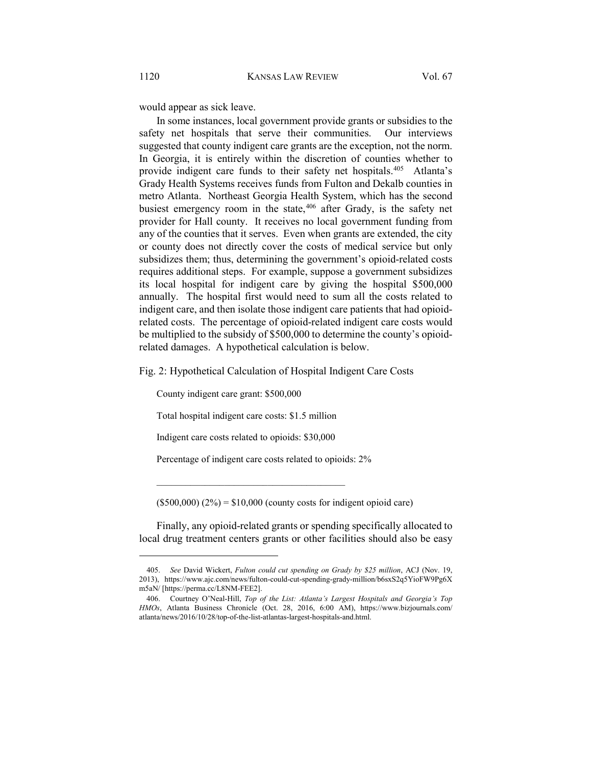would appear as sick leave.

In some instances, local government provide grants or subsidies to the safety net hospitals that serve their communities. Our interviews suggested that county indigent care grants are the exception, not the norm. In Georgia, it is entirely within the discretion of counties whether to provide indigent care funds to their safety net hospitals.[405] Atlanta's Grady Health Systems receives funds from Fulton and Dekalb counties in metro Atlanta. Northeast Georgia Health System, which has the second busiest emergency room in the state,[406] after Grady, is the safety net provider for Hall county. It receives no local government funding from any of the counties that it serves. Even when grants are extended, the city or county does not directly cover the costs of medical service but only subsidizes them; thus, determining the government's opioid-related costs requires additional steps. For example, suppose a government subsidizes its local hospital for indigent care by giving the hospital $500,000 annually. The hospital first would need to sum all the costs related to indigent care, and then isolate those indigent care patients that had opioid-related costs. The percentage of opioid-related indigent care costs would be multiplied to the subsidy of $500,000 to determine the county's opioid-related damages. A hypothetical calculation is below.

Fig. 2: Hypothetical Calculation of Hospital Indigent Care Costs

County indigent care grant: $500,000

Total hospital indigent care costs: $1.5 million

Indigent care costs related to opioids: $30,000

Percentage of indigent care costs related to opioids: 2%

---

($500,000) (2%) = $10,000 (county costs for indigent opioid care)

Finally, any opioid-related grants or spending specifically allocated to local drug treatment centers grants or other facilities should also be easy

---

405. *See* David Wickert, *Fulton could cut spending on Grady by $25 million*, ACJ (Nov. 19, 2013), https://www.ajc.com/news/fulton-could-cut-spending-grady-million/b6sxS2q5YioFW9Pg6Xm5aN/ [https://perma.cc/L8NM-FEE2].

406. Courtney O'Neal-Hill, *Top of the List: Atlanta's Largest Hospitals and Georgia's Top HMOs*, Atlanta Business Chronicle (Oct. 28, 2016, 6:00 AM), https://www.bizjournals.com/atlanta/news/2016/10/28/top-of-the-list-atlantas-largest-hospitals-and.html.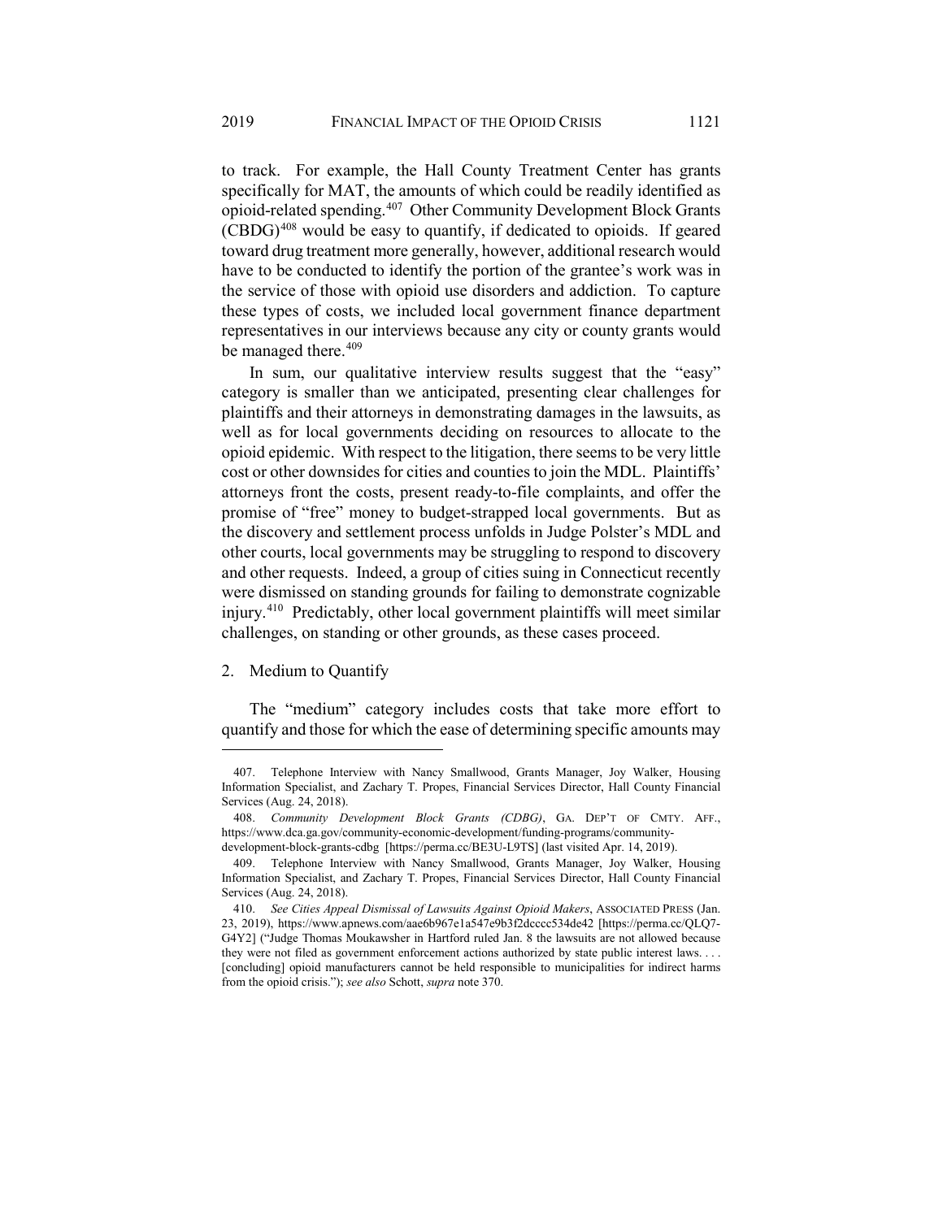to track. For example, the Hall County Treatment Center has grants specifically for MAT, the amounts of which could be readily identified as opioid-related spending.[407] Other Community Development Block Grants (CBDG)[408] would be easy to quantify, if dedicated to opioids. If geared toward drug treatment more generally, however, additional research would have to be conducted to identify the portion of the grantee's work was in the service of those with opioid use disorders and addiction. To capture these types of costs, we included local government finance department representatives in our interviews because any city or county grants would be managed there.[409]

In sum, our qualitative interview results suggest that the "easy" category is smaller than we anticipated, presenting clear challenges for plaintiffs and their attorneys in demonstrating damages in the lawsuits, as well as for local governments deciding on resources to allocate to the opioid epidemic. With respect to the litigation, there seems to be very little cost or other downsides for cities and counties to join the MDL. Plaintiffs' attorneys front the costs, present ready-to-file complaints, and offer the promise of "free" money to budget-strapped local governments. But as the discovery and settlement process unfolds in Judge Polster's MDL and other courts, local governments may be struggling to respond to discovery and other requests. Indeed, a group of cities suing in Connecticut recently were dismissed on standing grounds for failing to demonstrate cognizable injury.[410] Predictably, other local government plaintiffs will meet similar challenges, on standing or other grounds, as these cases proceed.

### 2. Medium to Quantify

The "medium" category includes costs that take more effort to quantify and those for which the ease of determining specific amounts may

---

407. Telephone Interview with Nancy Smallwood, Grants Manager, Joy Walker, Housing Information Specialist, and Zachary T. Propes, Financial Services Director, Hall County Financial Services (Aug. 24, 2018).

408. *Community Development Block Grants (CDBG)*, GA. DEP'T OF CMTY. AFF., https://www.dca.ga.gov/community-economic-development/funding-programs/community-development-block-grants-cdbg [https://perma.cc/BE3U-L9TS] (last visited Apr. 14, 2019).

409. Telephone Interview with Nancy Smallwood, Grants Manager, Joy Walker, Housing Information Specialist, and Zachary T. Propes, Financial Services Director, Hall County Financial Services (Aug. 24, 2018).

410. *See Cities Appeal Dismissal of Lawsuits Against Opioid Makers*, ASSOCIATED PRESS (Jan. 23, 2019), https://www.apnews.com/aae6b967e1a547e9b3f2dcccc534de42 [https://perma.cc/QLQ7-G4Y2] ("Judge Thomas Moukawsher in Hartford ruled Jan. 8 the lawsuits are not allowed because they were not filed as government enforcement actions authorized by state public interest laws. . . . [concluding] opioid manufacturers cannot be held responsible to municipalities for indirect harms from the opioid crisis."); *see also* Schott, *supra* note 370.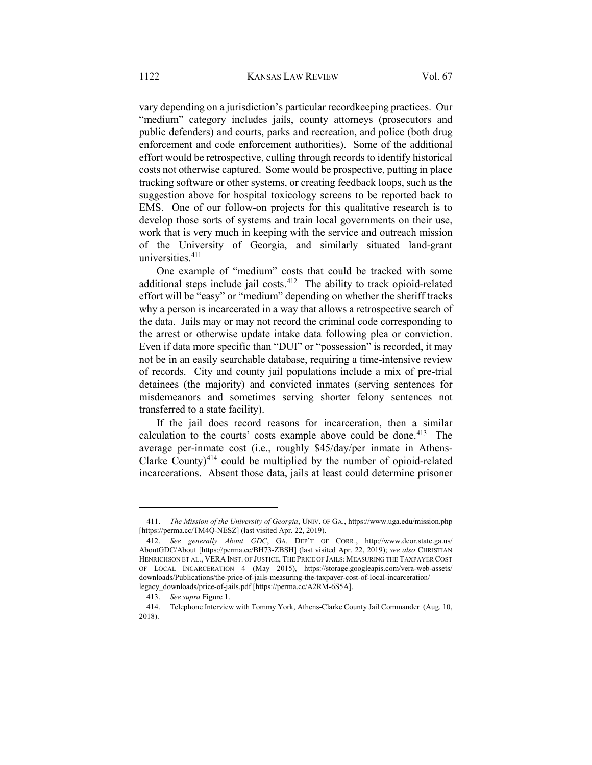vary depending on a jurisdiction's particular recordkeeping practices. Our "medium" category includes jails, county attorneys (prosecutors and public defenders) and courts, parks and recreation, and police (both drug enforcement and code enforcement authorities). Some of the additional effort would be retrospective, culling through records to identify historical costs not otherwise captured. Some would be prospective, putting in place tracking software or other systems, or creating feedback loops, such as the suggestion above for hospital toxicology screens to be reported back to EMS. One of our follow-on projects for this qualitative research is to develop those sorts of systems and train local governments on their use, work that is very much in keeping with the service and outreach mission of the University of Georgia, and similarly situated land-grant universities.[411]

One example of "medium" costs that could be tracked with some additional steps include jail costs.[412] The ability to track opioid-related effort will be "easy" or "medium" depending on whether the sheriff tracks why a person is incarcerated in a way that allows a retrospective search of the data. Jails may or may not record the criminal code corresponding to the arrest or otherwise update intake data following plea or conviction. Even if data more specific than "DUI" or "possession" is recorded, it may not be in an easily searchable database, requiring a time-intensive review of records. City and county jail populations include a mix of pre-trial detainees (the majority) and convicted inmates (serving sentences for misdemeanors and sometimes serving shorter felony sentences not transferred to a state facility).

If the jail does record reasons for incarceration, then a similar calculation to the courts' costs example above could be done.[413] The average per-inmate cost (i.e., roughly $45/day/per inmate in Athens-Clarke County)[414] could be multiplied by the number of opioid-related incarcerations. Absent those data, jails at least could determine prisoner

---

411. *The Mission of the University of Georgia*, UNIV. OF GA., https://www.uga.edu/mission.php [https://perma.cc/TM4Q-NESZ] (last visited Apr. 22, 2019).

412. *See generally About GDC*, GA. DEP'T OF CORR., http://www.dcor.state.ga.us/AboutGDC/About [https://perma.cc/BH73-ZBSH] (last visited Apr. 22, 2019); *see also* CHRISTIAN HENRICHSON ET AL., VERA INST. OF JUSTICE, THE PRICE OF JAILS: MEASURING THE TAXPAYER COST OF LOCAL INCARCERATION 4 (May 2015), https://storage.googleapis.com/vera-web-assets/downloads/Publications/the-price-of-jails-measuring-the-taxpayer-cost-of-local-incarceration/legacy_downloads/price-of-jails.pdf [https://perma.cc/A2RM-6S5A].

413. *See supra* Figure 1.

414. Telephone Interview with Tommy York, Athens-Clarke County Jail Commander (Aug. 10, 2018).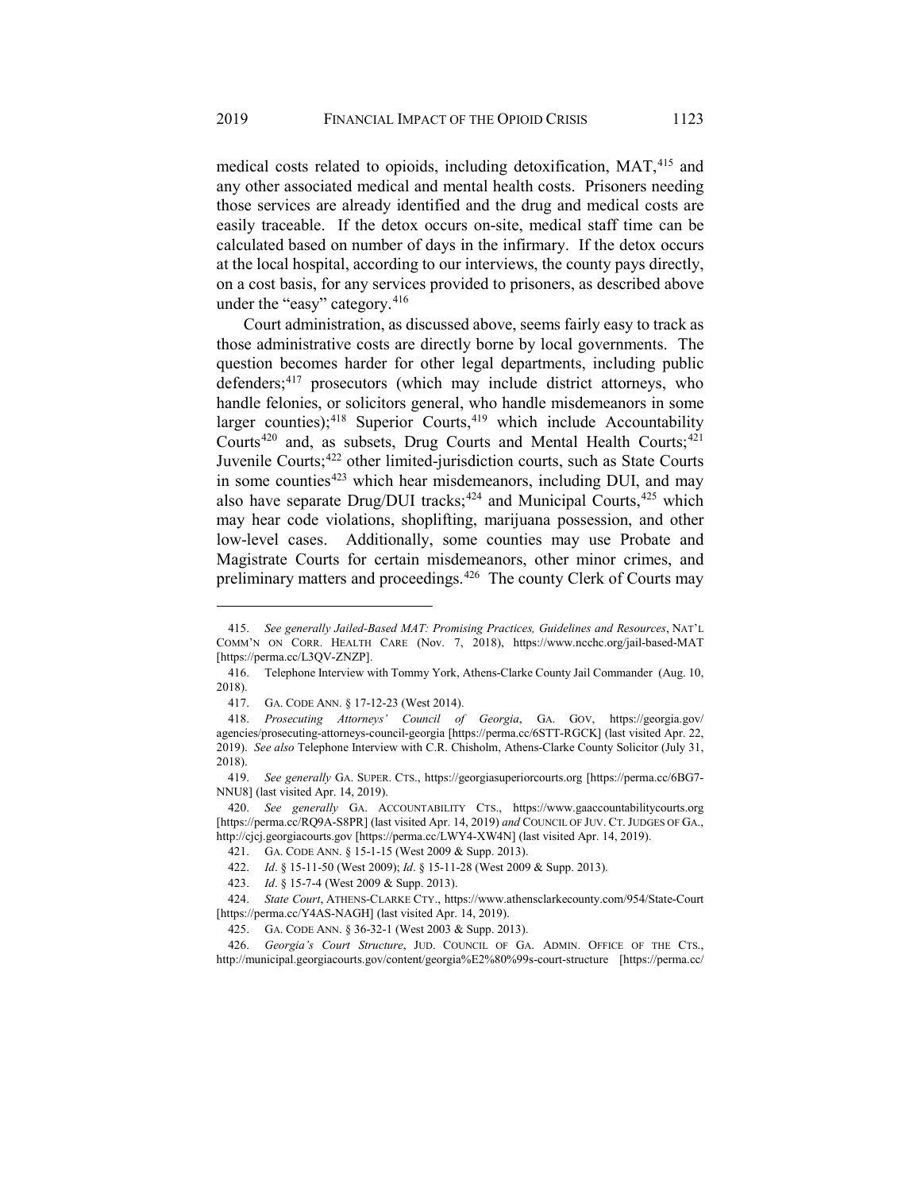medical costs related to opioids, including detoxification, MAT,[415] and any other associated medical and mental health costs. Prisoners needing those services are already identified and the drug and medical costs are easily traceable. If the detox occurs on-site, medical staff time can be calculated based on number of days in the infirmary. If the detox occurs at the local hospital, according to our interviews, the county pays directly, on a cost basis, for any services provided to prisoners, as described above under the "easy" category.[416]

Court administration, as discussed above, seems fairly easy to track as those administrative costs are directly borne by local governments. The question becomes harder for other legal departments, including public defenders;[417] prosecutors (which may include district attorneys, who handle felonies, or solicitors general, who handle misdemeanors in some larger counties);[418] Superior Courts,[419] which include Accountability Courts[420] and, as subsets, Drug Courts and Mental Health Courts;[421] Juvenile Courts;[422] other limited-jurisdiction courts, such as State Courts in some counties[423] which hear misdemeanors, including DUI, and may also have separate Drug/DUI tracks;[424] and Municipal Courts,[425] which may hear code violations, shoplifting, marijuana possession, and other low-level cases. Additionally, some counties may use Probate and Magistrate Courts for certain misdemeanors, other minor crimes, and preliminary matters and proceedings.[426] The county Clerk of Courts may

---

415. *See generally Jailed-Based MAT: Promising Practices, Guidelines and Resources*, NAT'L COMM'N ON CORR. HEALTH CARE (Nov. 7, 2018), https://www.ncchc.org/jail-based-MAT [https://perma.cc/L3QV-ZNZP].

416. Telephone Interview with Tommy York, Athens-Clarke County Jail Commander (Aug. 10, 2018).

417. GA. CODE ANN. § 17-12-23 (West 2014).

418. *Prosecuting Attorneys' Council of Georgia*, GA. GOV, https://georgia.gov/agencies/prosecuting-attorneys-council-georgia [https://perma.cc/6STT-RGCK] (last visited Apr. 22, 2019). *See also* Telephone Interview with C.R. Chisholm, Athens-Clarke County Solicitor (July 31, 2018).

419. *See generally* GA. SUPER. CTS., https://georgiasuperiorcourts.org [https://perma.cc/6BG7-NNU8] (last visited Apr. 14, 2019).

420. *See generally* GA. ACCOUNTABILITY CTS., https://www.gaaccountabilitycourts.org [https://perma.cc/RQ9A-S8PR] (last visited Apr. 14, 2019) *and* COUNCIL OF JUV. CT. JUDGES OF GA., http://cjcj.georgiacourts.gov [https://perma.cc/LWY4-XW4N] (last visited Apr. 14, 2019).

421. GA. CODE ANN. § 15-1-15 (West 2009 & Supp. 2013).

422. *Id*. § 15-11-50 (West 2009); *Id*. § 15-11-28 (West 2009 & Supp. 2013).

423. *Id*. § 15-7-4 (West 2009 & Supp. 2013).

424. *State Court*, ATHENS-CLARKE CTY., https://www.athensclarkecounty.com/954/State-Court [https://perma.cc/Y4AS-NAGH] (last visited Apr. 14, 2019).

425. GA. CODE ANN. § 36-32-1 (West 2003 & Supp. 2013).

426. *Georgia's Court Structure*, JUD. COUNCIL OF GA. ADMIN. OFFICE OF THE CTS., http://municipal.georgiacourts.gov/content/georgia%E2%80%99s-court-structure [https://perma.cc/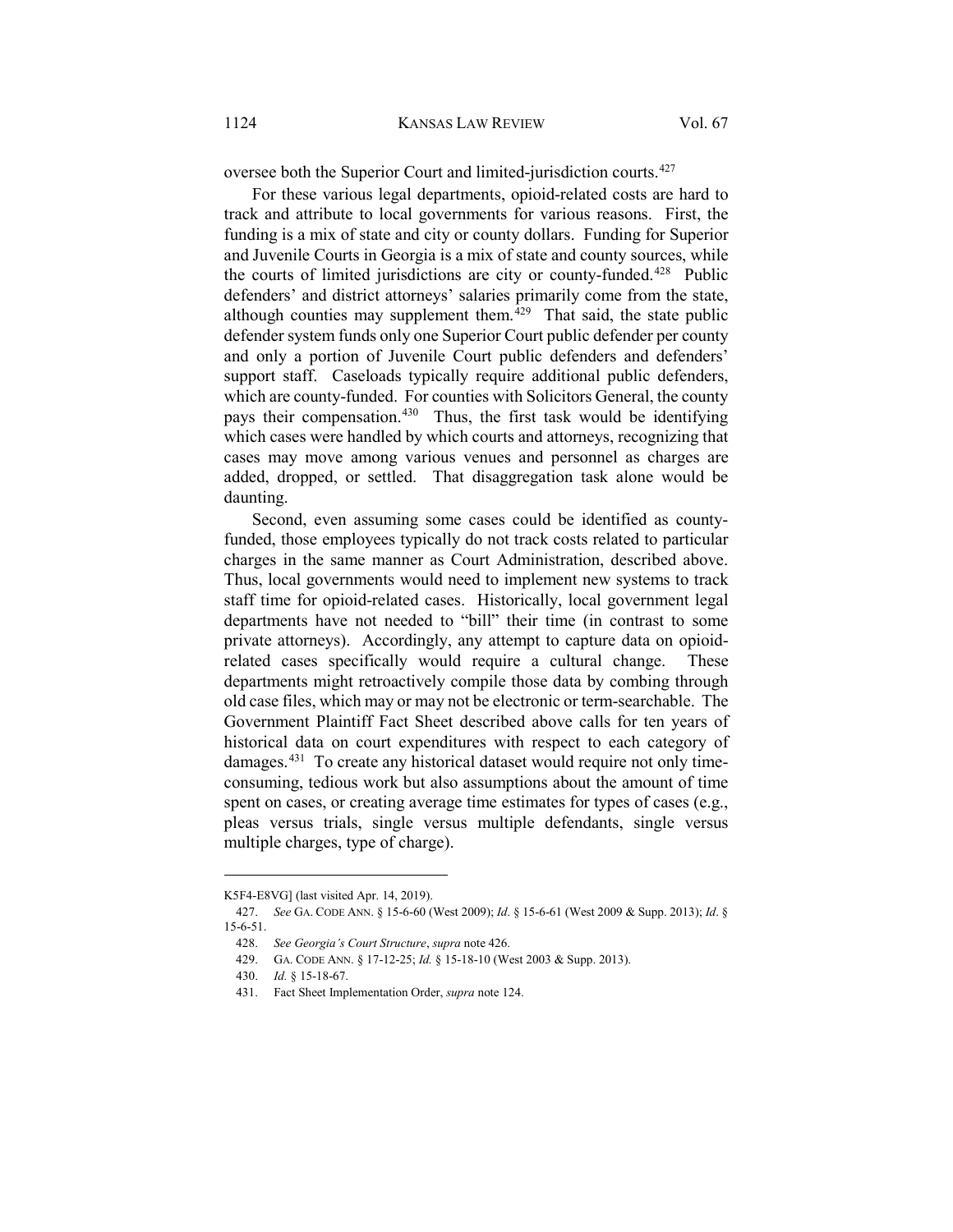oversee both the Superior Court and limited-jurisdiction courts.[427]

For these various legal departments, opioid-related costs are hard to track and attribute to local governments for various reasons. First, the funding is a mix of state and city or county dollars. Funding for Superior and Juvenile Courts in Georgia is a mix of state and county sources, while the courts of limited jurisdictions are city or county-funded.[428] Public defenders' and district attorneys' salaries primarily come from the state, although counties may supplement them.[429] That said, the state public defender system funds only one Superior Court public defender per county and only a portion of Juvenile Court public defenders and defenders' support staff. Caseloads typically require additional public defenders, which are county-funded. For counties with Solicitors General, the county pays their compensation.[430] Thus, the first task would be identifying which cases were handled by which courts and attorneys, recognizing that cases may move among various venues and personnel as charges are added, dropped, or settled. That disaggregation task alone would be daunting.

Second, even assuming some cases could be identified as county-funded, those employees typically do not track costs related to particular charges in the same manner as Court Administration, described above. Thus, local governments would need to implement new systems to track staff time for opioid-related cases. Historically, local government legal departments have not needed to "bill" their time (in contrast to some private attorneys). Accordingly, any attempt to capture data on opioid-related cases specifically would require a cultural change. These departments might retroactively compile those data by combing through old case files, which may or may not be electronic or term-searchable. The Government Plaintiff Fact Sheet described above calls for ten years of historical data on court expenditures with respect to each category of damages.[431] To create any historical dataset would require not only time-consuming, tedious work but also assumptions about the amount of time spent on cases, or creating average time estimates for types of cases (e.g., pleas versus trials, single versus multiple defendants, single versus multiple charges, type of charge).

---

K5F4-E8VG] (last visited Apr. 14, 2019).

427. *See* GA. CODE ANN. § 15-6-60 (West 2009); *Id*. § 15-6-61 (West 2009 & Supp. 2013); *Id*. § 15-6-51.

428. *See Georgia's Court Structure*, *supra* note 426.

429. GA. CODE ANN. § 17-12-25; *Id.* § 15-18-10 (West 2003 & Supp. 2013).

430. *Id.* § 15-18-67.

431. Fact Sheet Implementation Order, *supra* note 124.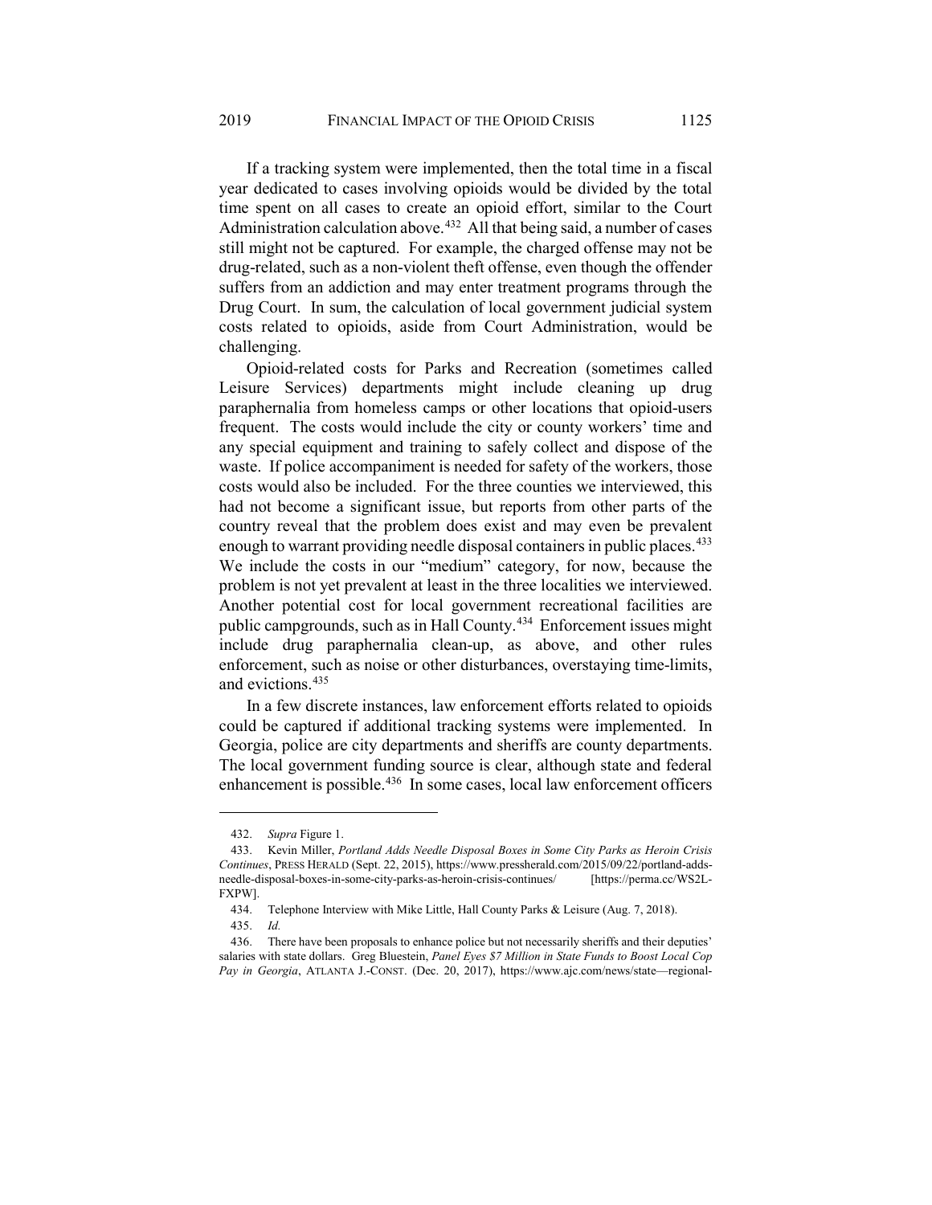If a tracking system were implemented, then the total time in a fiscal year dedicated to cases involving opioids would be divided by the total time spent on all cases to create an opioid effort, similar to the Court Administration calculation above.[432] All that being said, a number of cases still might not be captured. For example, the charged offense may not be drug-related, such as a non-violent theft offense, even though the offender suffers from an addiction and may enter treatment programs through the Drug Court. In sum, the calculation of local government judicial system costs related to opioids, aside from Court Administration, would be challenging.

Opioid-related costs for Parks and Recreation (sometimes called Leisure Services) departments might include cleaning up drug paraphernalia from homeless camps or other locations that opioid-users frequent. The costs would include the city or county workers' time and any special equipment and training to safely collect and dispose of the waste. If police accompaniment is needed for safety of the workers, those costs would also be included. For the three counties we interviewed, this had not become a significant issue, but reports from other parts of the country reveal that the problem does exist and may even be prevalent enough to warrant providing needle disposal containers in public places.[433] We include the costs in our "medium" category, for now, because the problem is not yet prevalent at least in the three localities we interviewed. Another potential cost for local government recreational facilities are public campgrounds, such as in Hall County.[434] Enforcement issues might include drug paraphernalia clean-up, as above, and other rules enforcement, such as noise or other disturbances, overstaying time-limits, and evictions.[435]

In a few discrete instances, law enforcement efforts related to opioids could be captured if additional tracking systems were implemented. In Georgia, police are city departments and sheriffs are county departments. The local government funding source is clear, although state and federal enhancement is possible.[436] In some cases, local law enforcement officers

---

432. *Supra* Figure 1.

433. Kevin Miller, *Portland Adds Needle Disposal Boxes in Some City Parks as Heroin Crisis Continues*, PRESS HERALD (Sept. 22, 2015), https://www.pressherald.com/2015/09/22/portland-adds-needle-disposal-boxes-in-some-city-parks-as-heroin-crisis-continues/ [https://perma.cc/WS2L-FXPW].

434. Telephone Interview with Mike Little, Hall County Parks & Leisure (Aug. 7, 2018).

435. *Id.*

436. There have been proposals to enhance police but not necessarily sheriffs and their deputies' salaries with state dollars. Greg Bluestein, *Panel Eyes $7 Million in State Funds to Boost Local Cop Pay in Georgia*, ATLANTA J.-CONST. (Dec. 20, 2017), https://www.ajc.com/news/state—regional-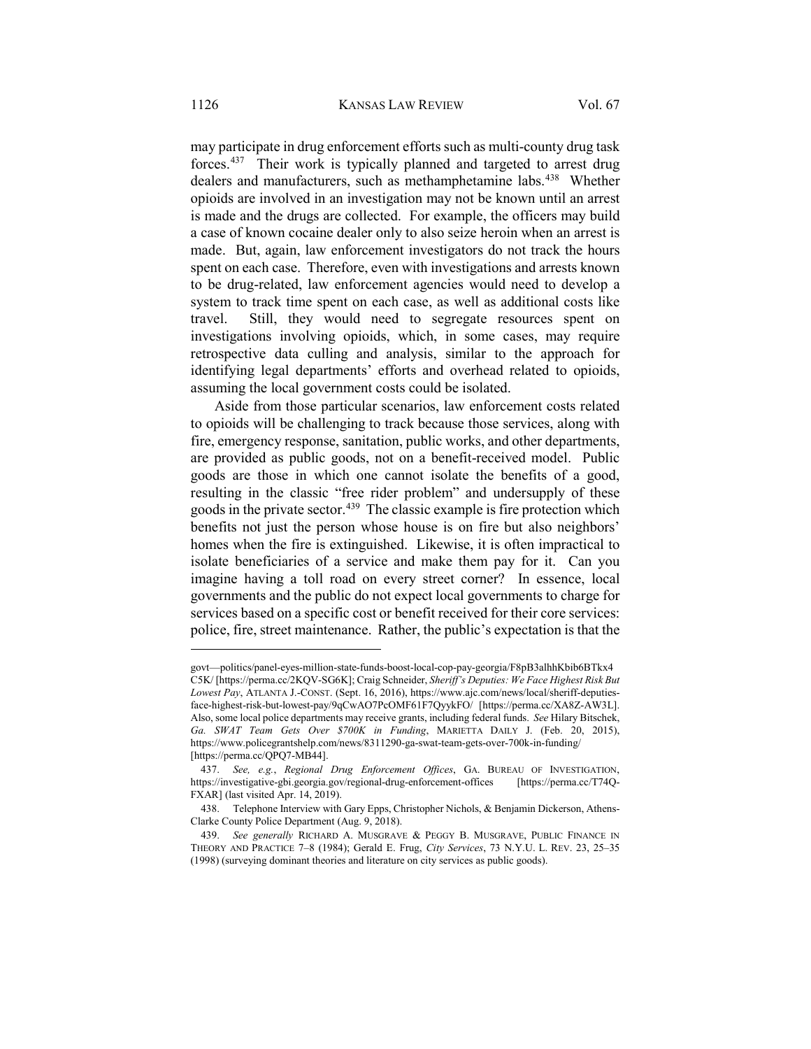may participate in drug enforcement efforts such as multi-county drug task forces.[437] Their work is typically planned and targeted to arrest drug dealers and manufacturers, such as methamphetamine labs.[438] Whether opioids are involved in an investigation may not be known until an arrest is made and the drugs are collected. For example, the officers may build a case of known cocaine dealer only to also seize heroin when an arrest is made. But, again, law enforcement investigators do not track the hours spent on each case. Therefore, even with investigations and arrests known to be drug-related, law enforcement agencies would need to develop a system to track time spent on each case, as well as additional costs like travel. Still, they would need to segregate resources spent on investigations involving opioids, which, in some cases, may require retrospective data culling and analysis, similar to the approach for identifying legal departments' efforts and overhead related to opioids, assuming the local government costs could be isolated.

Aside from those particular scenarios, law enforcement costs related to opioids will be challenging to track because those services, along with fire, emergency response, sanitation, public works, and other departments, are provided as public goods, not on a benefit-received model. Public goods are those in which one cannot isolate the benefits of a good, resulting in the classic "free rider problem" and undersupply of these goods in the private sector.[439] The classic example is fire protection which benefits not just the person whose house is on fire but also neighbors' homes when the fire is extinguished. Likewise, it is often impractical to isolate beneficiaries of a service and make them pay for it. Can you imagine having a toll road on every street corner? In essence, local governments and the public do not expect local governments to charge for services based on a specific cost or benefit received for their core services: police, fire, street maintenance. Rather, the public's expectation is that the

---

govt—politics/panel-eyes-million-state-funds-boost-local-cop-pay-georgia/F8pB3alhhKbib6BTkx4C5K/ [https://perma.cc/2KQV-SG6K]; Craig Schneider, *Sheriff's Deputies: We Face Highest Risk But Lowest Pay*, ATLANTA J.-CONST. (Sept. 16, 2016), https://www.ajc.com/news/local/sheriff-deputies-face-highest-risk-but-lowest-pay/9qCwAO7PcOMF61F7QyykFO/ [https://perma.cc/XA8Z-AW3L]. Also, some local police departments may receive grants, including federal funds. *See* Hilary Bitschek, *Ga. SWAT Team Gets Over $700K in Funding*, MARIETTA DAILY J. (Feb. 20, 2015), https://www.policegrantshelp.com/news/8311290-ga-swat-team-gets-over-700k-in-funding/ [https://perma.cc/QPQ7-MB44].

437. *See, e.g.*, *Regional Drug Enforcement Offices*, GA. BUREAU OF INVESTIGATION, https://investigative-gbi.georgia.gov/regional-drug-enforcement-offices [https://perma.cc/T74Q-FXAR] (last visited Apr. 14, 2019).

438. Telephone Interview with Gary Epps, Christopher Nichols, & Benjamin Dickerson, Athens-Clarke County Police Department (Aug. 9, 2018).

439. *See generally* RICHARD A. MUSGRAVE & PEGGY B. MUSGRAVE, PUBLIC FINANCE IN THEORY AND PRACTICE 7–8 (1984); Gerald E. Frug, *City Services*, 73 N.Y.U. L. REV. 23, 25–35 (1998) (surveying dominant theories and literature on city services as public goods).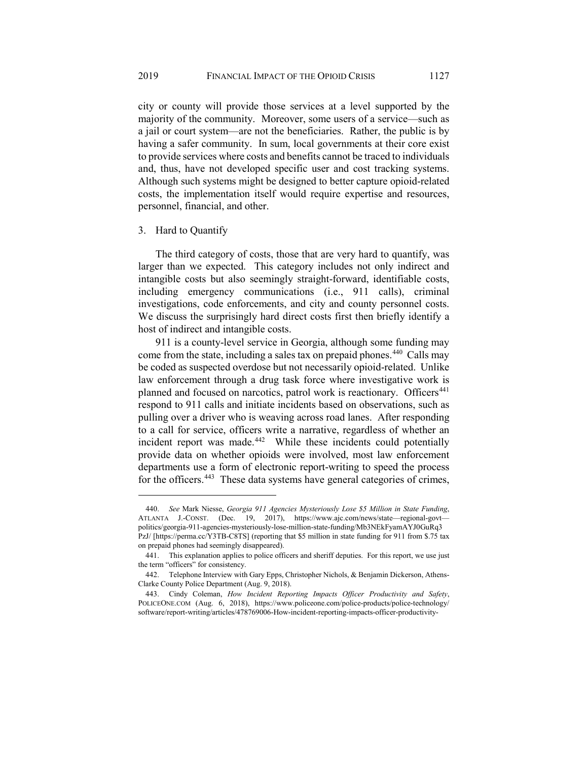city or county will provide those services at a level supported by the majority of the community. Moreover, some users of a service—such as a jail or court system—are not the beneficiaries. Rather, the public is by having a safer community. In sum, local governments at their core exist to provide services where costs and benefits cannot be traced to individuals and, thus, have not developed specific user and cost tracking systems. Although such systems might be designed to better capture opioid-related costs, the implementation itself would require expertise and resources, personnel, financial, and other.

### 3. Hard to Quantify

The third category of costs, those that are very hard to quantify, was larger than we expected. This category includes not only indirect and intangible costs but also seemingly straight-forward, identifiable costs, including emergency communications (i.e., 911 calls), criminal investigations, code enforcements, and city and county personnel costs. We discuss the surprisingly hard direct costs first then briefly identify a host of indirect and intangible costs.

911 is a county-level service in Georgia, although some funding may come from the state, including a sales tax on prepaid phones.[440] Calls may be coded as suspected overdose but not necessarily opioid-related. Unlike law enforcement through a drug task force where investigative work is planned and focused on narcotics, patrol work is reactionary. Officers[441] respond to 911 calls and initiate incidents based on observations, such as pulling over a driver who is weaving across road lanes. After responding to a call for service, officers write a narrative, regardless of whether an incident report was made.[442] While these incidents could potentially provide data on whether opioids were involved, most law enforcement departments use a form of electronic report-writing to speed the process for the officers.[443] These data systems have general categories of crimes,

---

440. *See* Mark Niesse, *Georgia 911 Agencies Mysteriously Lose $5 Million in State Funding*, ATLANTA J.-CONST. (Dec. 19, 2017), https://www.ajc.com/news/state—regional-govt—politics/georgia-911-agencies-mysteriously-lose-million-state-funding/Mb3NEkFyamAYJ0GuRq3PzJ/ [https://perma.cc/Y3TB-C8TS] (reporting that $5 million in state funding for 911 from $.75 tax on prepaid phones had seemingly disappeared).

441. This explanation applies to police officers and sheriff deputies. For this report, we use just the term "officers" for consistency.

442. Telephone Interview with Gary Epps, Christopher Nichols, & Benjamin Dickerson, Athens-Clarke County Police Department (Aug. 9, 2018).

443. Cindy Coleman, *How Incident Reporting Impacts Officer Productivity and Safety*, POLICEONE.COM (Aug. 6, 2018), https://www.policeone.com/police-products/police-technology/software/report-writing/articles/478769006-How-incident-reporting-impacts-officer-productivity-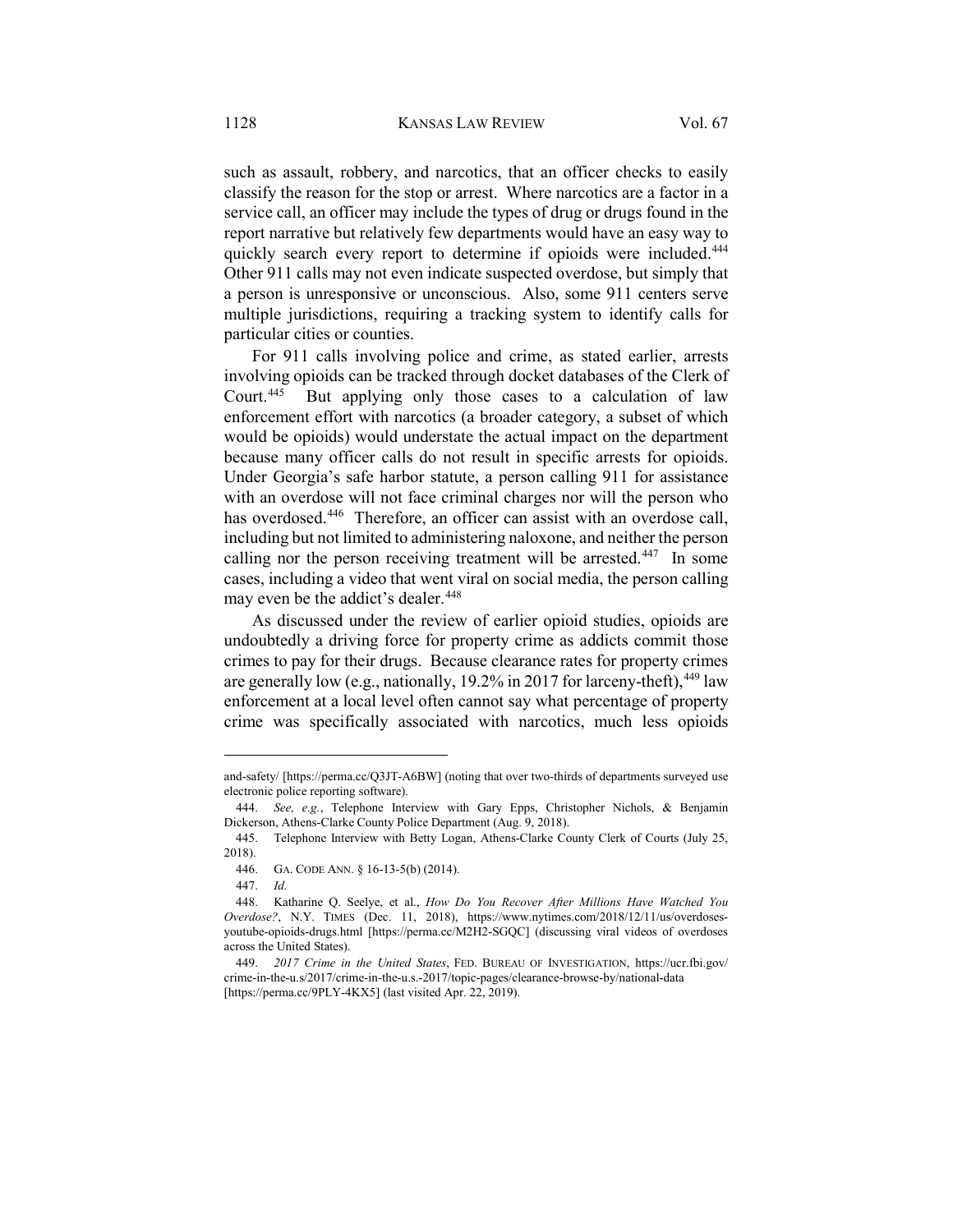such as assault, robbery, and narcotics, that an officer checks to easily classify the reason for the stop or arrest. Where narcotics are a factor in a service call, an officer may include the types of drug or drugs found in the report narrative but relatively few departments would have an easy way to quickly search every report to determine if opioids were included.[444] Other 911 calls may not even indicate suspected overdose, but simply that a person is unresponsive or unconscious. Also, some 911 centers serve multiple jurisdictions, requiring a tracking system to identify calls for particular cities or counties.

For 911 calls involving police and crime, as stated earlier, arrests involving opioids can be tracked through docket databases of the Clerk of Court.[445] But applying only those cases to a calculation of law enforcement effort with narcotics (a broader category, a subset of which would be opioids) would understate the actual impact on the department because many officer calls do not result in specific arrests for opioids. Under Georgia's safe harbor statute, a person calling 911 for assistance with an overdose will not face criminal charges nor will the person who has overdosed.[446] Therefore, an officer can assist with an overdose call, including but not limited to administering naloxone, and neither the person calling nor the person receiving treatment will be arrested.[447] In some cases, including a video that went viral on social media, the person calling may even be the addict's dealer.[448]

As discussed under the review of earlier opioid studies, opioids are undoubtedly a driving force for property crime as addicts commit those crimes to pay for their drugs. Because clearance rates for property crimes are generally low (e.g., nationally, 19.2% in 2017 for larceny-theft),[449] law enforcement at a local level often cannot say what percentage of property crime was specifically associated with narcotics, much less opioids

---

and-safety/ [https://perma.cc/Q3JT-A6BW] (noting that over two-thirds of departments surveyed use electronic police reporting software).

444. *See, e.g.*, Telephone Interview with Gary Epps, Christopher Nichols, & Benjamin Dickerson, Athens-Clarke County Police Department (Aug. 9, 2018).

445. Telephone Interview with Betty Logan, Athens-Clarke County Clerk of Courts (July 25, 2018).

446. GA. CODE ANN. § 16-13-5(b) (2014).

447. *Id.*

448. Katharine Q. Seelye, et al., *How Do You Recover After Millions Have Watched You Overdose?*, N.Y. TIMES (Dec. 11, 2018), https://www.nytimes.com/2018/12/11/us/overdoses-youtube-opioids-drugs.html [https://perma.cc/M2H2-SGQC] (discussing viral videos of overdoses across the United States).

449. *2017 Crime in the United States*, FED. BUREAU OF INVESTIGATION, https://ucr.fbi.gov/crime-in-the-u.s/2017/crime-in-the-u.s.-2017/topic-pages/clearance-browse-by/national-data [https://perma.cc/9PLY-4KX5] (last visited Apr. 22, 2019).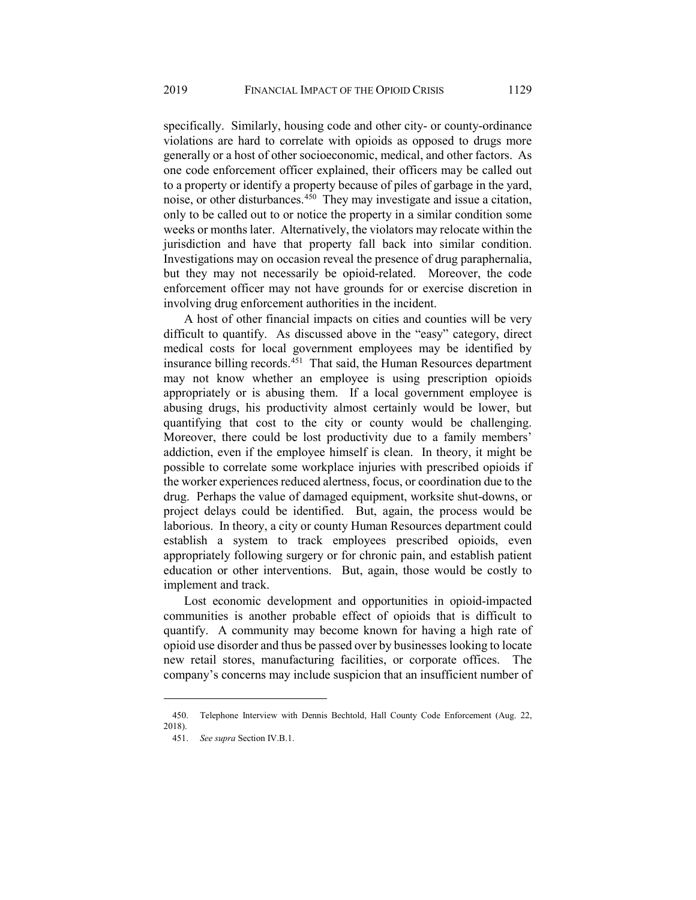specifically. Similarly, housing code and other city- or county-ordinance violations are hard to correlate with opioids as opposed to drugs more generally or a host of other socioeconomic, medical, and other factors. As one code enforcement officer explained, their officers may be called out to a property or identify a property because of piles of garbage in the yard, noise, or other disturbances.[450] They may investigate and issue a citation, only to be called out to or notice the property in a similar condition some weeks or months later. Alternatively, the violators may relocate within the jurisdiction and have that property fall back into similar condition. Investigations may on occasion reveal the presence of drug paraphernalia, but they may not necessarily be opioid-related. Moreover, the code enforcement officer may not have grounds for or exercise discretion in involving drug enforcement authorities in the incident.

A host of other financial impacts on cities and counties will be very difficult to quantify. As discussed above in the "easy" category, direct medical costs for local government employees may be identified by insurance billing records.[451] That said, the Human Resources department may not know whether an employee is using prescription opioids appropriately or is abusing them. If a local government employee is abusing drugs, his productivity almost certainly would be lower, but quantifying that cost to the city or county would be challenging. Moreover, there could be lost productivity due to a family members' addiction, even if the employee himself is clean. In theory, it might be possible to correlate some workplace injuries with prescribed opioids if the worker experiences reduced alertness, focus, or coordination due to the drug. Perhaps the value of damaged equipment, worksite shut-downs, or project delays could be identified. But, again, the process would be laborious. In theory, a city or county Human Resources department could establish a system to track employees prescribed opioids, even appropriately following surgery or for chronic pain, and establish patient education or other interventions. But, again, those would be costly to implement and track.

Lost economic development and opportunities in opioid-impacted communities is another probable effect of opioids that is difficult to quantify. A community may become known for having a high rate of opioid use disorder and thus be passed over by businesses looking to locate new retail stores, manufacturing facilities, or corporate offices. The company's concerns may include suspicion that an insufficient number of

---

450. Telephone Interview with Dennis Bechtold, Hall County Code Enforcement (Aug. 22, 2018).

451. *See supra* Section IV.B.1.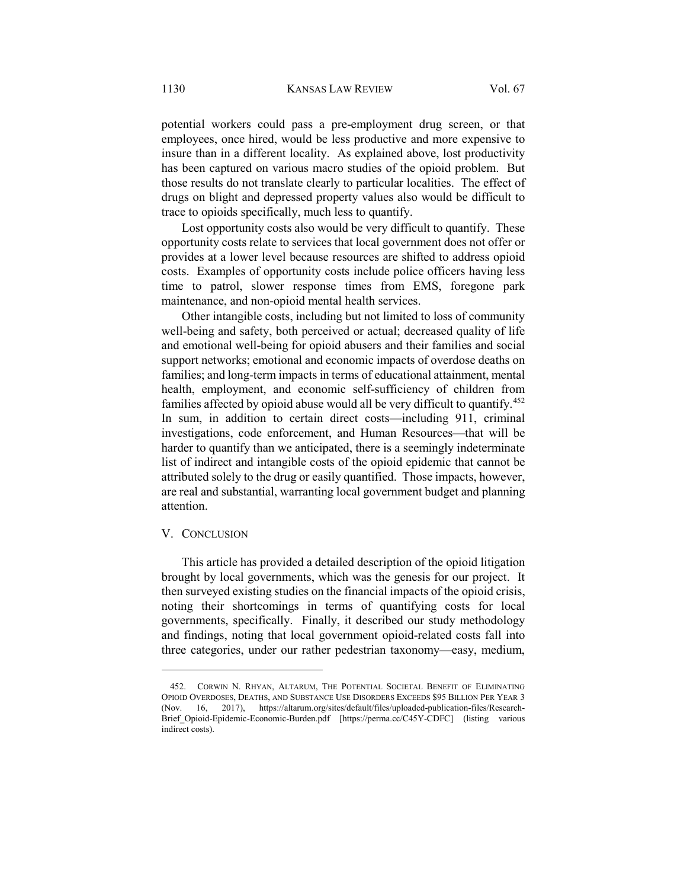potential workers could pass a pre-employment drug screen, or that employees, once hired, would be less productive and more expensive to insure than in a different locality. As explained above, lost productivity has been captured on various macro studies of the opioid problem. But those results do not translate clearly to particular localities. The effect of drugs on blight and depressed property values also would be difficult to trace to opioids specifically, much less to quantify.

Lost opportunity costs also would be very difficult to quantify. These opportunity costs relate to services that local government does not offer or provides at a lower level because resources are shifted to address opioid costs. Examples of opportunity costs include police officers having less time to patrol, slower response times from EMS, foregone park maintenance, and non-opioid mental health services.

Other intangible costs, including but not limited to loss of community well-being and safety, both perceived or actual; decreased quality of life and emotional well-being for opioid abusers and their families and social support networks; emotional and economic impacts of overdose deaths on families; and long-term impacts in terms of educational attainment, mental health, employment, and economic self-sufficiency of children from families affected by opioid abuse would all be very difficult to quantify.[452] In sum, in addition to certain direct costs—including 911, criminal investigations, code enforcement, and Human Resources—that will be harder to quantify than we anticipated, there is a seemingly indeterminate list of indirect and intangible costs of the opioid epidemic that cannot be attributed solely to the drug or easily quantified. Those impacts, however, are real and substantial, warranting local government budget and planning attention.

## V. CONCLUSION

This article has provided a detailed description of the opioid litigation brought by local governments, which was the genesis for our project. It then surveyed existing studies on the financial impacts of the opioid crisis, noting their shortcomings in terms of quantifying costs for local governments, specifically. Finally, it described our study methodology and findings, noting that local government opioid-related costs fall into three categories, under our rather pedestrian taxonomy—easy, medium,

---

452. CORWIN N. RHYAN, ALTARUM, THE POTENTIAL SOCIETAL BENEFIT OF ELIMINATING OPIOID OVERDOSES, DEATHS, AND SUBSTANCE USE DISORDERS EXCEEDS $95 BILLION PER YEAR 3 (Nov. 16, 2017), https://altarum.org/sites/default/files/uploaded-publication-files/Research-Brief_Opioid-Epidemic-Economic-Burden.pdf [https://perma.cc/C45Y-CDFC] (listing various indirect costs).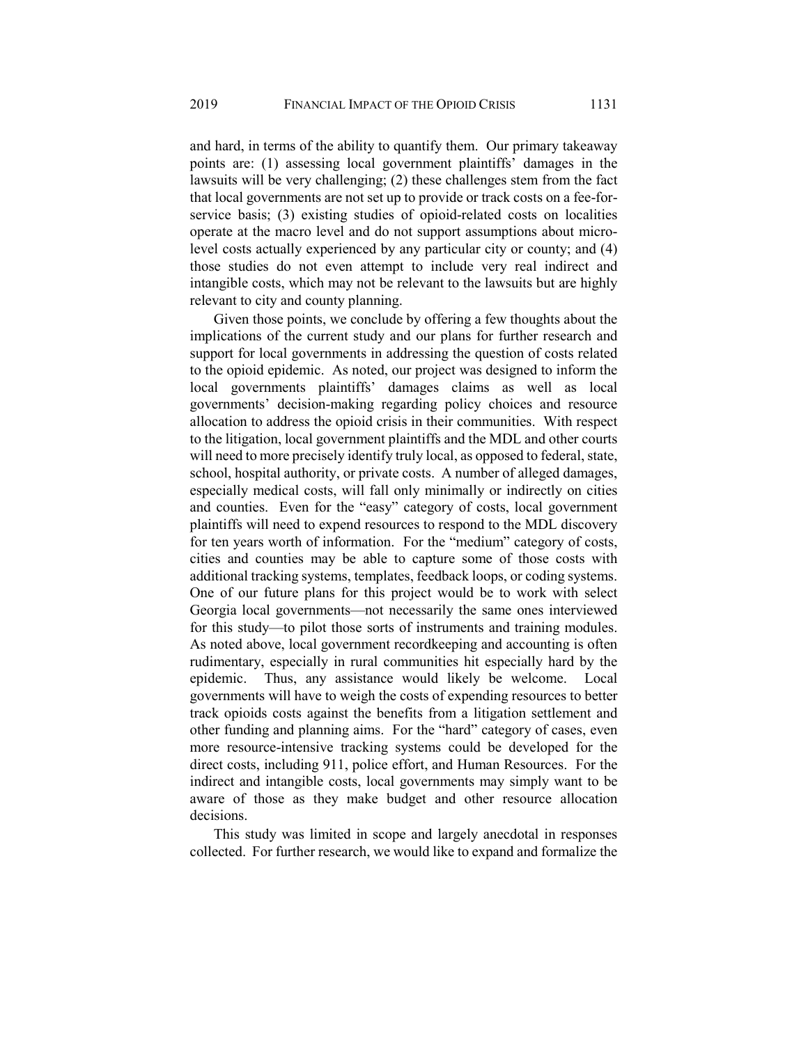and hard, in terms of the ability to quantify them. Our primary takeaway points are: (1) assessing local government plaintiffs' damages in the lawsuits will be very challenging; (2) these challenges stem from the fact that local governments are not set up to provide or track costs on a fee-for-service basis; (3) existing studies of opioid-related costs on localities operate at the macro level and do not support assumptions about micro-level costs actually experienced by any particular city or county; and (4) those studies do not even attempt to include very real indirect and intangible costs, which may not be relevant to the lawsuits but are highly relevant to city and county planning.

Given those points, we conclude by offering a few thoughts about the implications of the current study and our plans for further research and support for local governments in addressing the question of costs related to the opioid epidemic. As noted, our project was designed to inform the local governments plaintiffs' damages claims as well as local governments' decision-making regarding policy choices and resource allocation to address the opioid crisis in their communities. With respect to the litigation, local government plaintiffs and the MDL and other courts will need to more precisely identify truly local, as opposed to federal, state, school, hospital authority, or private costs. A number of alleged damages, especially medical costs, will fall only minimally or indirectly on cities and counties. Even for the "easy" category of costs, local government plaintiffs will need to expend resources to respond to the MDL discovery for ten years worth of information. For the "medium" category of costs, cities and counties may be able to capture some of those costs with additional tracking systems, templates, feedback loops, or coding systems. One of our future plans for this project would be to work with select Georgia local governments—not necessarily the same ones interviewed for this study—to pilot those sorts of instruments and training modules. As noted above, local government recordkeeping and accounting is often rudimentary, especially in rural communities hit especially hard by the epidemic. Thus, any assistance would likely be welcome. Local governments will have to weigh the costs of expending resources to better track opioids costs against the benefits from a litigation settlement and other funding and planning aims. For the "hard" category of cases, even more resource-intensive tracking systems could be developed for the direct costs, including 911, police effort, and Human Resources. For the indirect and intangible costs, local governments may simply want to be aware of those as they make budget and other resource allocation decisions.

This study was limited in scope and largely anecdotal in responses collected. For further research, we would like to expand and formalize the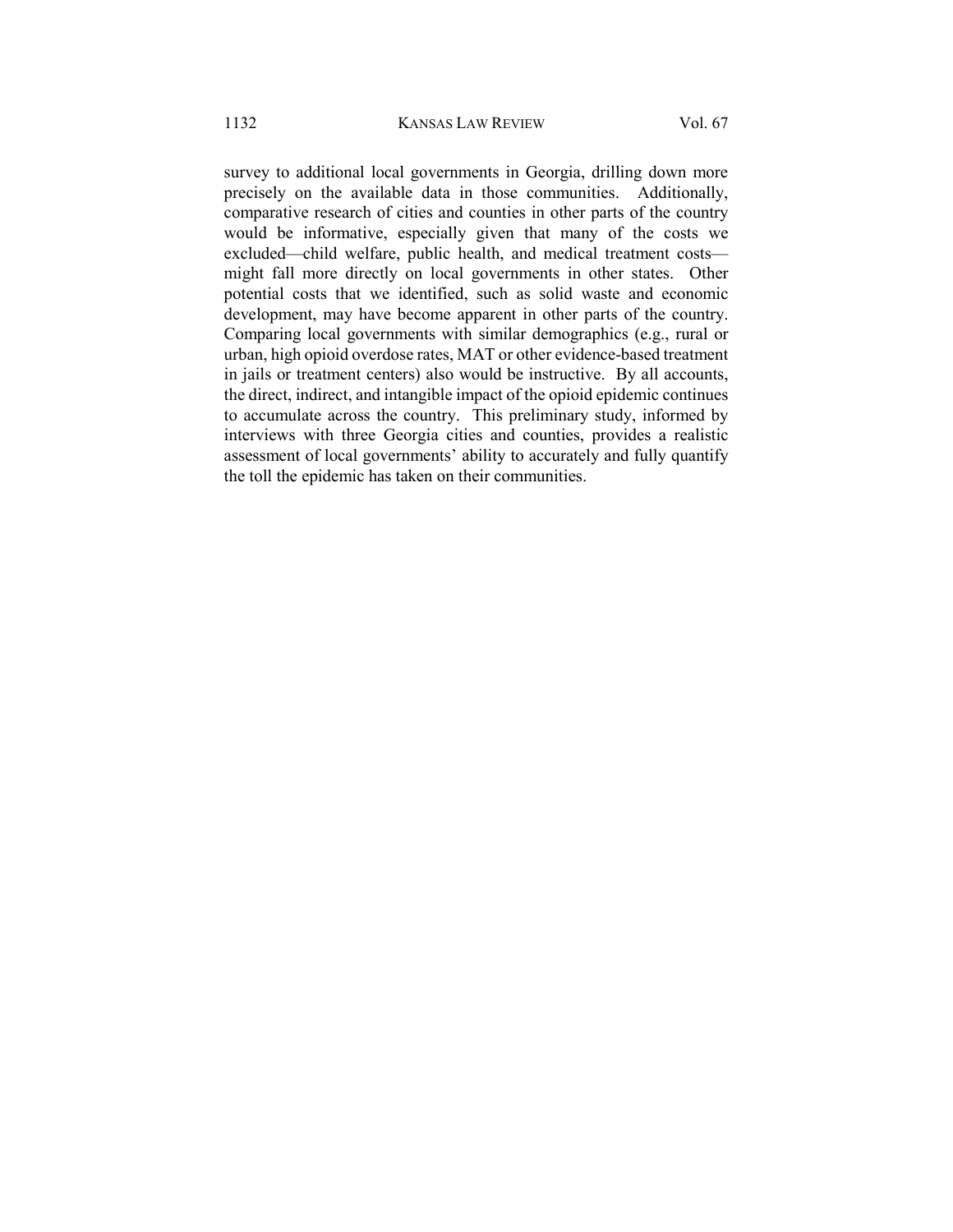survey to additional local governments in Georgia, drilling down more precisely on the available data in those communities. Additionally, comparative research of cities and counties in other parts of the country would be informative, especially given that many of the costs we excluded—child welfare, public health, and medical treatment costs—might fall more directly on local governments in other states. Other potential costs that we identified, such as solid waste and economic development, may have become apparent in other parts of the country. Comparing local governments with similar demographics (e.g., rural or urban, high opioid overdose rates, MAT or other evidence-based treatment in jails or treatment centers) also would be instructive. By all accounts, the direct, indirect, and intangible impact of the opioid epidemic continues to accumulate across the country. This preliminary study, informed by interviews with three Georgia cities and counties, provides a realistic assessment of local governments' ability to accurately and fully quantify the toll the epidemic has taken on their communities.